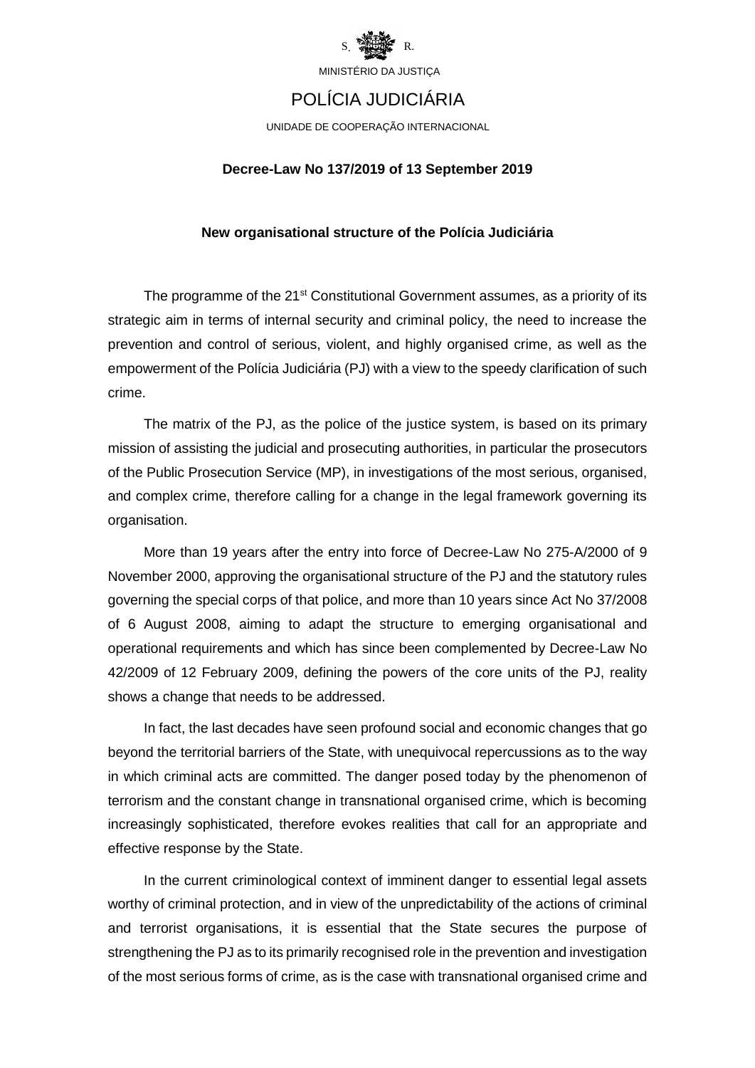S. R.

MINISTÉRIO DA JUSTIÇA

# POLÍCIA JUDICIÁRIA

UNIDADE DE COOPERAÇÃO INTERNACIONAL

**Decree-Law No 137/2019 of 13 September 2019**

## New organisational structure of the Polícia Judiciária

The programme of the 21st Constitutional Government assumes, as a priority of its strategic aim in terms of internal security and criminal policy, the need to increase the prevention and control of serious, violent, and highly organised crime, as well as the empowerment of the Polícia Judiciária (PJ) with a view to the speedy clarification of such crime.

The matrix of the PJ, as the police of the justice system, is based on its primary mission of assisting the judicial and prosecuting authorities, in particular the prosecutors of the Public Prosecution Service (MP), in investigations of the most serious, organised, and complex crime, therefore calling for a change in the legal framework governing its organisation.

More than 19 years after the entry into force of Decree-Law No 275-A/2000 of 9 November 2000, approving the organisational structure of the PJ and the statutory rules governing the special corps of that police, and more than 10 years since Act No 37/2008 of 6 August 2008, aiming to adapt the structure to emerging organisational and operational requirements and which has since been complemented by Decree-Law No 42/2009 of 12 February 2009, defining the powers of the core units of the PJ, reality shows a change that needs to be addressed.

In fact, the last decades have seen profound social and economic changes that go beyond the territorial barriers of the State, with unequivocal repercussions as to the way in which criminal acts are committed. The danger posed today by the phenomenon of terrorism and the constant change in transnational organised crime, which is becoming increasingly sophisticated, therefore evokes realities that call for an appropriate and effective response by the State.

In the current criminological context of imminent danger to essential legal assets worthy of criminal protection, and in view of the unpredictability of the actions of criminal and terrorist organisations, it is essential that the State secures the purpose of strengthening the PJ as to its primarily recognised role in the prevention and investigation of the most serious forms of crime, as is the case with transnational organised crime and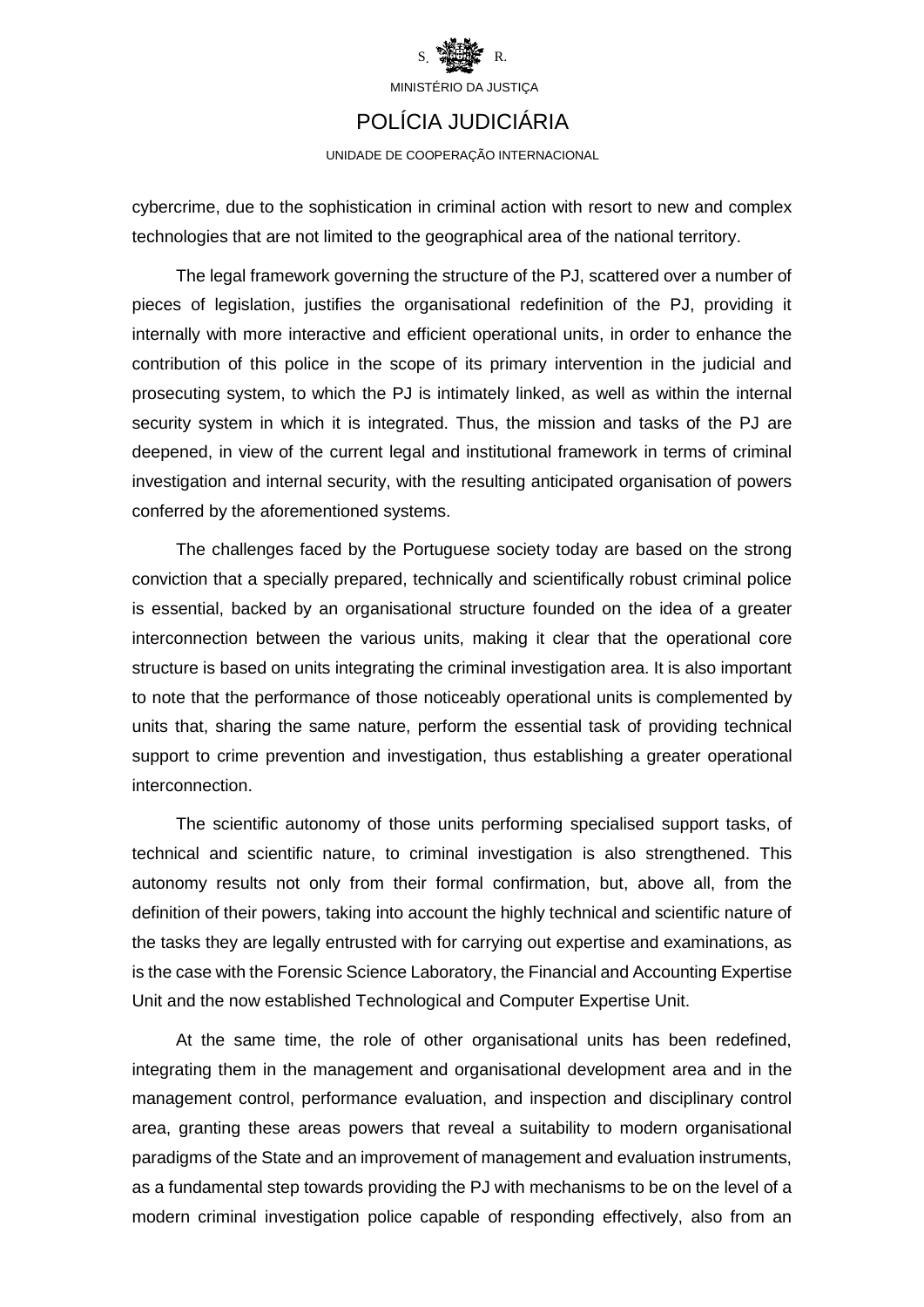cybercrime, due to the sophistication in criminal action with resort to new and complex technologies that are not limited to the geographical area of the national territory.

The legal framework governing the structure of the PJ, scattered over a number of pieces of legislation, justifies the organisational redefinition of the PJ, providing it internally with more interactive and efficient operational units, in order to enhance the contribution of this police in the scope of its primary intervention in the judicial and prosecuting system, to which the PJ is intimately linked, as well as within the internal security system in which it is integrated. Thus, the mission and tasks of the PJ are deepened, in view of the current legal and institutional framework in terms of criminal investigation and internal security, with the resulting anticipated organisation of powers conferred by the aforementioned systems.

The challenges faced by the Portuguese society today are based on the strong conviction that a specially prepared, technically and scientifically robust criminal police is essential, backed by an organisational structure founded on the idea of a greater interconnection between the various units, making it clear that the operational core structure is based on units integrating the criminal investigation area. It is also important to note that the performance of those noticeably operational units is complemented by units that, sharing the same nature, perform the essential task of providing technical support to crime prevention and investigation, thus establishing a greater operational interconnection.

The scientific autonomy of those units performing specialised support tasks, of technical and scientific nature, to criminal investigation is also strengthened. This autonomy results not only from their formal confirmation, but, above all, from the definition of their powers, taking into account the highly technical and scientific nature of the tasks they are legally entrusted with for carrying out expertise and examinations, as is the case with the Forensic Science Laboratory, the Financial and Accounting Expertise Unit and the now established Technological and Computer Expertise Unit.

At the same time, the role of other organisational units has been redefined, integrating them in the management and organisational development area and in the management control, performance evaluation, and inspection and disciplinary control area, granting these areas powers that reveal a suitability to modern organisational paradigms of the State and an improvement of management and evaluation instruments, as a fundamental step towards providing the PJ with mechanisms to be on the level of a modern criminal investigation police capable of responding effectively, also from an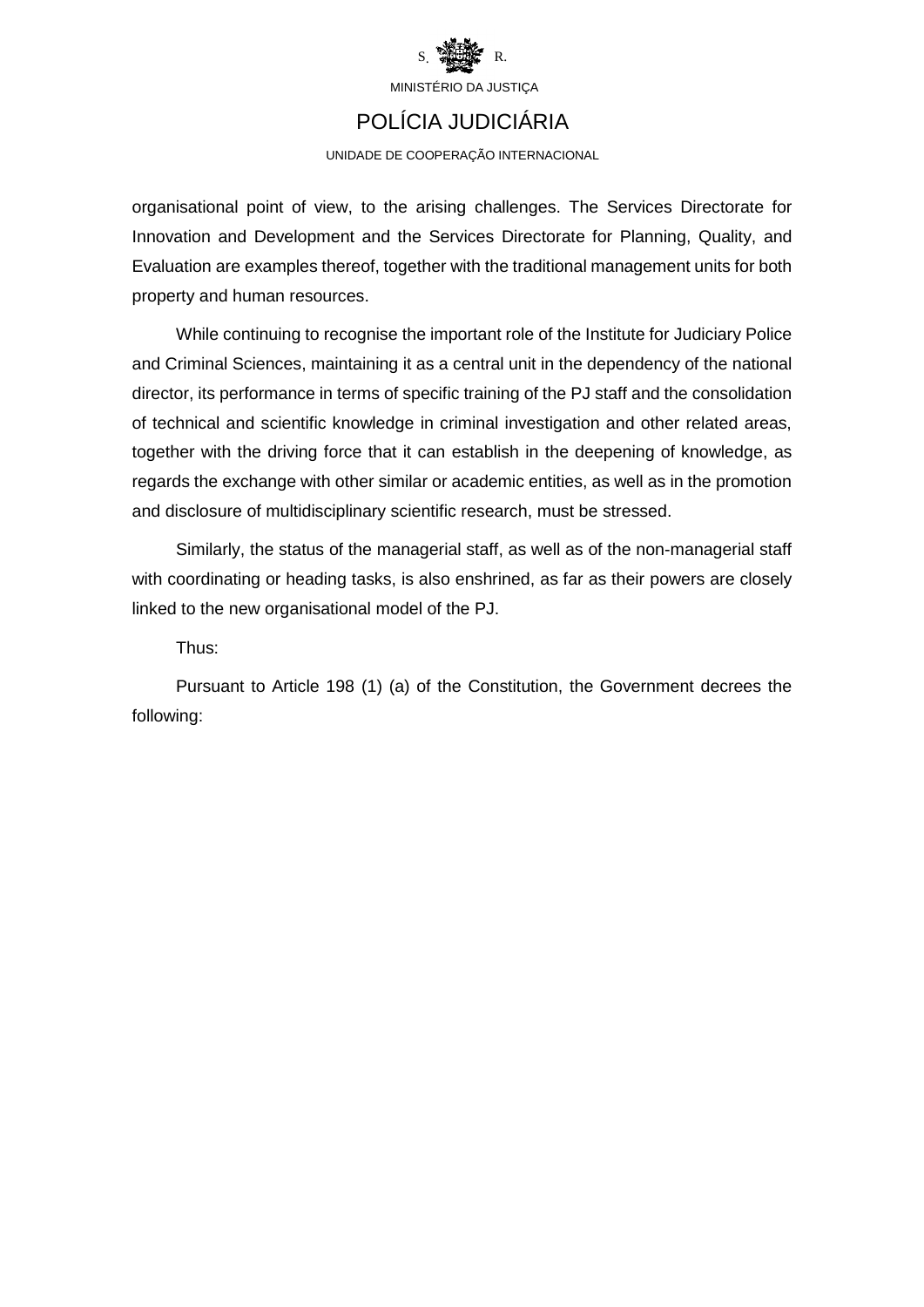organisational point of view, to the arising challenges. The Services Directorate for Innovation and Development and the Services Directorate for Planning, Quality, and Evaluation are examples thereof, together with the traditional management units for both property and human resources.

While continuing to recognise the important role of the Institute for Judiciary Police and Criminal Sciences, maintaining it as a central unit in the dependency of the national director, its performance in terms of specific training of the PJ staff and the consolidation of technical and scientific knowledge in criminal investigation and other related areas, together with the driving force that it can establish in the deepening of knowledge, as regards the exchange with other similar or academic entities, as well as in the promotion and disclosure of multidisciplinary scientific research, must be stressed.

Similarly, the status of the managerial staff, as well as of the non-managerial staff with coordinating or heading tasks, is also enshrined, as far as their powers are closely linked to the new organisational model of the PJ.

Thus:

Pursuant to Article 198 (1) (a) of the Constitution, the Government decrees the following: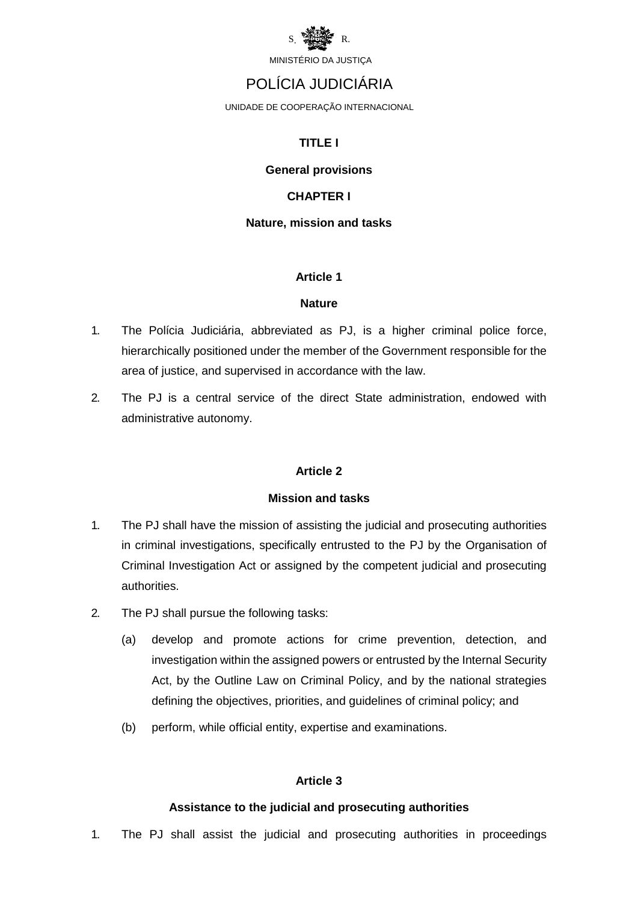# TITLE I

## General provisions

## CHAPTER I

## Nature, mission and tasks

### Article 1

### Nature

1. The Polícia Judiciária, abbreviated as PJ, is a higher criminal police force, hierarchically positioned under the member of the Government responsible for the area of justice, and supervised in accordance with the law.
2. The PJ is a central service of the direct State administration, endowed with administrative autonomy.

### Article 2

### Mission and tasks

1. The PJ shall have the mission of assisting the judicial and prosecuting authorities in criminal investigations, specifically entrusted to the PJ by the Organisation of Criminal Investigation Act or assigned by the competent judicial and prosecuting authorities.
2. The PJ shall pursue the following tasks:
   (a) develop and promote actions for crime prevention, detection, and investigation within the assigned powers or entrusted by the Internal Security Act, by the Outline Law on Criminal Policy, and by the national strategies defining the objectives, priorities, and guidelines of criminal policy; and
   (b) perform, while official entity, expertise and examinations.

### Article 3

### Assistance to the judicial and prosecuting authorities

1. The PJ shall assist the judicial and prosecuting authorities in proceedings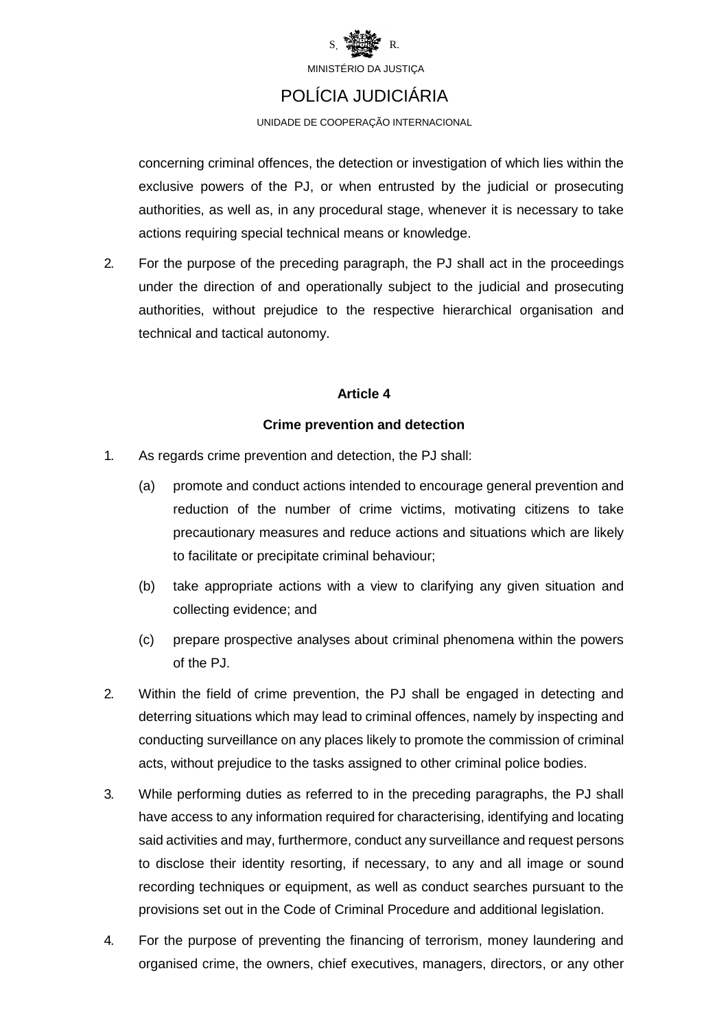concerning criminal offences, the detection or investigation of which lies within the exclusive powers of the PJ, or when entrusted by the judicial or prosecuting authorities, as well as, in any procedural stage, whenever it is necessary to take actions requiring special technical means or knowledge.

2. For the purpose of the preceding paragraph, the PJ shall act in the proceedings under the direction of and operationally subject to the judicial and prosecuting authorities, without prejudice to the respective hierarchical organisation and technical and tactical autonomy.

**Article 4**

**Crime prevention and detection**

1. As regards crime prevention and detection, the PJ shall:

   (a) promote and conduct actions intended to encourage general prevention and reduction of the number of crime victims, motivating citizens to take precautionary measures and reduce actions and situations which are likely to facilitate or precipitate criminal behaviour;

   (b) take appropriate actions with a view to clarifying any given situation and collecting evidence; and

   (c) prepare prospective analyses about criminal phenomena within the powers of the PJ.

2. Within the field of crime prevention, the PJ shall be engaged in detecting and deterring situations which may lead to criminal offences, namely by inspecting and conducting surveillance on any places likely to promote the commission of criminal acts, without prejudice to the tasks assigned to other criminal police bodies.

3. While performing duties as referred to in the preceding paragraphs, the PJ shall have access to any information required for characterising, identifying and locating said activities and may, furthermore, conduct any surveillance and request persons to disclose their identity resorting, if necessary, to any and all image or sound recording techniques or equipment, as well as conduct searches pursuant to the provisions set out in the Code of Criminal Procedure and additional legislation.

4. For the purpose of preventing the financing of terrorism, money laundering and organised crime, the owners, chief executives, managers, directors, or any other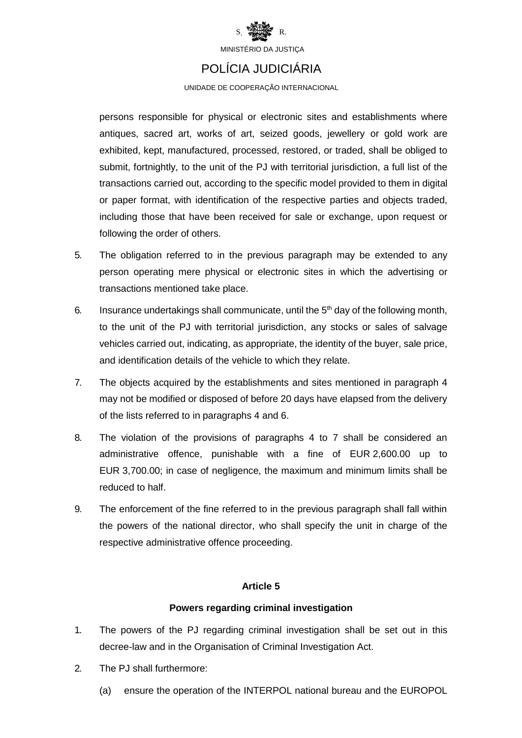persons responsible for physical or electronic sites and establishments where antiques, sacred art, works of art, seized goods, jewellery or gold work are exhibited, kept, manufactured, processed, restored, or traded, shall be obliged to submit, fortnightly, to the unit of the PJ with territorial jurisdiction, a full list of the transactions carried out, according to the specific model provided to them in digital or paper format, with identification of the respective parties and objects traded, including those that have been received for sale or exchange, upon request or following the order of others.

5. The obligation referred to in the previous paragraph may be extended to any person operating mere physical or electronic sites in which the advertising or transactions mentioned take place.

6. Insurance undertakings shall communicate, until the 5th day of the following month, to the unit of the PJ with territorial jurisdiction, any stocks or sales of salvage vehicles carried out, indicating, as appropriate, the identity of the buyer, sale price, and identification details of the vehicle to which they relate.

7. The objects acquired by the establishments and sites mentioned in paragraph 4 may not be modified or disposed of before 20 days have elapsed from the delivery of the lists referred to in paragraphs 4 and 6.

8. The violation of the provisions of paragraphs 4 to 7 shall be considered an administrative offence, punishable with a fine of EUR 2,600.00 up to EUR 3,700.00; in case of negligence, the maximum and minimum limits shall be reduced to half.

9. The enforcement of the fine referred to in the previous paragraph shall fall within the powers of the national director, who shall specify the unit in charge of the respective administrative offence proceeding.

**Article 5**

**Powers regarding criminal investigation**

1. The powers of the PJ regarding criminal investigation shall be set out in this decree-law and in the Organisation of Criminal Investigation Act.

2. The PJ shall furthermore:

   (a) ensure the operation of the INTERPOL national bureau and the EUROPOL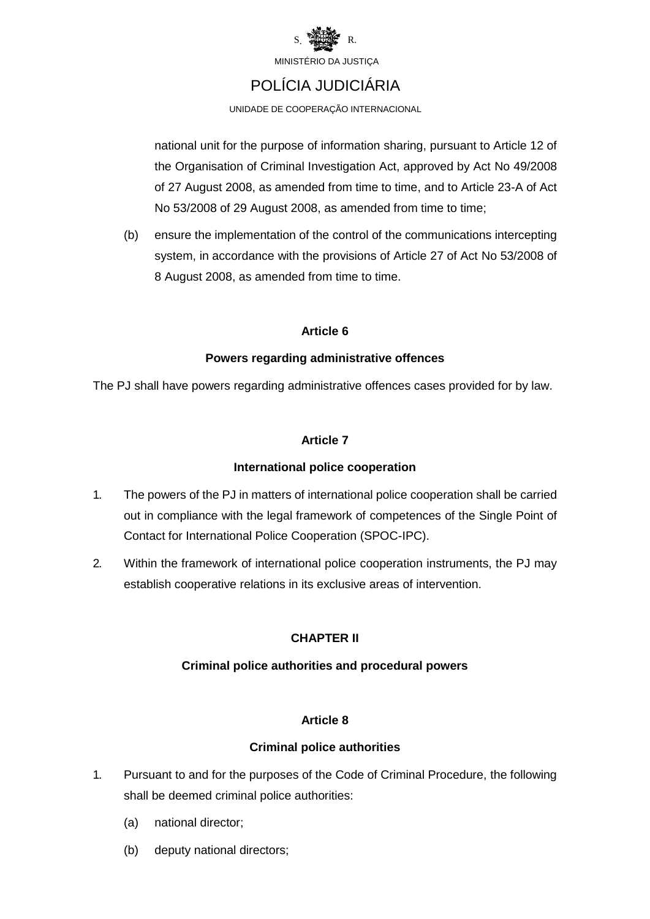national unit for the purpose of information sharing, pursuant to Article 12 of the Organisation of Criminal Investigation Act, approved by Act No 49/2008 of 27 August 2008, as amended from time to time, and to Article 23-A of Act No 53/2008 of 29 August 2008, as amended from time to time;

(b) ensure the implementation of the control of the communications intercepting system, in accordance with the provisions of Article 27 of Act No 53/2008 of 8 August 2008, as amended from time to time.

### Article 6

### Powers regarding administrative offences

The PJ shall have powers regarding administrative offences cases provided for by law.

### Article 7

### International police cooperation

1. The powers of the PJ in matters of international police cooperation shall be carried out in compliance with the legal framework of competences of the Single Point of Contact for International Police Cooperation (SPOC-IPC).
2. Within the framework of international police cooperation instruments, the PJ may establish cooperative relations in its exclusive areas of intervention.

## CHAPTER II

## Criminal police authorities and procedural powers

### Article 8

### Criminal police authorities

1. Pursuant to and for the purposes of the Code of Criminal Procedure, the following shall be deemed criminal police authorities:
   (a) national director;
   (b) deputy national directors;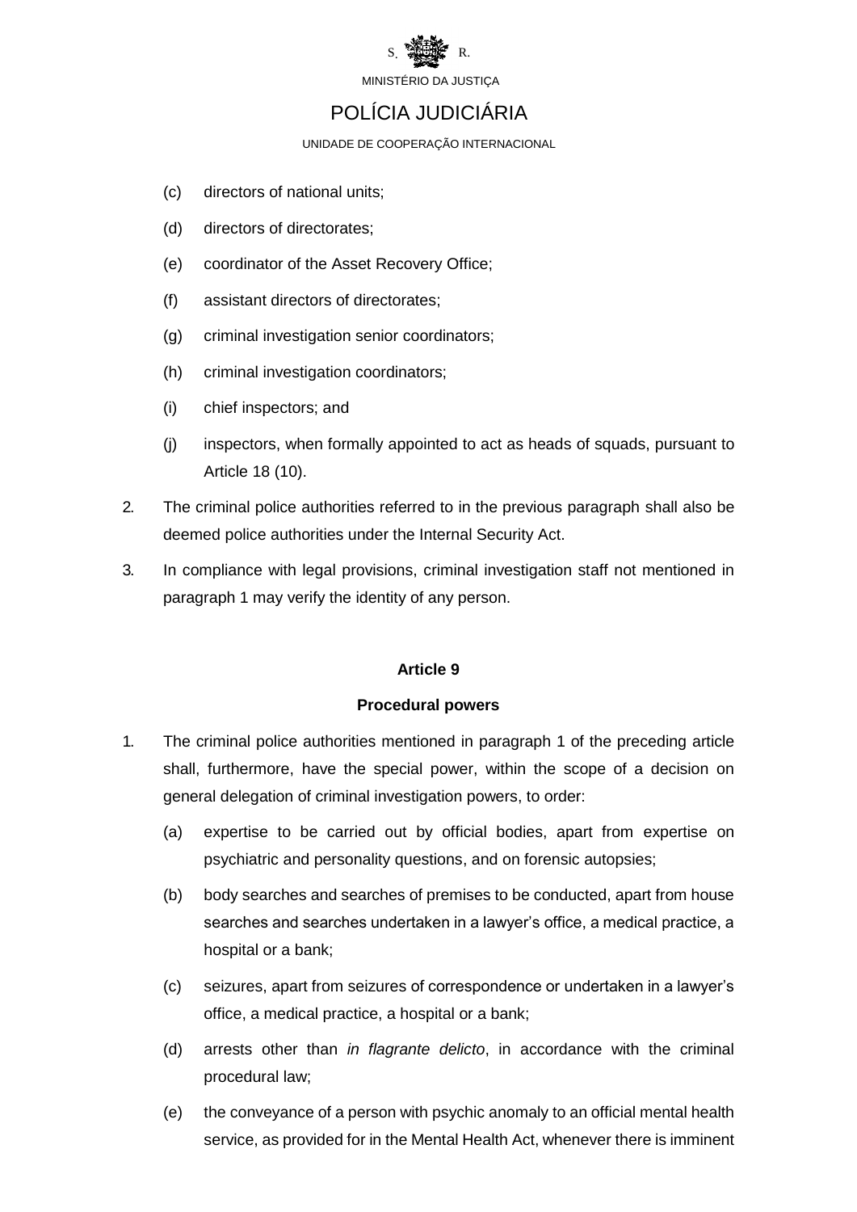(c) directors of national units;

(d) directors of directorates;

(e) coordinator of the Asset Recovery Office;

(f) assistant directors of directorates;

(g) criminal investigation senior coordinators;

(h) criminal investigation coordinators;

(i) chief inspectors; and

(j) inspectors, when formally appointed to act as heads of squads, pursuant to Article 18 (10).

2. The criminal police authorities referred to in the previous paragraph shall also be deemed police authorities under the Internal Security Act.

3. In compliance with legal provisions, criminal investigation staff not mentioned in paragraph 1 may verify the identity of any person.

**Article 9**

**Procedural powers**

1. The criminal police authorities mentioned in paragraph 1 of the preceding article shall, furthermore, have the special power, within the scope of a decision on general delegation of criminal investigation powers, to order:

   (a) expertise to be carried out by official bodies, apart from expertise on psychiatric and personality questions, and on forensic autopsies;

   (b) body searches and searches of premises to be conducted, apart from house searches and searches undertaken in a lawyer's office, a medical practice, a hospital or a bank;

   (c) seizures, apart from seizures of correspondence or undertaken in a lawyer's office, a medical practice, a hospital or a bank;

   (d) arrests other than *in flagrante delicto*, in accordance with the criminal procedural law;

   (e) the conveyance of a person with psychic anomaly to an official mental health service, as provided for in the Mental Health Act, whenever there is imminent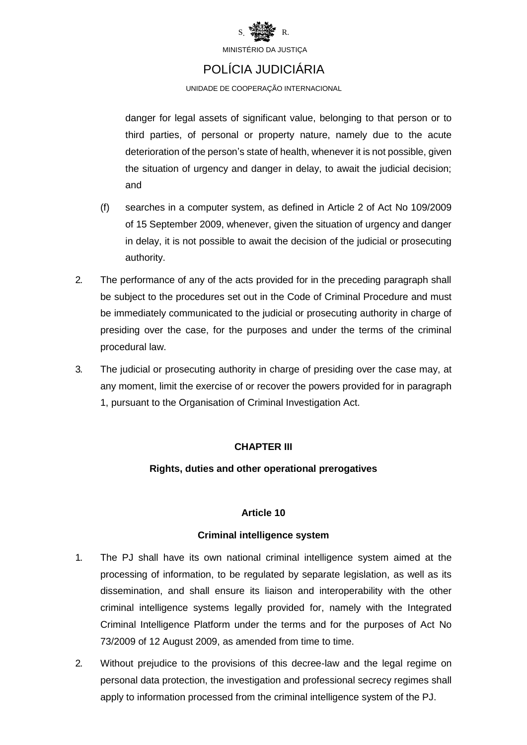danger for legal assets of significant value, belonging to that person or to third parties, of personal or property nature, namely due to the acute deterioration of the person's state of health, whenever it is not possible, given the situation of urgency and danger in delay, to await the judicial decision; and

(f) searches in a computer system, as defined in Article 2 of Act No 109/2009 of 15 September 2009, whenever, given the situation of urgency and danger in delay, it is not possible to await the decision of the judicial or prosecuting authority.

2. The performance of any of the acts provided for in the preceding paragraph shall be subject to the procedures set out in the Code of Criminal Procedure and must be immediately communicated to the judicial or prosecuting authority in charge of presiding over the case, for the purposes and under the terms of the criminal procedural law.

3. The judicial or prosecuting authority in charge of presiding over the case may, at any moment, limit the exercise of or recover the powers provided for in paragraph 1, pursuant to the Organisation of Criminal Investigation Act.

## CHAPTER III

## Rights, duties and other operational prerogatives

### Article 10

### Criminal intelligence system

1. The PJ shall have its own national criminal intelligence system aimed at the processing of information, to be regulated by separate legislation, as well as its dissemination, and shall ensure its liaison and interoperability with the other criminal intelligence systems legally provided for, namely with the Integrated Criminal Intelligence Platform under the terms and for the purposes of Act No 73/2009 of 12 August 2009, as amended from time to time.

2. Without prejudice to the provisions of this decree-law and the legal regime on personal data protection, the investigation and professional secrecy regimes shall apply to information processed from the criminal intelligence system of the PJ.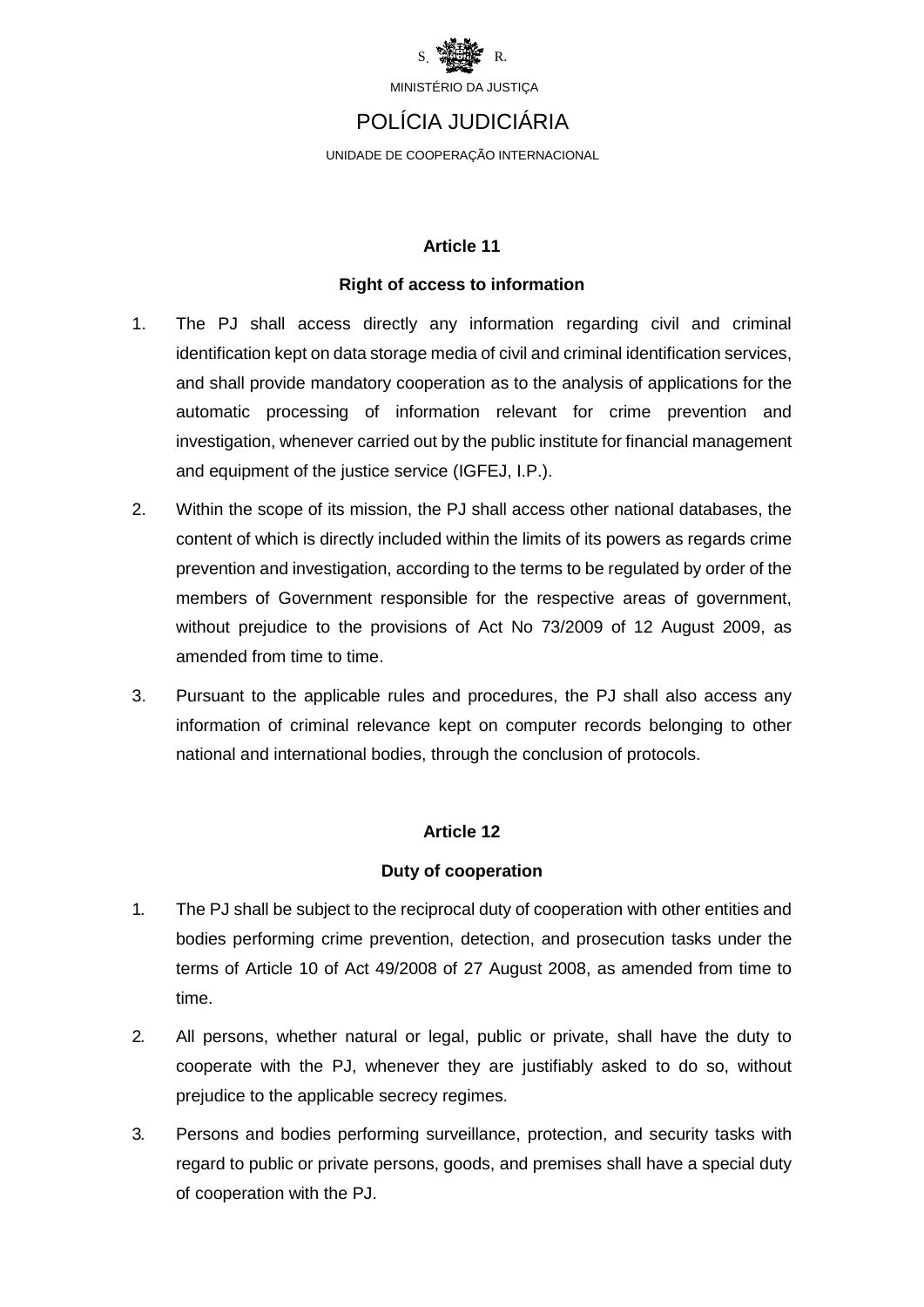### Article 11

### Right of access to information

1. The PJ shall access directly any information regarding civil and criminal identification kept on data storage media of civil and criminal identification services, and shall provide mandatory cooperation as to the analysis of applications for the automatic processing of information relevant for crime prevention and investigation, whenever carried out by the public institute for financial management and equipment of the justice service (IGFEJ, I.P.).

2. Within the scope of its mission, the PJ shall access other national databases, the content of which is directly included within the limits of its powers as regards crime prevention and investigation, according to the terms to be regulated by order of the members of Government responsible for the respective areas of government, without prejudice to the provisions of Act No 73/2009 of 12 August 2009, as amended from time to time.

3. Pursuant to the applicable rules and procedures, the PJ shall also access any information of criminal relevance kept on computer records belonging to other national and international bodies, through the conclusion of protocols.

### Article 12

### Duty of cooperation

1. The PJ shall be subject to the reciprocal duty of cooperation with other entities and bodies performing crime prevention, detection, and prosecution tasks under the terms of Article 10 of Act 49/2008 of 27 August 2008, as amended from time to time.

2. All persons, whether natural or legal, public or private, shall have the duty to cooperate with the PJ, whenever they are justifiably asked to do so, without prejudice to the applicable secrecy regimes.

3. Persons and bodies performing surveillance, protection, and security tasks with regard to public or private persons, goods, and premises shall have a special duty of cooperation with the PJ.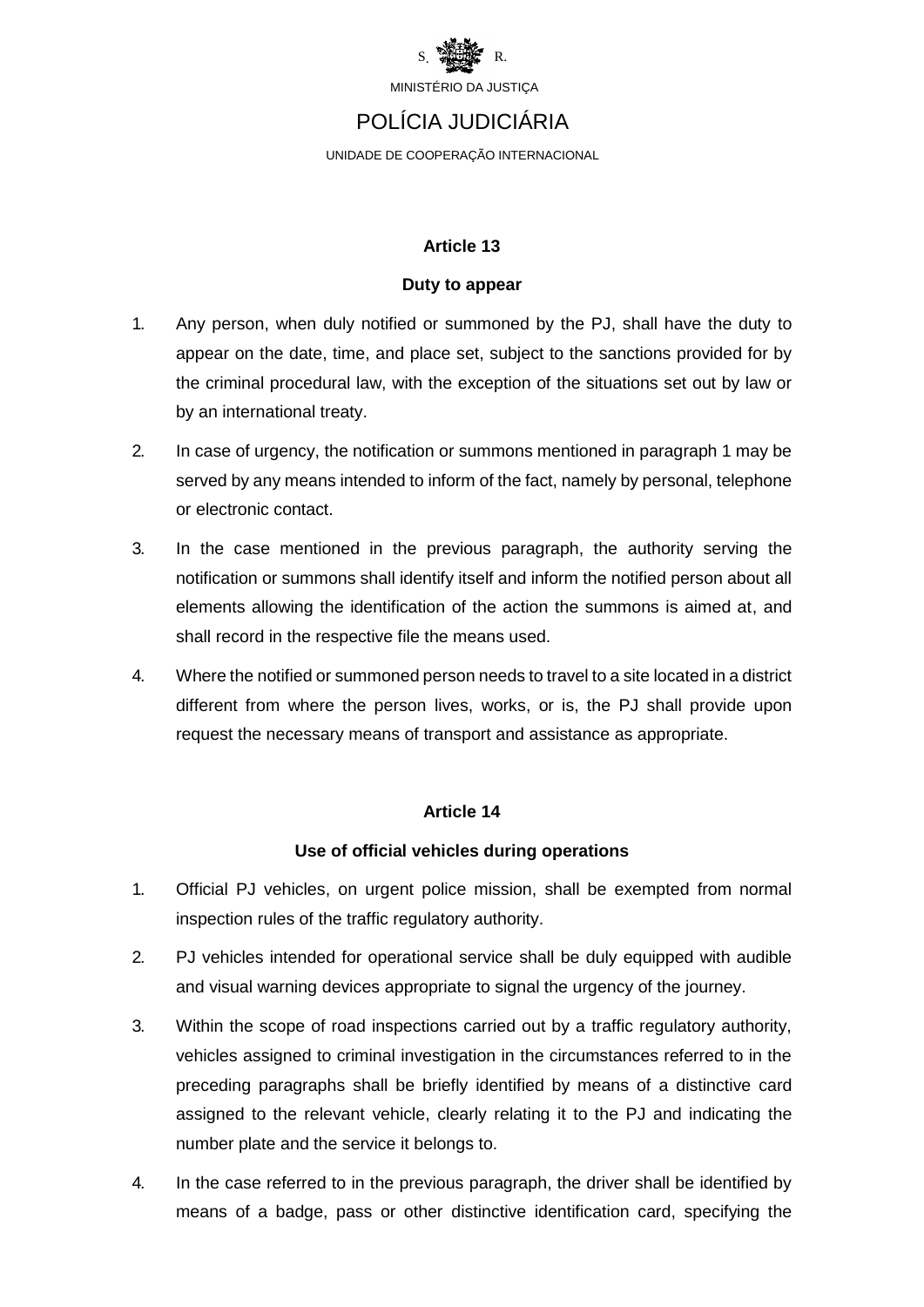**Article 13**

**Duty to appear**

1. Any person, when duly notified or summoned by the PJ, shall have the duty to appear on the date, time, and place set, subject to the sanctions provided for by the criminal procedural law, with the exception of the situations set out by law or by an international treaty.
2. In case of urgency, the notification or summons mentioned in paragraph 1 may be served by any means intended to inform of the fact, namely by personal, telephone or electronic contact.
3. In the case mentioned in the previous paragraph, the authority serving the notification or summons shall identify itself and inform the notified person about all elements allowing the identification of the action the summons is aimed at, and shall record in the respective file the means used.
4. Where the notified or summoned person needs to travel to a site located in a district different from where the person lives, works, or is, the PJ shall provide upon request the necessary means of transport and assistance as appropriate.

**Article 14**

**Use of official vehicles during operations**

1. Official PJ vehicles, on urgent police mission, shall be exempted from normal inspection rules of the traffic regulatory authority.
2. PJ vehicles intended for operational service shall be duly equipped with audible and visual warning devices appropriate to signal the urgency of the journey.
3. Within the scope of road inspections carried out by a traffic regulatory authority, vehicles assigned to criminal investigation in the circumstances referred to in the preceding paragraphs shall be briefly identified by means of a distinctive card assigned to the relevant vehicle, clearly relating it to the PJ and indicating the number plate and the service it belongs to.
4. In the case referred to in the previous paragraph, the driver shall be identified by means of a badge, pass or other distinctive identification card, specifying the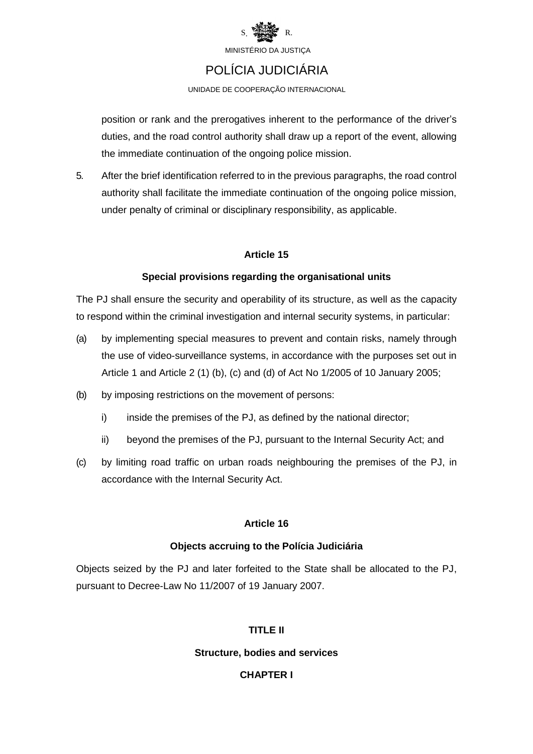position or rank and the prerogatives inherent to the performance of the driver's duties, and the road control authority shall draw up a report of the event, allowing the immediate continuation of the ongoing police mission.

5. After the brief identification referred to in the previous paragraphs, the road control authority shall facilitate the immediate continuation of the ongoing police mission, under penalty of criminal or disciplinary responsibility, as applicable.

**Article 15**

**Special provisions regarding the organisational units**

The PJ shall ensure the security and operability of its structure, as well as the capacity to respond within the criminal investigation and internal security systems, in particular:

(a) by implementing special measures to prevent and contain risks, namely through the use of video-surveillance systems, in accordance with the purposes set out in Article 1 and Article 2 (1) (b), (c) and (d) of Act No 1/2005 of 10 January 2005;

(b) by imposing restrictions on the movement of persons:

   i) inside the premises of the PJ, as defined by the national director;

   ii) beyond the premises of the PJ, pursuant to the Internal Security Act; and

(c) by limiting road traffic on urban roads neighbouring the premises of the PJ, in accordance with the Internal Security Act.

**Article 16**

**Objects accruing to the Polícia Judiciária**

Objects seized by the PJ and later forfeited to the State shall be allocated to the PJ, pursuant to Decree-Law No 11/2007 of 19 January 2007.

**TITLE II**

**Structure, bodies and services**

**CHAPTER I**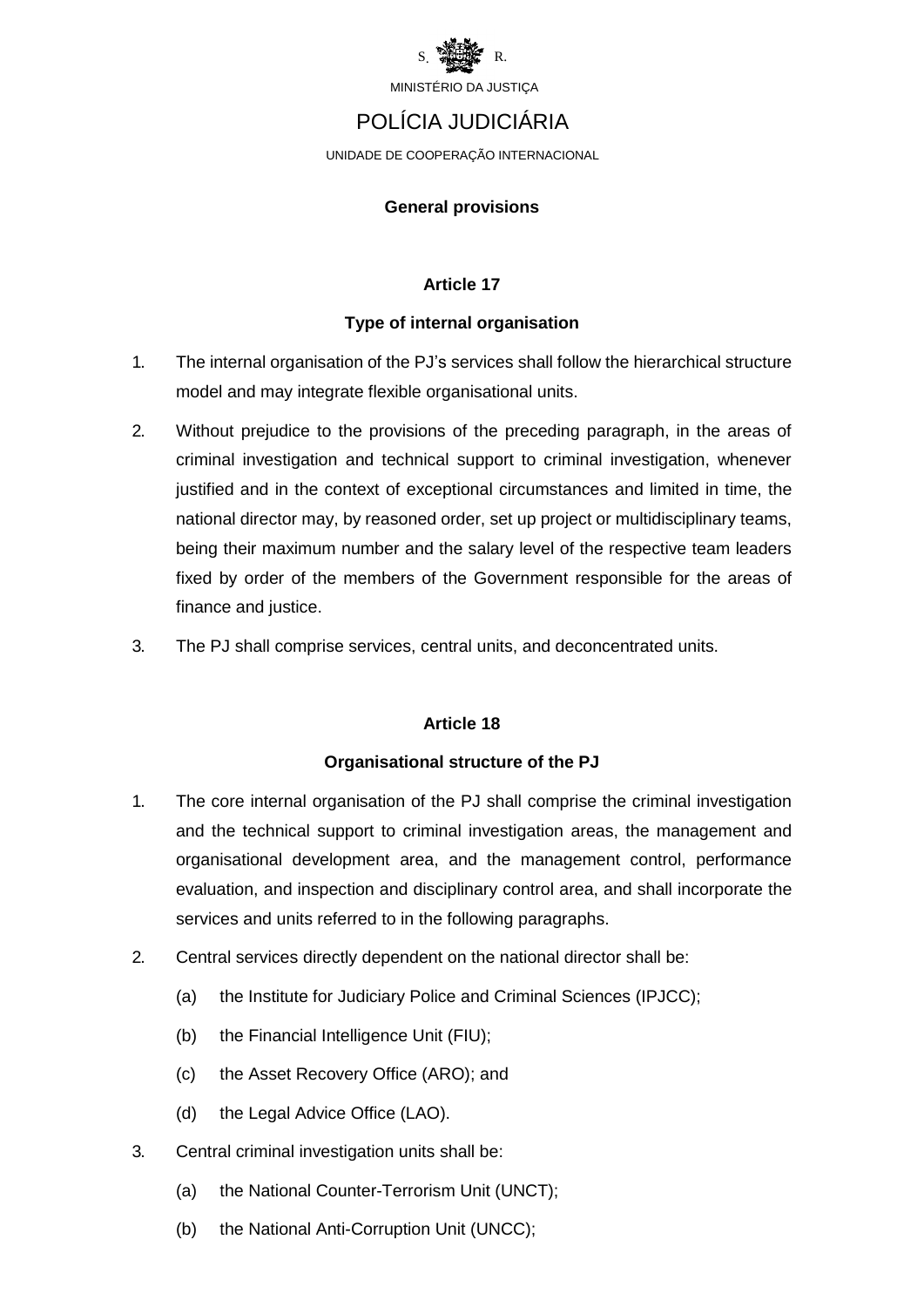**General provisions**

**Article 17**

**Type of internal organisation**

1. The internal organisation of the PJ's services shall follow the hierarchical structure model and may integrate flexible organisational units.

2. Without prejudice to the provisions of the preceding paragraph, in the areas of criminal investigation and technical support to criminal investigation, whenever justified and in the context of exceptional circumstances and limited in time, the national director may, by reasoned order, set up project or multidisciplinary teams, being their maximum number and the salary level of the respective team leaders fixed by order of the members of the Government responsible for the areas of finance and justice.

3. The PJ shall comprise services, central units, and deconcentrated units.

**Article 18**

**Organisational structure of the PJ**

1. The core internal organisation of the PJ shall comprise the criminal investigation and the technical support to criminal investigation areas, the management and organisational development area, and the management control, performance evaluation, and inspection and disciplinary control area, and shall incorporate the services and units referred to in the following paragraphs.

2. Central services directly dependent on the national director shall be:

   (a) the Institute for Judiciary Police and Criminal Sciences (IPJCC);

   (b) the Financial Intelligence Unit (FIU);

   (c) the Asset Recovery Office (ARO); and

   (d) the Legal Advice Office (LAO).

3. Central criminal investigation units shall be:

   (a) the National Counter-Terrorism Unit (UNCT);

   (b) the National Anti-Corruption Unit (UNCC);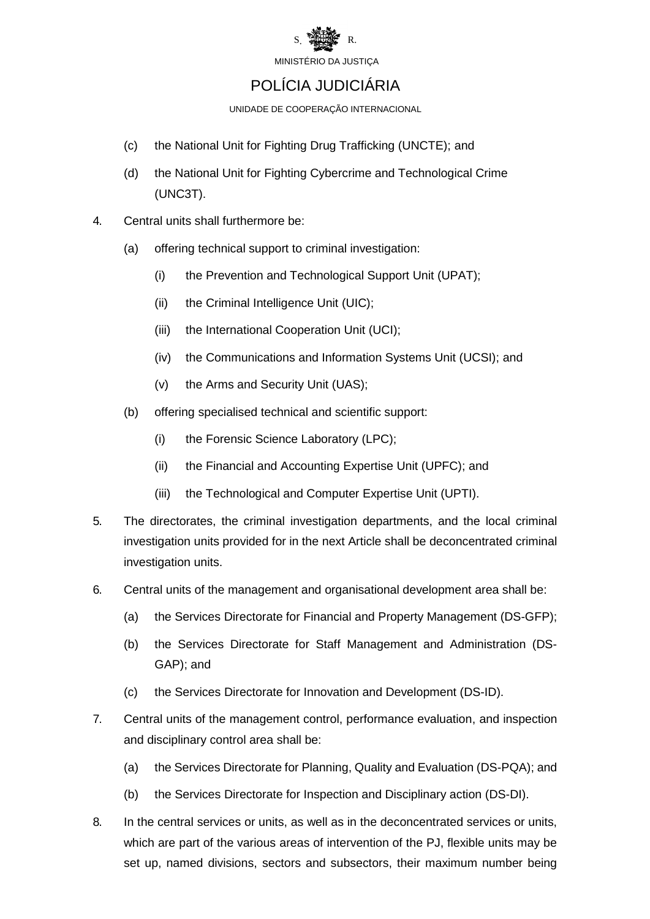(c) the National Unit for Fighting Drug Trafficking (UNCTE); and

(d) the National Unit for Fighting Cybercrime and Technological Crime (UNC3T).

4. Central units shall furthermore be:

   (a) offering technical support to criminal investigation:

      (i) the Prevention and Technological Support Unit (UPAT);

      (ii) the Criminal Intelligence Unit (UIC);

      (iii) the International Cooperation Unit (UCI);

      (iv) the Communications and Information Systems Unit (UCSI); and

      (v) the Arms and Security Unit (UAS);

   (b) offering specialised technical and scientific support:

      (i) the Forensic Science Laboratory (LPC);

      (ii) the Financial and Accounting Expertise Unit (UPFC); and

      (iii) the Technological and Computer Expertise Unit (UPTI).

5. The directorates, the criminal investigation departments, and the local criminal investigation units provided for in the next Article shall be deconcentrated criminal investigation units.

6. Central units of the management and organisational development area shall be:

   (a) the Services Directorate for Financial and Property Management (DS-GFP);

   (b) the Services Directorate for Staff Management and Administration (DS-GAP); and

   (c) the Services Directorate for Innovation and Development (DS-ID).

7. Central units of the management control, performance evaluation, and inspection and disciplinary control area shall be:

   (a) the Services Directorate for Planning, Quality and Evaluation (DS-PQA); and

   (b) the Services Directorate for Inspection and Disciplinary action (DS-DI).

8. In the central services or units, as well as in the deconcentrated services or units, which are part of the various areas of intervention of the PJ, flexible units may be set up, named divisions, sectors and subsectors, their maximum number being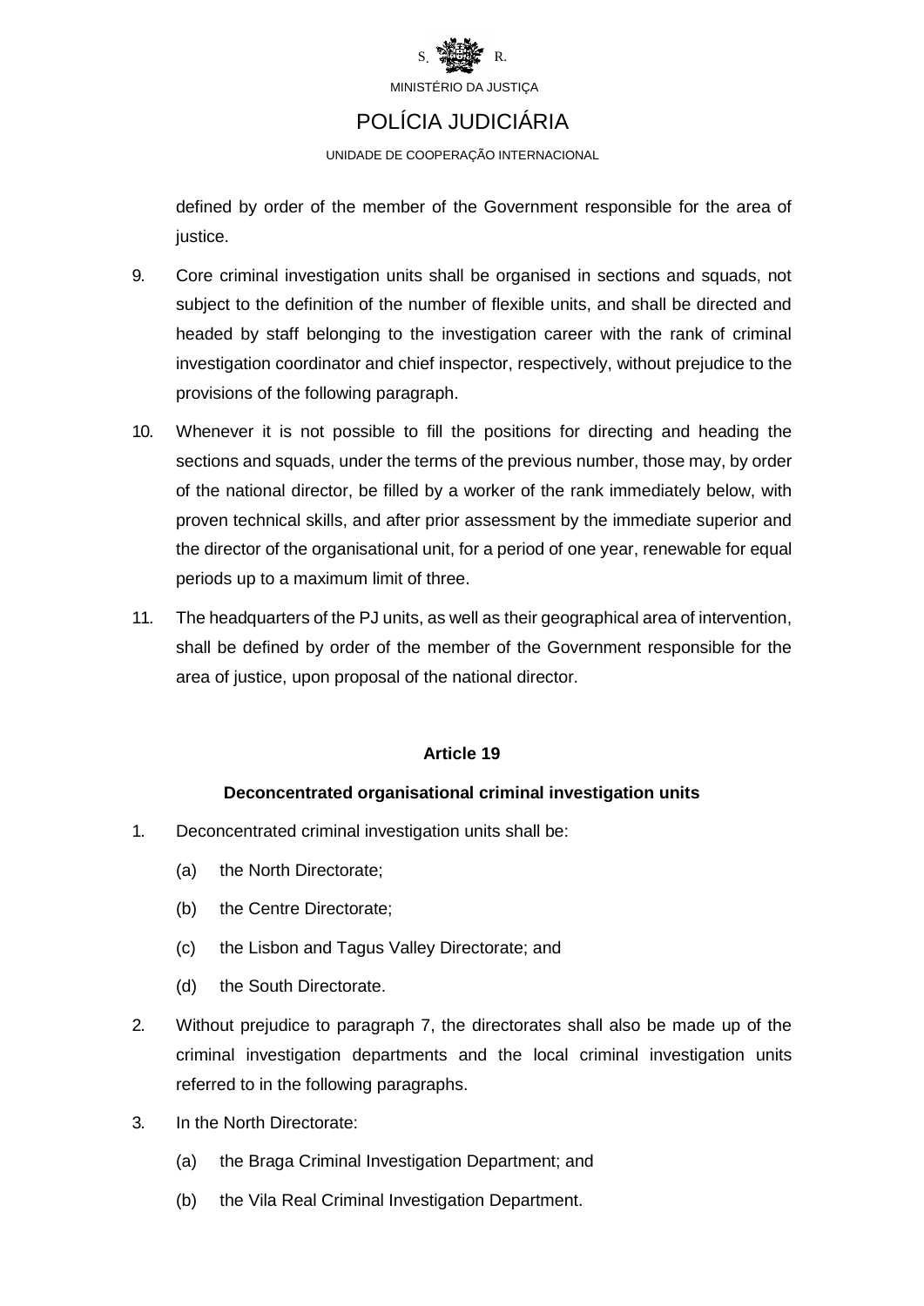defined by order of the member of the Government responsible for the area of justice.

9. Core criminal investigation units shall be organised in sections and squads, not subject to the definition of the number of flexible units, and shall be directed and headed by staff belonging to the investigation career with the rank of criminal investigation coordinator and chief inspector, respectively, without prejudice to the provisions of the following paragraph.

10. Whenever it is not possible to fill the positions for directing and heading the sections and squads, under the terms of the previous number, those may, by order of the national director, be filled by a worker of the rank immediately below, with proven technical skills, and after prior assessment by the immediate superior and the director of the organisational unit, for a period of one year, renewable for equal periods up to a maximum limit of three.

11. The headquarters of the PJ units, as well as their geographical area of intervention, shall be defined by order of the member of the Government responsible for the area of justice, upon proposal of the national director.

**Article 19**

**Deconcentrated organisational criminal investigation units**

1. Deconcentrated criminal investigation units shall be:

   (a) the North Directorate;

   (b) the Centre Directorate;

   (c) the Lisbon and Tagus Valley Directorate; and

   (d) the South Directorate.

2. Without prejudice to paragraph 7, the directorates shall also be made up of the criminal investigation departments and the local criminal investigation units referred to in the following paragraphs.

3. In the North Directorate:

   (a) the Braga Criminal Investigation Department; and

   (b) the Vila Real Criminal Investigation Department.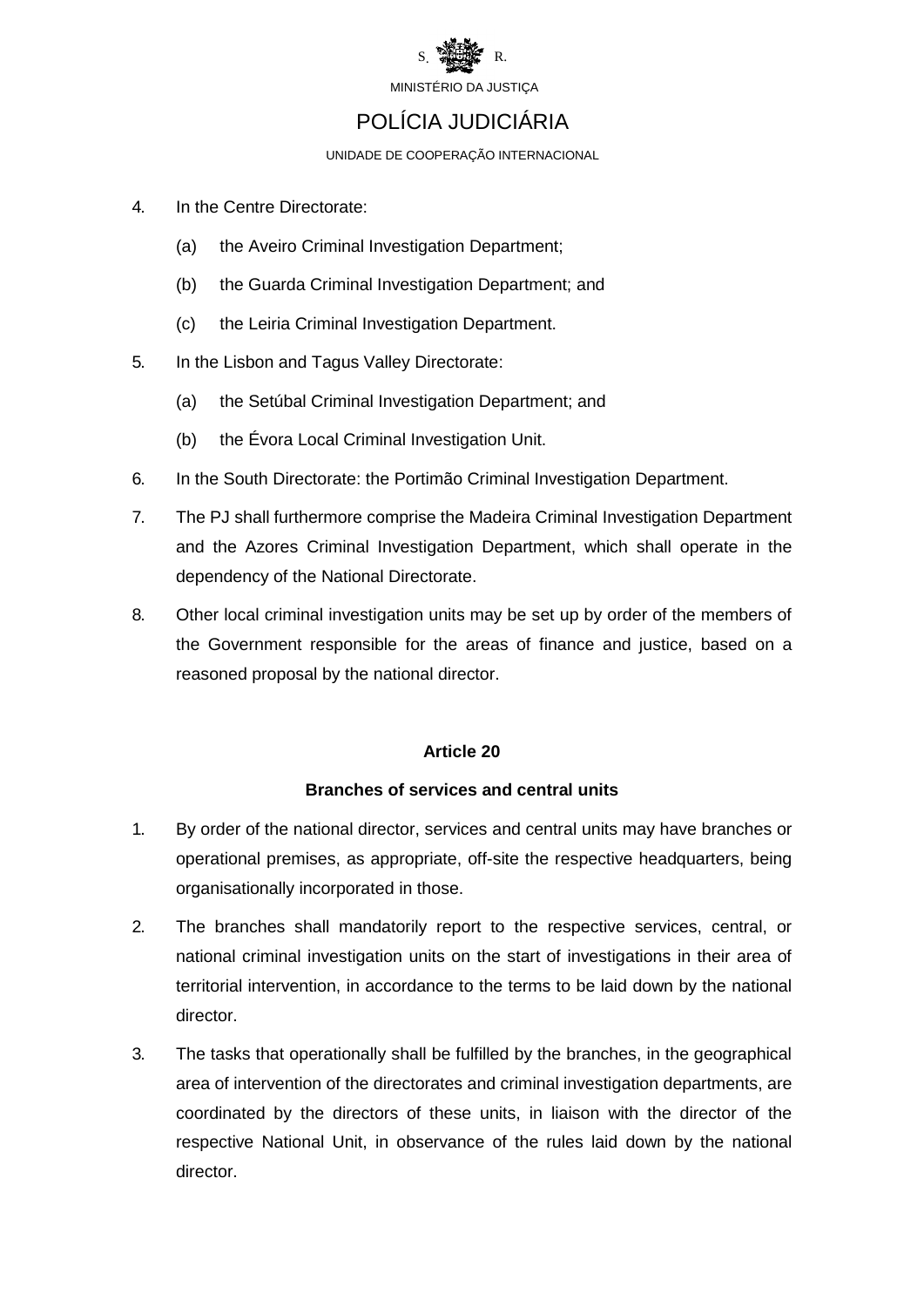4. In the Centre Directorate:

   (a) the Aveiro Criminal Investigation Department;

   (b) the Guarda Criminal Investigation Department; and

   (c) the Leiria Criminal Investigation Department.

5. In the Lisbon and Tagus Valley Directorate:

   (a) the Setúbal Criminal Investigation Department; and

   (b) the Évora Local Criminal Investigation Unit.

6. In the South Directorate: the Portimão Criminal Investigation Department.

7. The PJ shall furthermore comprise the Madeira Criminal Investigation Department and the Azores Criminal Investigation Department, which shall operate in the dependency of the National Directorate.

8. Other local criminal investigation units may be set up by order of the members of the Government responsible for the areas of finance and justice, based on a reasoned proposal by the national director.

**Article 20**

**Branches of services and central units**

1. By order of the national director, services and central units may have branches or operational premises, as appropriate, off-site the respective headquarters, being organisationally incorporated in those.

2. The branches shall mandatorily report to the respective services, central, or national criminal investigation units on the start of investigations in their area of territorial intervention, in accordance to the terms to be laid down by the national director.

3. The tasks that operationally shall be fulfilled by the branches, in the geographical area of intervention of the directorates and criminal investigation departments, are coordinated by the directors of these units, in liaison with the director of the respective National Unit, in observance of the rules laid down by the national director.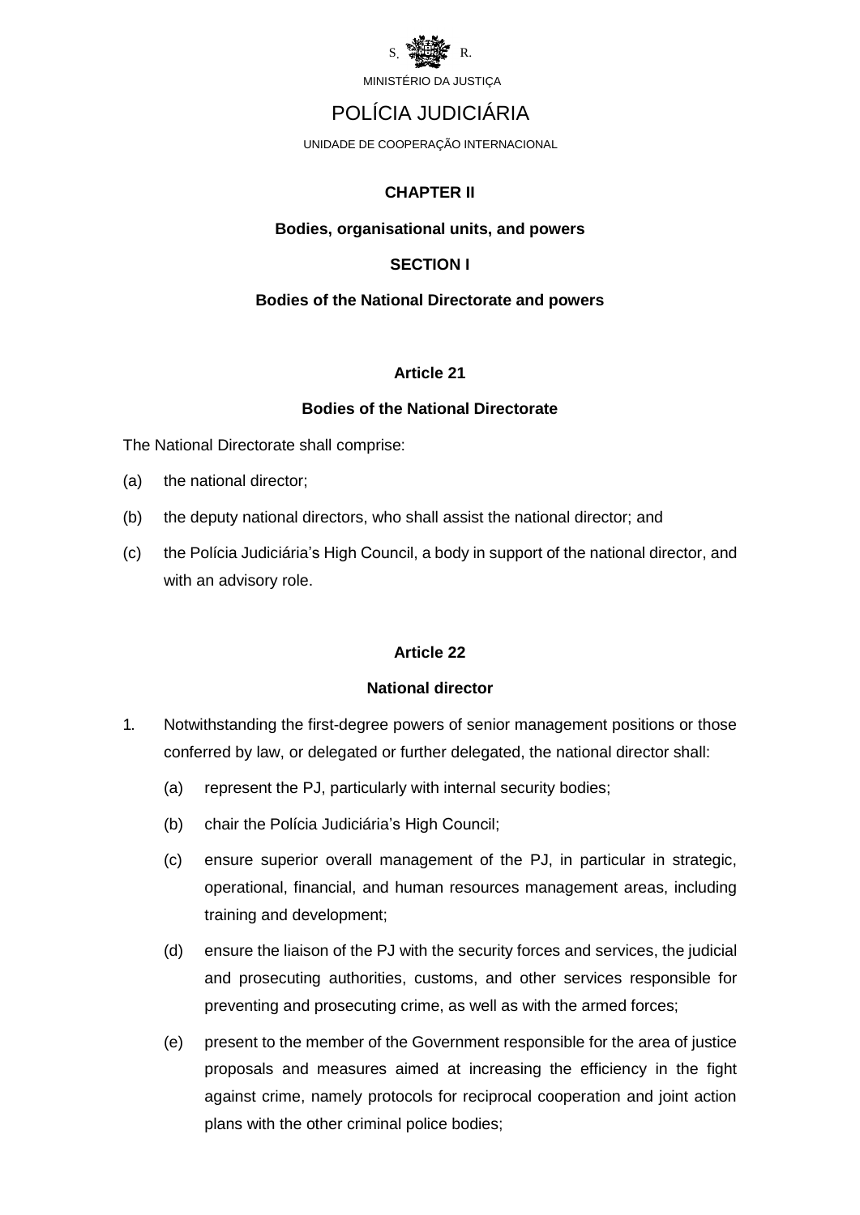## CHAPTER II

### Bodies, organisational units, and powers

### SECTION I

### Bodies of the National Directorate and powers

#### Article 21

#### Bodies of the National Directorate

The National Directorate shall comprise:

(a) the national director;

(b) the deputy national directors, who shall assist the national director; and

(c) the Polícia Judiciária's High Council, a body in support of the national director, and with an advisory role.

#### Article 22

#### National director

1. Notwithstanding the first-degree powers of senior management positions or those conferred by law, or delegated or further delegated, the national director shall:

   (a) represent the PJ, particularly with internal security bodies;

   (b) chair the Polícia Judiciária's High Council;

   (c) ensure superior overall management of the PJ, in particular in strategic, operational, financial, and human resources management areas, including training and development;

   (d) ensure the liaison of the PJ with the security forces and services, the judicial and prosecuting authorities, customs, and other services responsible for preventing and prosecuting crime, as well as with the armed forces;

   (e) present to the member of the Government responsible for the area of justice proposals and measures aimed at increasing the efficiency in the fight against crime, namely protocols for reciprocal cooperation and joint action plans with the other criminal police bodies;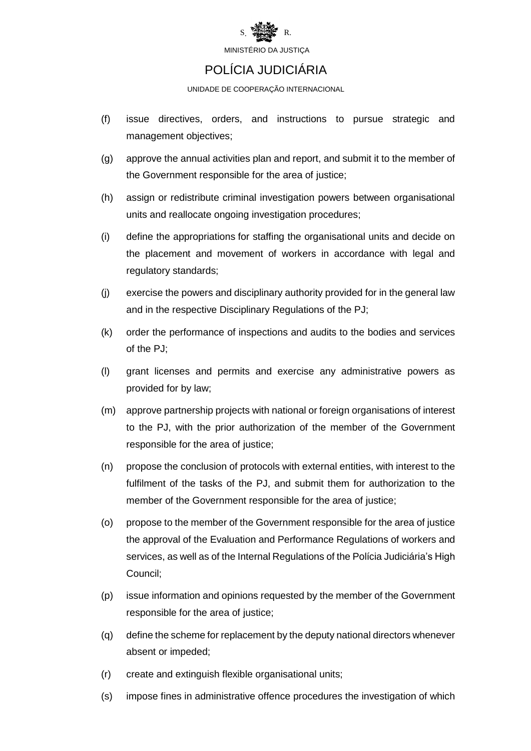(f) issue directives, orders, and instructions to pursue strategic and management objectives;

(g) approve the annual activities plan and report, and submit it to the member of the Government responsible for the area of justice;

(h) assign or redistribute criminal investigation powers between organisational units and reallocate ongoing investigation procedures;

(i) define the appropriations for staffing the organisational units and decide on the placement and movement of workers in accordance with legal and regulatory standards;

(j) exercise the powers and disciplinary authority provided for in the general law and in the respective Disciplinary Regulations of the PJ;

(k) order the performance of inspections and audits to the bodies and services of the PJ;

(l) grant licenses and permits and exercise any administrative powers as provided for by law;

(m) approve partnership projects with national or foreign organisations of interest to the PJ, with the prior authorization of the member of the Government responsible for the area of justice;

(n) propose the conclusion of protocols with external entities, with interest to the fulfilment of the tasks of the PJ, and submit them for authorization to the member of the Government responsible for the area of justice;

(o) propose to the member of the Government responsible for the area of justice the approval of the Evaluation and Performance Regulations of workers and services, as well as of the Internal Regulations of the Polícia Judiciária's High Council;

(p) issue information and opinions requested by the member of the Government responsible for the area of justice;

(q) define the scheme for replacement by the deputy national directors whenever absent or impeded;

(r) create and extinguish flexible organisational units;

(s) impose fines in administrative offence procedures the investigation of which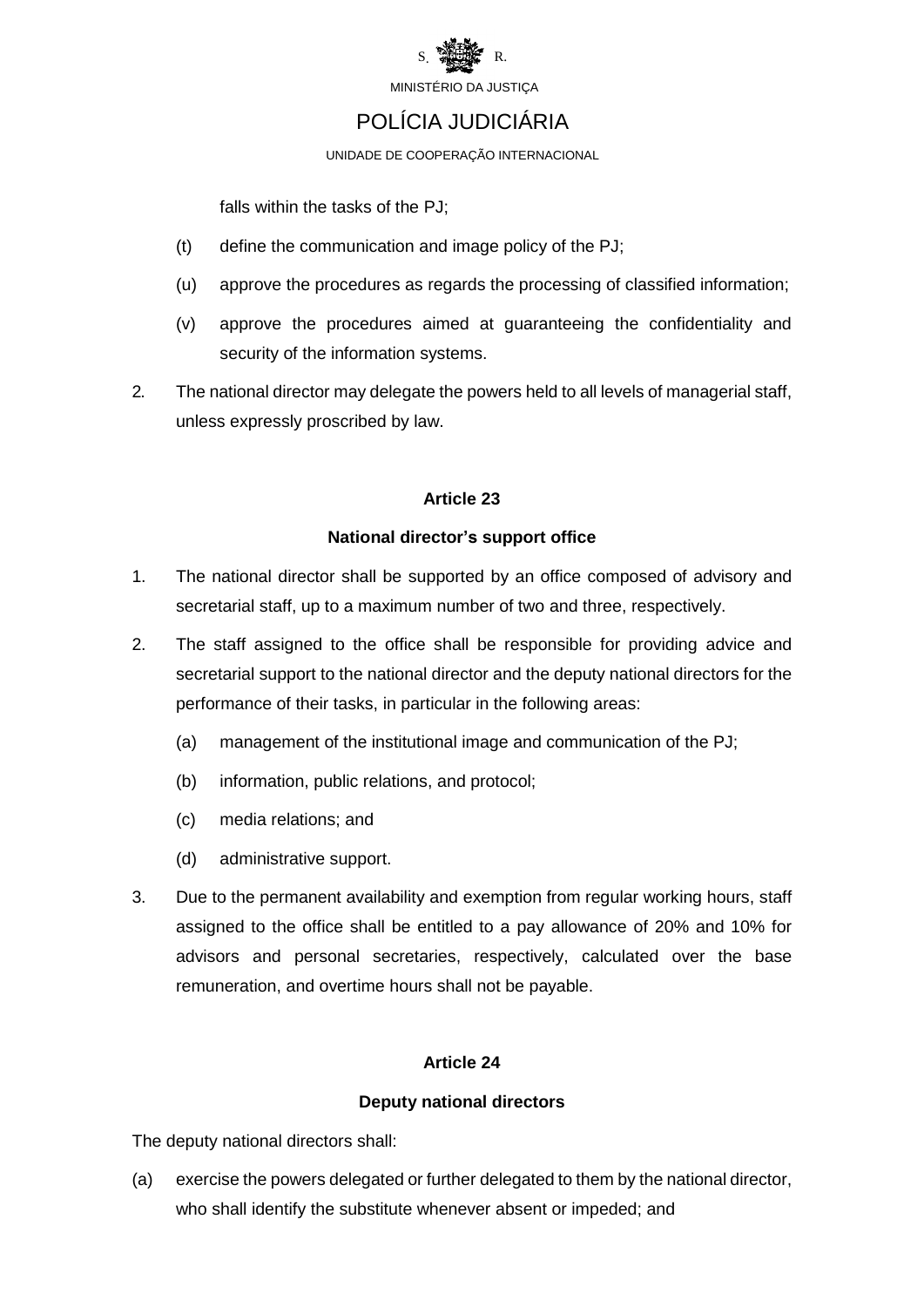falls within the tasks of the PJ;

(t) define the communication and image policy of the PJ;

(u) approve the procedures as regards the processing of classified information;

(v) approve the procedures aimed at guaranteeing the confidentiality and security of the information systems.

2. The national director may delegate the powers held to all levels of managerial staff, unless expressly proscribed by law.

#### Article 23

#### National director's support office

1. The national director shall be supported by an office composed of advisory and secretarial staff, up to a maximum number of two and three, respectively.

2. The staff assigned to the office shall be responsible for providing advice and secretarial support to the national director and the deputy national directors for the performance of their tasks, in particular in the following areas:

   (a) management of the institutional image and communication of the PJ;

   (b) information, public relations, and protocol;

   (c) media relations; and

   (d) administrative support.

3. Due to the permanent availability and exemption from regular working hours, staff assigned to the office shall be entitled to a pay allowance of 20% and 10% for advisors and personal secretaries, respectively, calculated over the base remuneration, and overtime hours shall not be payable.

#### Article 24

#### Deputy national directors

The deputy national directors shall:

(a) exercise the powers delegated or further delegated to them by the national director, who shall identify the substitute whenever absent or impeded; and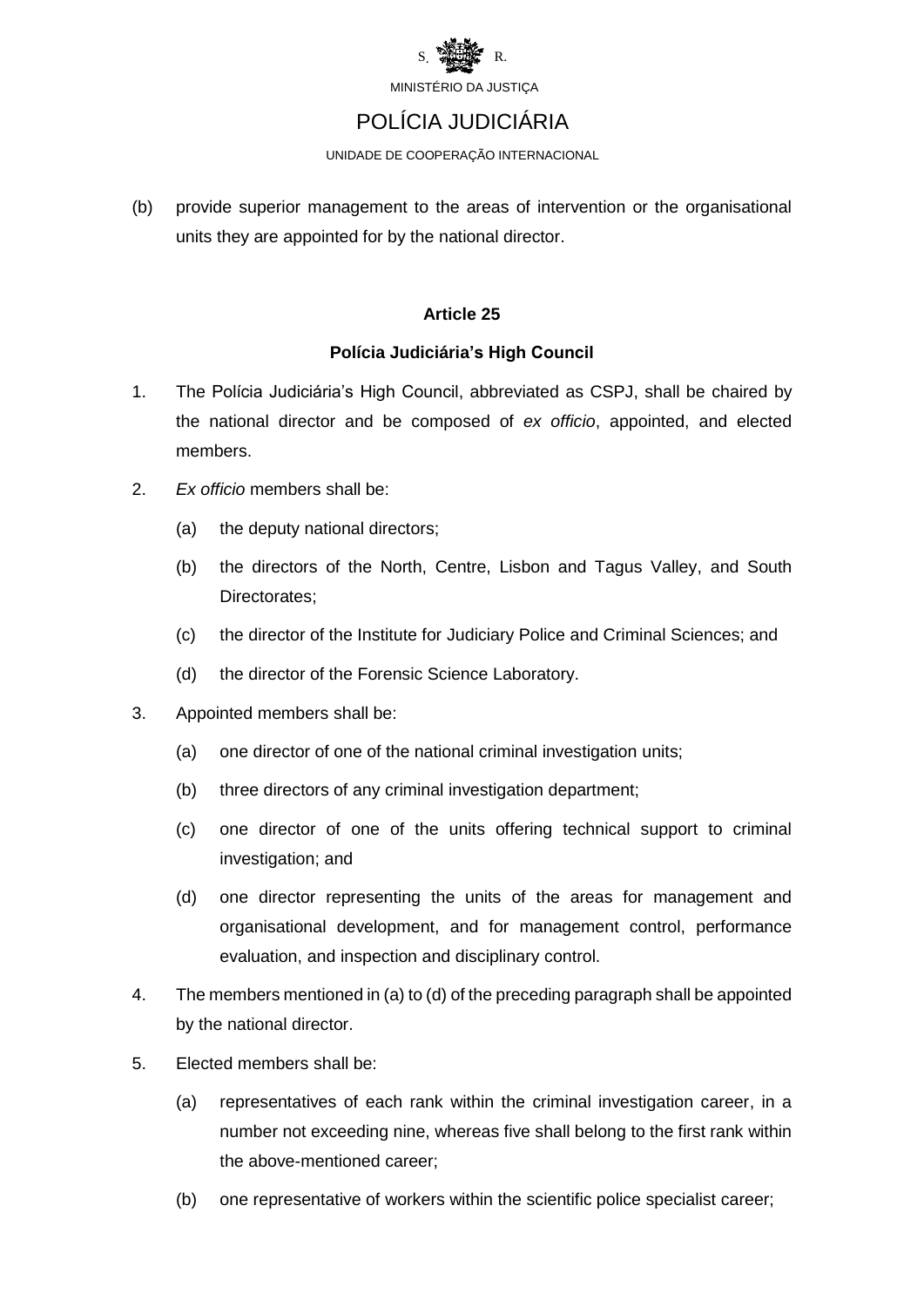(b) provide superior management to the areas of intervention or the organisational units they are appointed for by the national director.

**Article 25**

**Polícia Judiciária's High Council**

1. The Polícia Judiciária's High Council, abbreviated as CSPJ, shall be chaired by the national director and be composed of *ex officio*, appointed, and elected members.

2. *Ex officio* members shall be:

   (a) the deputy national directors;

   (b) the directors of the North, Centre, Lisbon and Tagus Valley, and South Directorates;

   (c) the director of the Institute for Judiciary Police and Criminal Sciences; and

   (d) the director of the Forensic Science Laboratory.

3. Appointed members shall be:

   (a) one director of one of the national criminal investigation units;

   (b) three directors of any criminal investigation department;

   (c) one director of one of the units offering technical support to criminal investigation; and

   (d) one director representing the units of the areas for management and organisational development, and for management control, performance evaluation, and inspection and disciplinary control.

4. The members mentioned in (a) to (d) of the preceding paragraph shall be appointed by the national director.

5. Elected members shall be:

   (a) representatives of each rank within the criminal investigation career, in a number not exceeding nine, whereas five shall belong to the first rank within the above-mentioned career;

   (b) one representative of workers within the scientific police specialist career;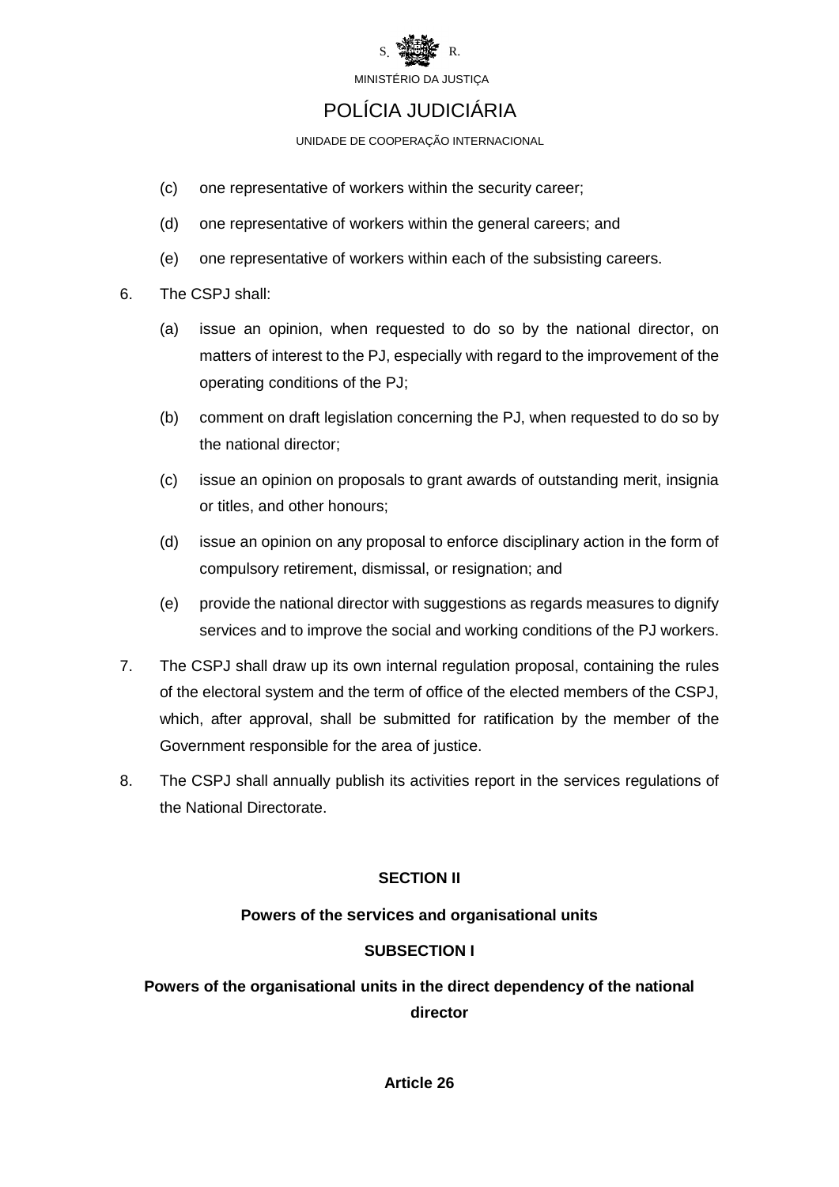(c) one representative of workers within the security career;

(d) one representative of workers within the general careers; and

(e) one representative of workers within each of the subsisting careers.

6. The CSPJ shall:

   (a) issue an opinion, when requested to do so by the national director, on matters of interest to the PJ, especially with regard to the improvement of the operating conditions of the PJ;

   (b) comment on draft legislation concerning the PJ, when requested to do so by the national director;

   (c) issue an opinion on proposals to grant awards of outstanding merit, insignia or titles, and other honours;

   (d) issue an opinion on any proposal to enforce disciplinary action in the form of compulsory retirement, dismissal, or resignation; and

   (e) provide the national director with suggestions as regards measures to dignify services and to improve the social and working conditions of the PJ workers.

7. The CSPJ shall draw up its own internal regulation proposal, containing the rules of the electoral system and the term of office of the elected members of the CSPJ, which, after approval, shall be submitted for ratification by the member of the Government responsible for the area of justice.

8. The CSPJ shall annually publish its activities report in the services regulations of the National Directorate.

## SECTION II

## Powers of the services and organisational units

### SUBSECTION I

### Powers of the organisational units in the direct dependency of the national director

#### Article 26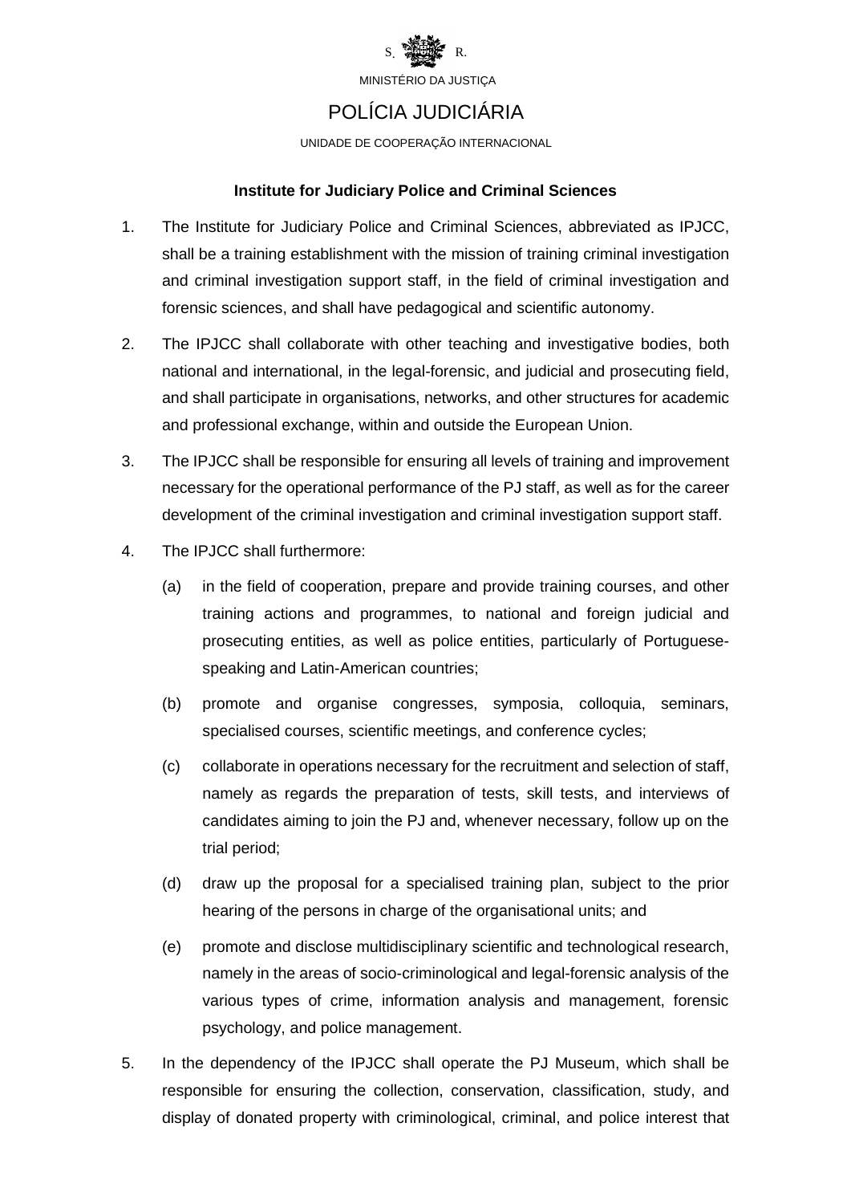**Institute for Judiciary Police and Criminal Sciences**

1. The Institute for Judiciary Police and Criminal Sciences, abbreviated as IPJCC, shall be a training establishment with the mission of training criminal investigation and criminal investigation support staff, in the field of criminal investigation and forensic sciences, and shall have pedagogical and scientific autonomy.

2. The IPJCC shall collaborate with other teaching and investigative bodies, both national and international, in the legal-forensic, and judicial and prosecuting field, and shall participate in organisations, networks, and other structures for academic and professional exchange, within and outside the European Union.

3. The IPJCC shall be responsible for ensuring all levels of training and improvement necessary for the operational performance of the PJ staff, as well as for the career development of the criminal investigation and criminal investigation support staff.

4. The IPJCC shall furthermore:

   (a) in the field of cooperation, prepare and provide training courses, and other training actions and programmes, to national and foreign judicial and prosecuting entities, as well as police entities, particularly of Portuguese-speaking and Latin-American countries;

   (b) promote and organise congresses, symposia, colloquia, seminars, specialised courses, scientific meetings, and conference cycles;

   (c) collaborate in operations necessary for the recruitment and selection of staff, namely as regards the preparation of tests, skill tests, and interviews of candidates aiming to join the PJ and, whenever necessary, follow up on the trial period;

   (d) draw up the proposal for a specialised training plan, subject to the prior hearing of the persons in charge of the organisational units; and

   (e) promote and disclose multidisciplinary scientific and technological research, namely in the areas of socio-criminological and legal-forensic analysis of the various types of crime, information analysis and management, forensic psychology, and police management.

5. In the dependency of the IPJCC shall operate the PJ Museum, which shall be responsible for ensuring the collection, conservation, classification, study, and display of donated property with criminological, criminal, and police interest that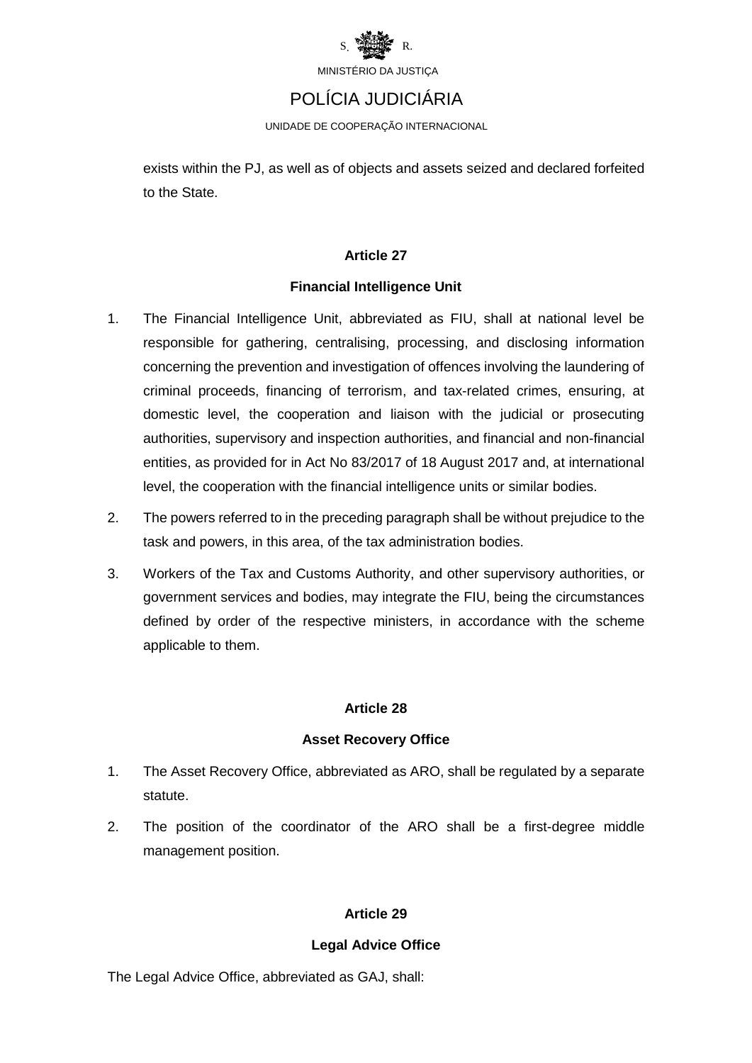exists within the PJ, as well as of objects and assets seized and declared forfeited to the State.

### Article 27

### Financial Intelligence Unit

1. The Financial Intelligence Unit, abbreviated as FIU, shall at national level be responsible for gathering, centralising, processing, and disclosing information concerning the prevention and investigation of offences involving the laundering of criminal proceeds, financing of terrorism, and tax-related crimes, ensuring, at domestic level, the cooperation and liaison with the judicial or prosecuting authorities, supervisory and inspection authorities, and financial and non-financial entities, as provided for in Act No 83/2017 of 18 August 2017 and, at international level, the cooperation with the financial intelligence units or similar bodies.
2. The powers referred to in the preceding paragraph shall be without prejudice to the task and powers, in this area, of the tax administration bodies.
3. Workers of the Tax and Customs Authority, and other supervisory authorities, or government services and bodies, may integrate the FIU, being the circumstances defined by order of the respective ministers, in accordance with the scheme applicable to them.

### Article 28

### Asset Recovery Office

1. The Asset Recovery Office, abbreviated as ARO, shall be regulated by a separate statute.
2. The position of the coordinator of the ARO shall be a first-degree middle management position.

### Article 29

### Legal Advice Office

The Legal Advice Office, abbreviated as GAJ, shall: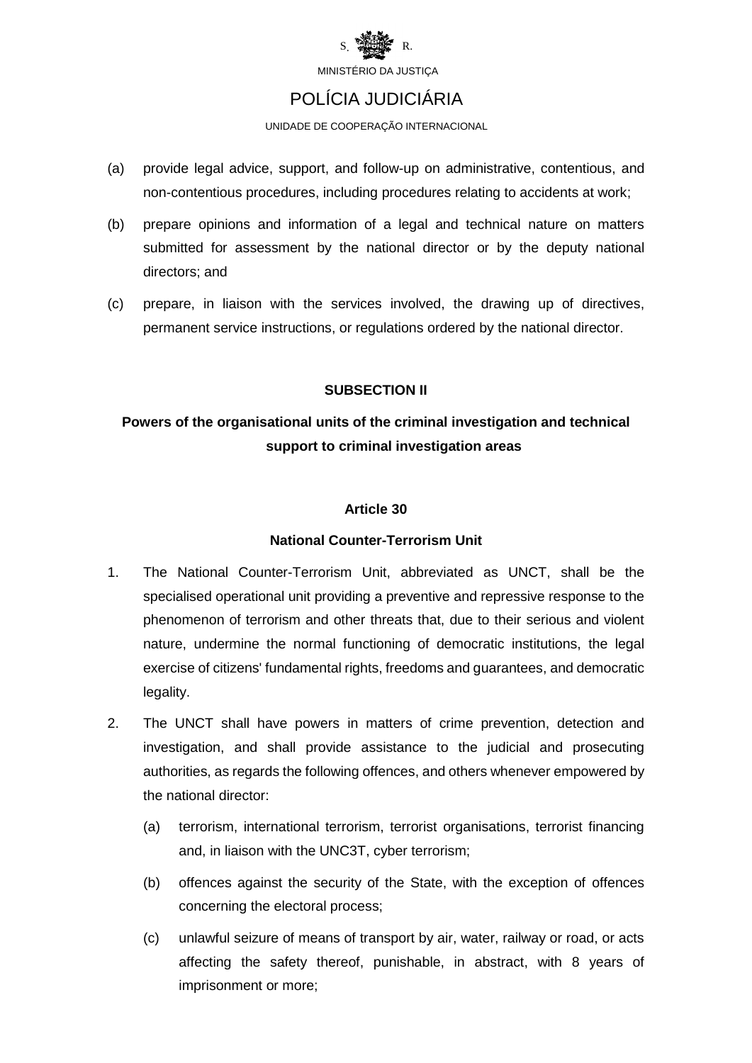(a) provide legal advice, support, and follow-up on administrative, contentious, and non-contentious procedures, including procedures relating to accidents at work;

(b) prepare opinions and information of a legal and technical nature on matters submitted for assessment by the national director or by the deputy national directors; and

(c) prepare, in liaison with the services involved, the drawing up of directives, permanent service instructions, or regulations ordered by the national director.

### SUBSECTION II

### Powers of the organisational units of the criminal investigation and technical support to criminal investigation areas

#### Article 30

#### National Counter-Terrorism Unit

1. The National Counter-Terrorism Unit, abbreviated as UNCT, shall be the specialised operational unit providing a preventive and repressive response to the phenomenon of terrorism and other threats that, due to their serious and violent nature, undermine the normal functioning of democratic institutions, the legal exercise of citizens' fundamental rights, freedoms and guarantees, and democratic legality.

2. The UNCT shall have powers in matters of crime prevention, detection and investigation, and shall provide assistance to the judicial and prosecuting authorities, as regards the following offences, and others whenever empowered by the national director:

   (a) terrorism, international terrorism, terrorist organisations, terrorist financing and, in liaison with the UNC3T, cyber terrorism;

   (b) offences against the security of the State, with the exception of offences concerning the electoral process;

   (c) unlawful seizure of means of transport by air, water, railway or road, or acts affecting the safety thereof, punishable, in abstract, with 8 years of imprisonment or more;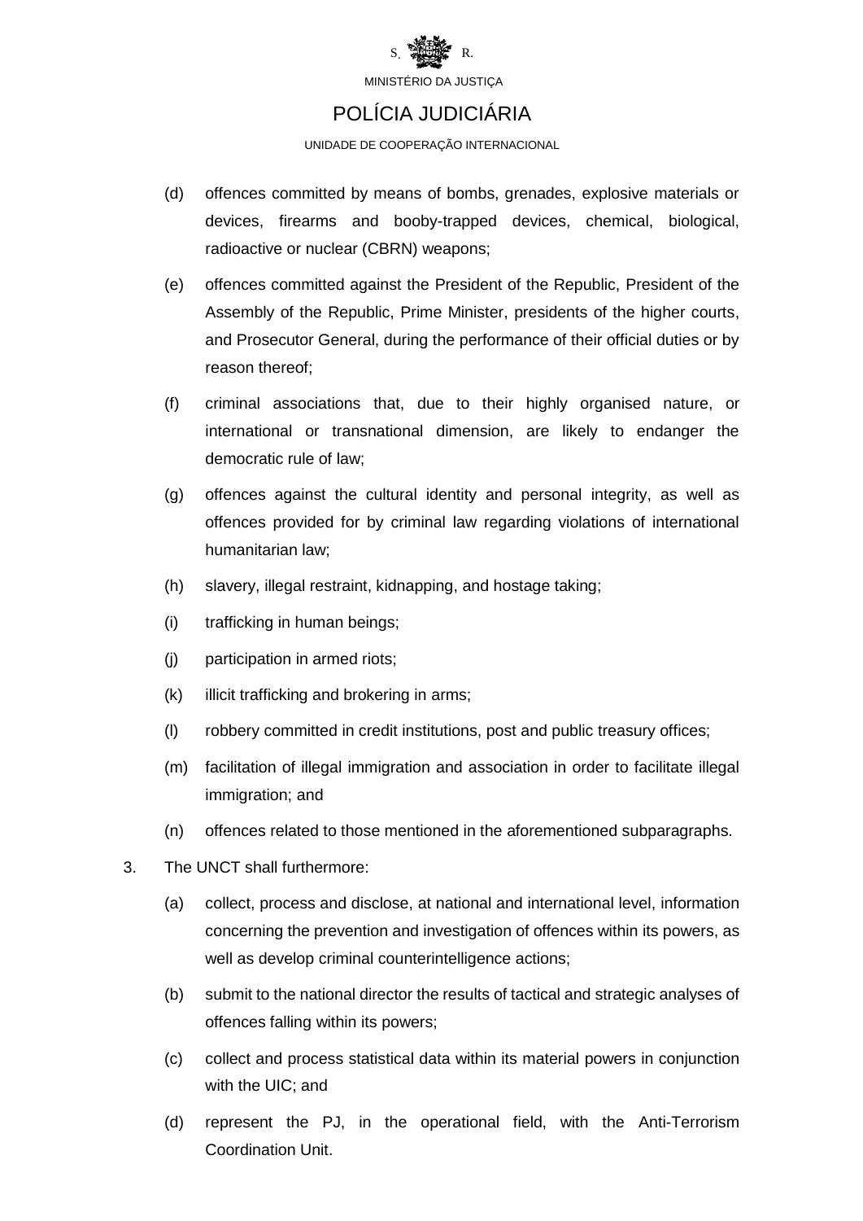(d) offences committed by means of bombs, grenades, explosive materials or devices, firearms and booby-trapped devices, chemical, biological, radioactive or nuclear (CBRN) weapons;

(e) offences committed against the President of the Republic, President of the Assembly of the Republic, Prime Minister, presidents of the higher courts, and Prosecutor General, during the performance of their official duties or by reason thereof;

(f) criminal associations that, due to their highly organised nature, or international or transnational dimension, are likely to endanger the democratic rule of law;

(g) offences against the cultural identity and personal integrity, as well as offences provided for by criminal law regarding violations of international humanitarian law;

(h) slavery, illegal restraint, kidnapping, and hostage taking;

(i) trafficking in human beings;

(j) participation in armed riots;

(k) illicit trafficking and brokering in arms;

(l) robbery committed in credit institutions, post and public treasury offices;

(m) facilitation of illegal immigration and association in order to facilitate illegal immigration; and

(n) offences related to those mentioned in the aforementioned subparagraphs.

3. The UNCT shall furthermore:

(a) collect, process and disclose, at national and international level, information concerning the prevention and investigation of offences within its powers, as well as develop criminal counterintelligence actions;

(b) submit to the national director the results of tactical and strategic analyses of offences falling within its powers;

(c) collect and process statistical data within its material powers in conjunction with the UIC; and

(d) represent the PJ, in the operational field, with the Anti-Terrorism Coordination Unit.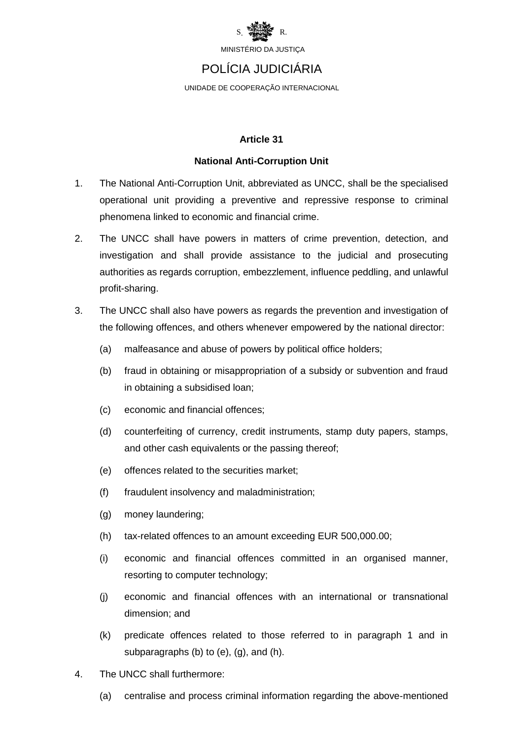#### Article 31

#### National Anti-Corruption Unit

1. The National Anti-Corruption Unit, abbreviated as UNCC, shall be the specialised operational unit providing a preventive and repressive response to criminal phenomena linked to economic and financial crime.

2. The UNCC shall have powers in matters of crime prevention, detection, and investigation and shall provide assistance to the judicial and prosecuting authorities as regards corruption, embezzlement, influence peddling, and unlawful profit-sharing.

3. The UNCC shall also have powers as regards the prevention and investigation of the following offences, and others whenever empowered by the national director:

   (a) malfeasance and abuse of powers by political office holders;

   (b) fraud in obtaining or misappropriation of a subsidy or subvention and fraud in obtaining a subsidised loan;

   (c) economic and financial offences;

   (d) counterfeiting of currency, credit instruments, stamp duty papers, stamps, and other cash equivalents or the passing thereof;

   (e) offences related to the securities market;

   (f) fraudulent insolvency and maladministration;

   (g) money laundering;

   (h) tax-related offences to an amount exceeding EUR 500,000.00;

   (i) economic and financial offences committed in an organised manner, resorting to computer technology;

   (j) economic and financial offences with an international or transnational dimension; and

   (k) predicate offences related to those referred to in paragraph 1 and in subparagraphs (b) to (e), (g), and (h).

4. The UNCC shall furthermore:

   (a) centralise and process criminal information regarding the above-mentioned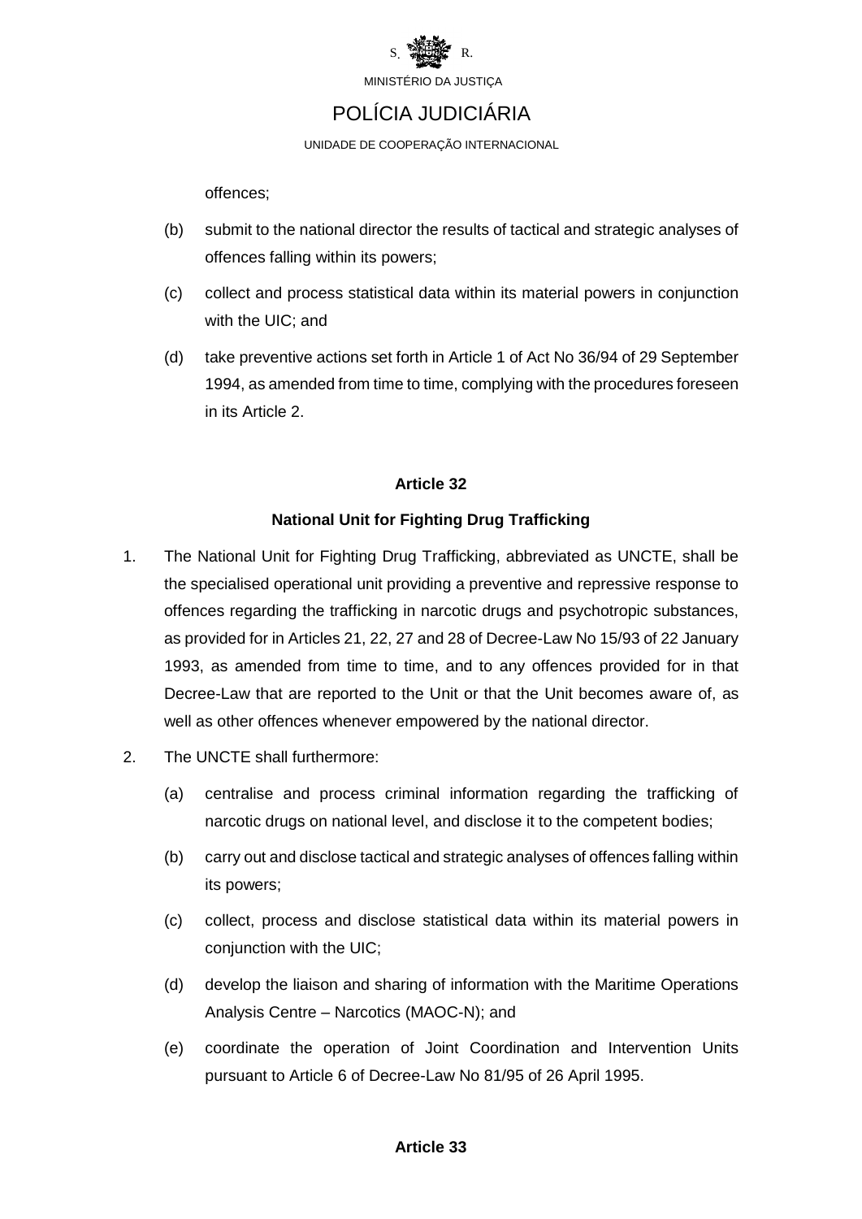offences;

(b) submit to the national director the results of tactical and strategic analyses of offences falling within its powers;

(c) collect and process statistical data within its material powers in conjunction with the UIC; and

(d) take preventive actions set forth in Article 1 of Act No 36/94 of 29 September 1994, as amended from time to time, complying with the procedures foreseen in its Article 2.

**Article 32**

**National Unit for Fighting Drug Trafficking**

1. The National Unit for Fighting Drug Trafficking, abbreviated as UNCTE, shall be the specialised operational unit providing a preventive and repressive response to offences regarding the trafficking in narcotic drugs and psychotropic substances, as provided for in Articles 21, 22, 27 and 28 of Decree-Law No 15/93 of 22 January 1993, as amended from time to time, and to any offences provided for in that Decree-Law that are reported to the Unit or that the Unit becomes aware of, as well as other offences whenever empowered by the national director.

2. The UNCTE shall furthermore:

   (a) centralise and process criminal information regarding the trafficking of narcotic drugs on national level, and disclose it to the competent bodies;

   (b) carry out and disclose tactical and strategic analyses of offences falling within its powers;

   (c) collect, process and disclose statistical data within its material powers in conjunction with the UIC;

   (d) develop the liaison and sharing of information with the Maritime Operations Analysis Centre – Narcotics (MAOC-N); and

   (e) coordinate the operation of Joint Coordination and Intervention Units pursuant to Article 6 of Decree-Law No 81/95 of 26 April 1995.

**Article 33**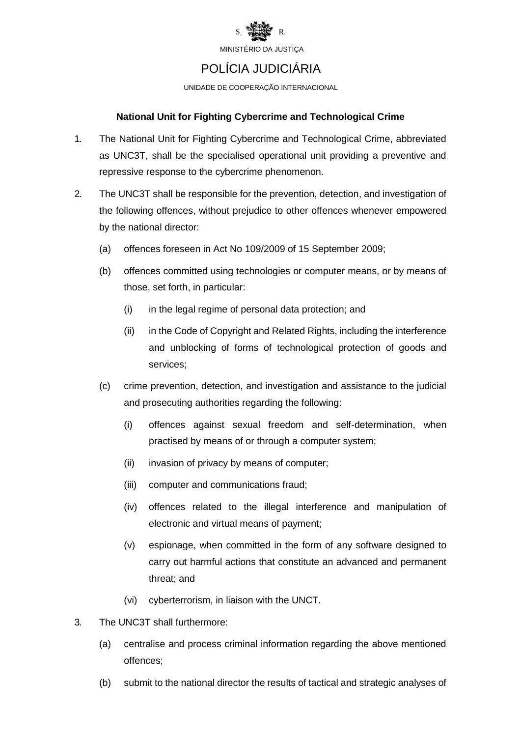S. R.

MINISTÉRIO DA JUSTIÇA

POLÍCIA JUDICIÁRIA

UNIDADE DE COOPERAÇÃO INTERNACIONAL

**National Unit for Fighting Cybercrime and Technological Crime**

1. The National Unit for Fighting Cybercrime and Technological Crime, abbreviated as UNC3T, shall be the specialised operational unit providing a preventive and repressive response to the cybercrime phenomenon.

2. The UNC3T shall be responsible for the prevention, detection, and investigation of the following offences, without prejudice to other offences whenever empowered by the national director:

   (a) offences foreseen in Act No 109/2009 of 15 September 2009;

   (b) offences committed using technologies or computer means, or by means of those, set forth, in particular:

      (i) in the legal regime of personal data protection; and

      (ii) in the Code of Copyright and Related Rights, including the interference and unblocking of forms of technological protection of goods and services;

   (c) crime prevention, detection, and investigation and assistance to the judicial and prosecuting authorities regarding the following:

      (i) offences against sexual freedom and self-determination, when practised by means of or through a computer system;

      (ii) invasion of privacy by means of computer;

      (iii) computer and communications fraud;

      (iv) offences related to the illegal interference and manipulation of electronic and virtual means of payment;

      (v) espionage, when committed in the form of any software designed to carry out harmful actions that constitute an advanced and permanent threat; and

      (vi) cyberterrorism, in liaison with the UNCT.

3. The UNC3T shall furthermore:

   (a) centralise and process criminal information regarding the above mentioned offences;

   (b) submit to the national director the results of tactical and strategic analyses of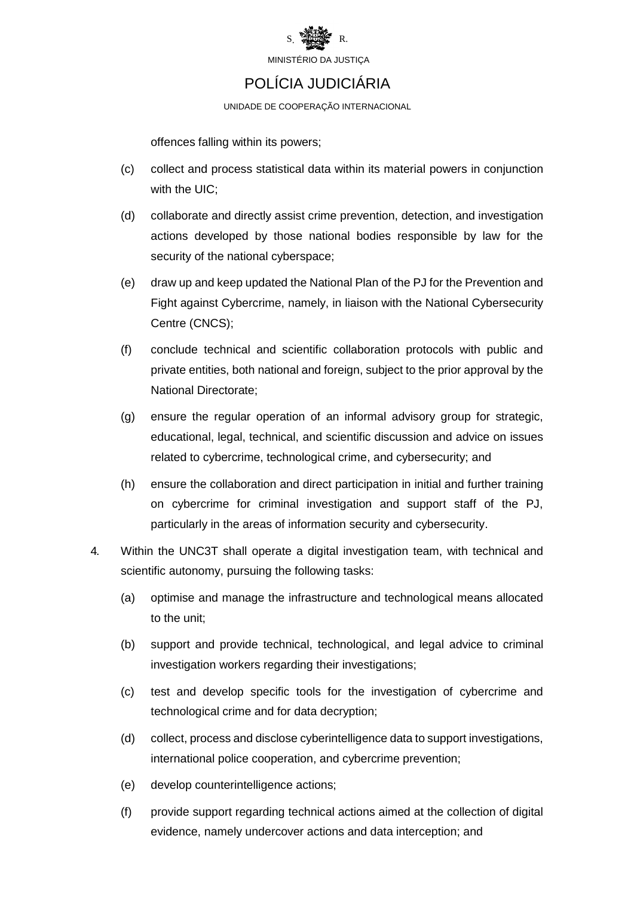offences falling within its powers;

(c) collect and process statistical data within its material powers in conjunction with the UIC;

(d) collaborate and directly assist crime prevention, detection, and investigation actions developed by those national bodies responsible by law for the security of the national cyberspace;

(e) draw up and keep updated the National Plan of the PJ for the Prevention and Fight against Cybercrime, namely, in liaison with the National Cybersecurity Centre (CNCS);

(f) conclude technical and scientific collaboration protocols with public and private entities, both national and foreign, subject to the prior approval by the National Directorate;

(g) ensure the regular operation of an informal advisory group for strategic, educational, legal, technical, and scientific discussion and advice on issues related to cybercrime, technological crime, and cybersecurity; and

(h) ensure the collaboration and direct participation in initial and further training on cybercrime for criminal investigation and support staff of the PJ, particularly in the areas of information security and cybersecurity.

4. Within the UNC3T shall operate a digital investigation team, with technical and scientific autonomy, pursuing the following tasks:

   (a) optimise and manage the infrastructure and technological means allocated to the unit;

   (b) support and provide technical, technological, and legal advice to criminal investigation workers regarding their investigations;

   (c) test and develop specific tools for the investigation of cybercrime and technological crime and for data decryption;

   (d) collect, process and disclose cyberintelligence data to support investigations, international police cooperation, and cybercrime prevention;

   (e) develop counterintelligence actions;

   (f) provide support regarding technical actions aimed at the collection of digital evidence, namely undercover actions and data interception; and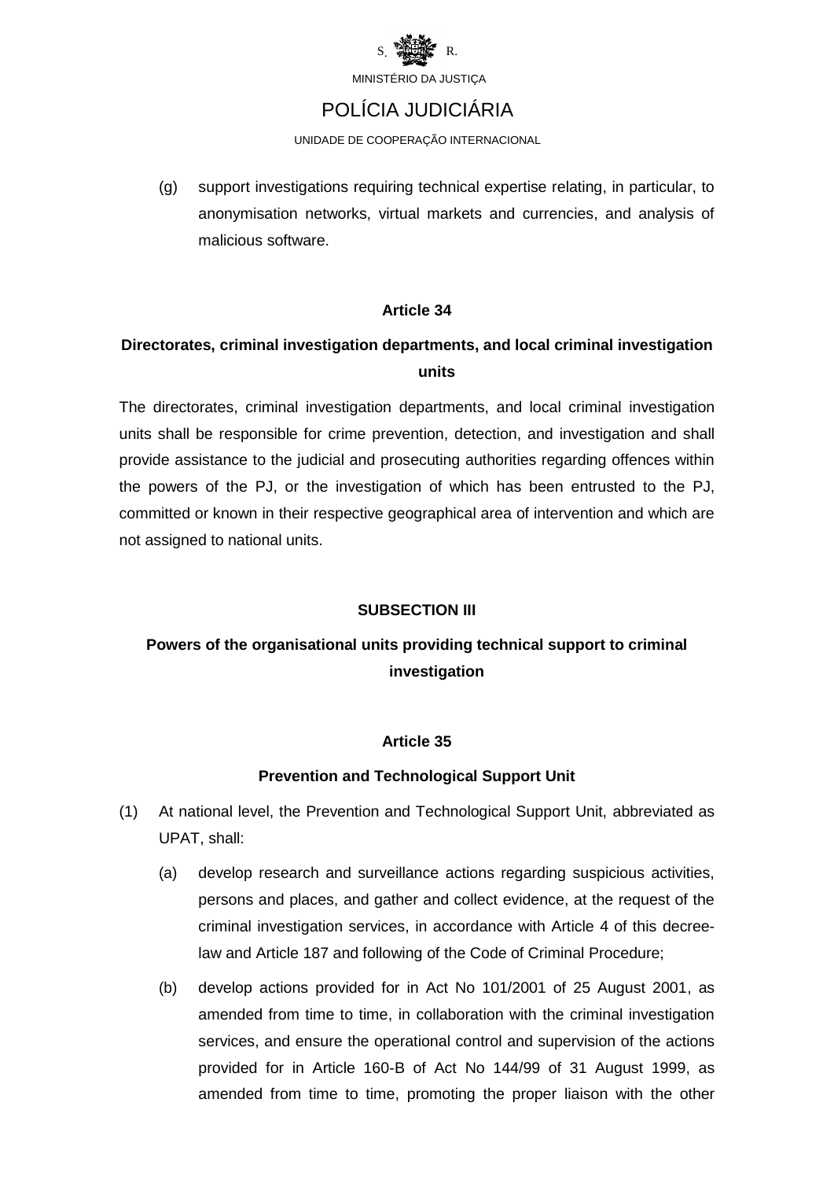(g) support investigations requiring technical expertise relating, in particular, to anonymisation networks, virtual markets and currencies, and analysis of malicious software.

**Article 34**

**Directorates, criminal investigation departments, and local criminal investigation units**

The directorates, criminal investigation departments, and local criminal investigation units shall be responsible for crime prevention, detection, and investigation and shall provide assistance to the judicial and prosecuting authorities regarding offences within the powers of the PJ, or the investigation of which has been entrusted to the PJ, committed or known in their respective geographical area of intervention and which are not assigned to national units.

**SUBSECTION III**

**Powers of the organisational units providing technical support to criminal investigation**

**Article 35**

**Prevention and Technological Support Unit**

(1) At national level, the Prevention and Technological Support Unit, abbreviated as UPAT, shall:

  (a) develop research and surveillance actions regarding suspicious activities, persons and places, and gather and collect evidence, at the request of the criminal investigation services, in accordance with Article 4 of this decree-law and Article 187 and following of the Code of Criminal Procedure;

  (b) develop actions provided for in Act No 101/2001 of 25 August 2001, as amended from time to time, in collaboration with the criminal investigation services, and ensure the operational control and supervision of the actions provided for in Article 160-B of Act No 144/99 of 31 August 1999, as amended from time to time, promoting the proper liaison with the other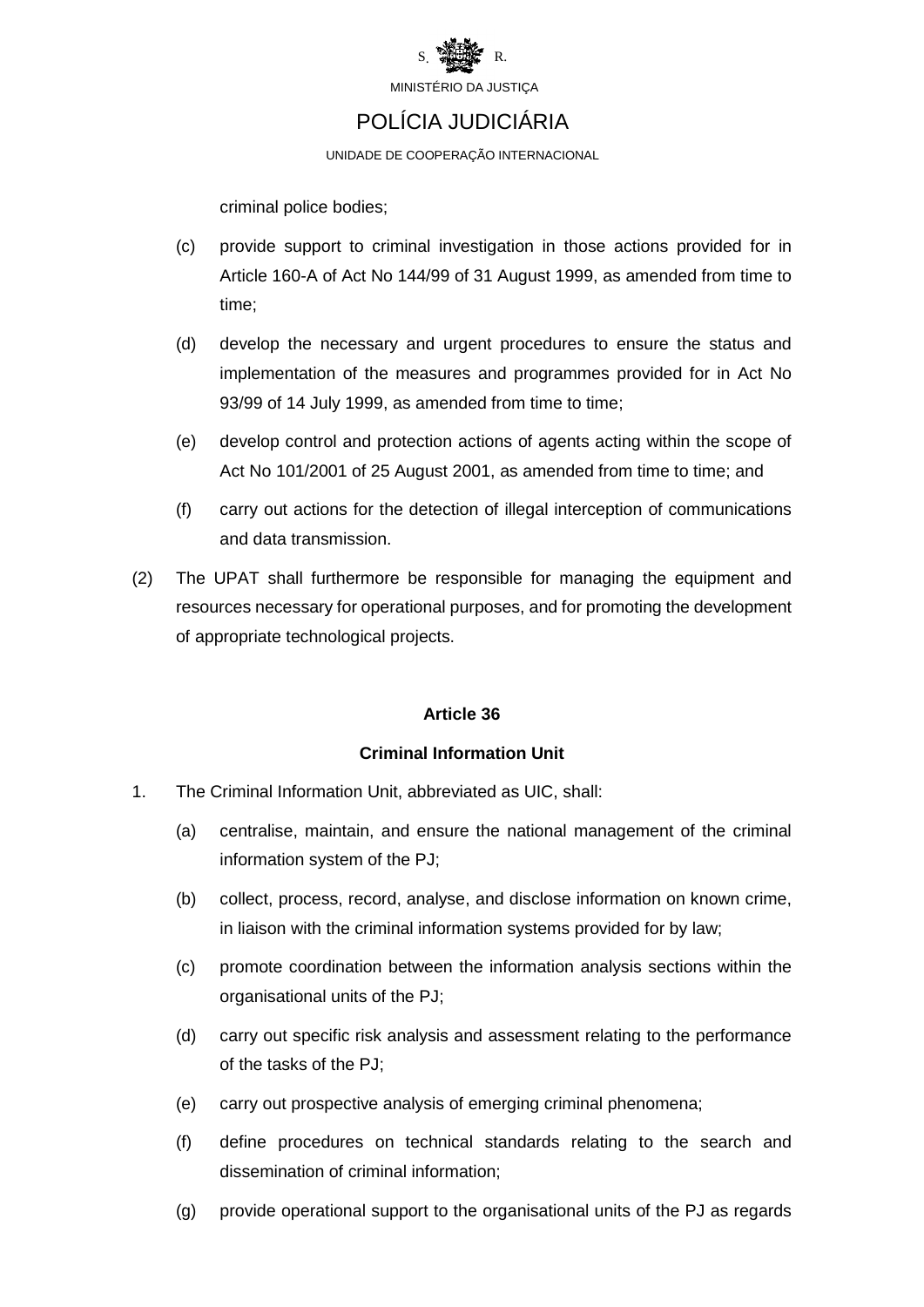criminal police bodies;

(c) provide support to criminal investigation in those actions provided for in Article 160-A of Act No 144/99 of 31 August 1999, as amended from time to time;

(d) develop the necessary and urgent procedures to ensure the status and implementation of the measures and programmes provided for in Act No 93/99 of 14 July 1999, as amended from time to time;

(e) develop control and protection actions of agents acting within the scope of Act No 101/2001 of 25 August 2001, as amended from time to time; and

(f) carry out actions for the detection of illegal interception of communications and data transmission.

(2) The UPAT shall furthermore be responsible for managing the equipment and resources necessary for operational purposes, and for promoting the development of appropriate technological projects.

**Article 36**

**Criminal Information Unit**

1. The Criminal Information Unit, abbreviated as UIC, shall:

   (a) centralise, maintain, and ensure the national management of the criminal information system of the PJ;

   (b) collect, process, record, analyse, and disclose information on known crime, in liaison with the criminal information systems provided for by law;

   (c) promote coordination between the information analysis sections within the organisational units of the PJ;

   (d) carry out specific risk analysis and assessment relating to the performance of the tasks of the PJ;

   (e) carry out prospective analysis of emerging criminal phenomena;

   (f) define procedures on technical standards relating to the search and dissemination of criminal information;

   (g) provide operational support to the organisational units of the PJ as regards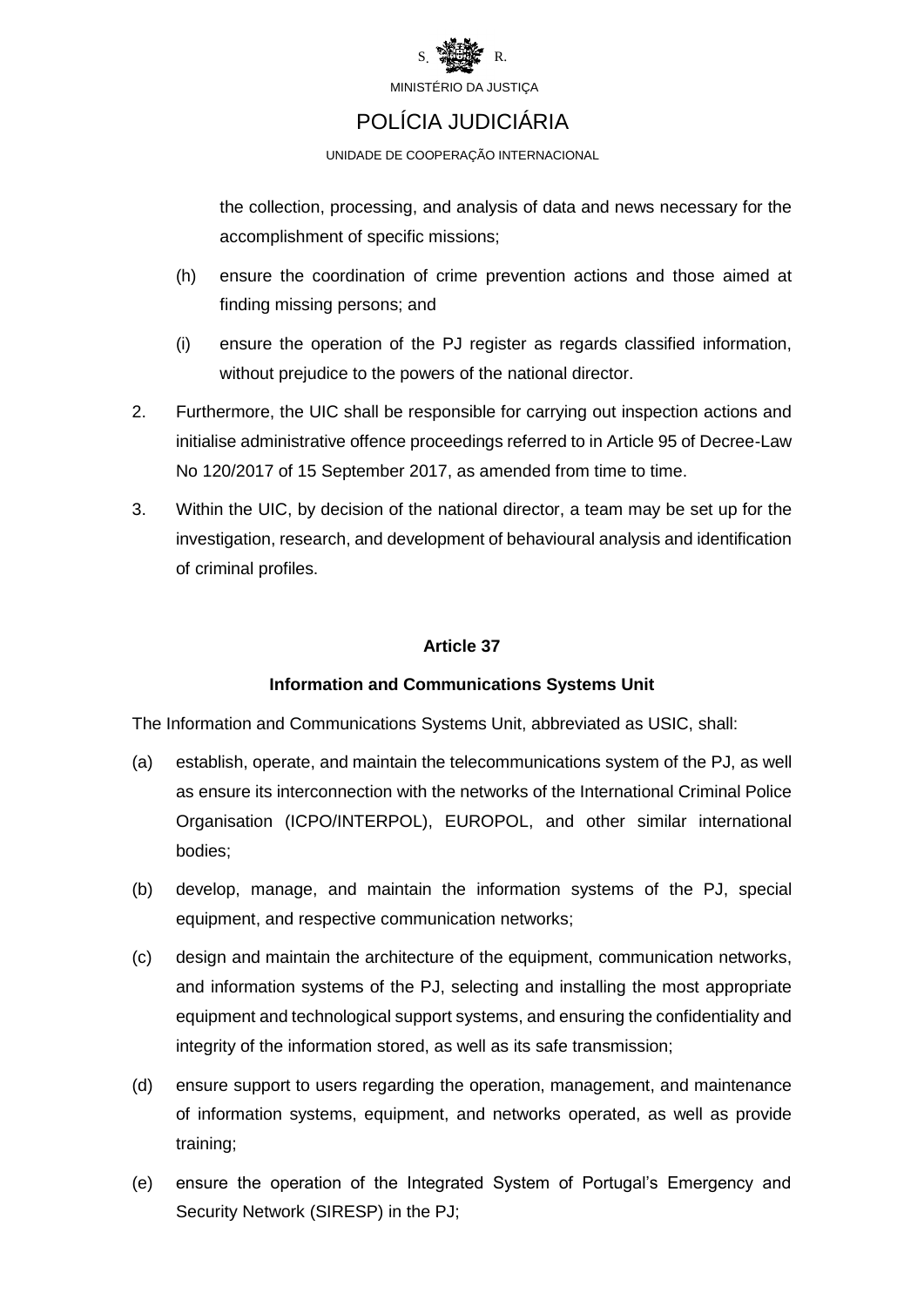the collection, processing, and analysis of data and news necessary for the accomplishment of specific missions;

(h) ensure the coordination of crime prevention actions and those aimed at finding missing persons; and

(i) ensure the operation of the PJ register as regards classified information, without prejudice to the powers of the national director.

2. Furthermore, the UIC shall be responsible for carrying out inspection actions and initialise administrative offence proceedings referred to in Article 95 of Decree-Law No 120/2017 of 15 September 2017, as amended from time to time.

3. Within the UIC, by decision of the national director, a team may be set up for the investigation, research, and development of behavioural analysis and identification of criminal profiles.

**Article 37**

**Information and Communications Systems Unit**

The Information and Communications Systems Unit, abbreviated as USIC, shall:

(a) establish, operate, and maintain the telecommunications system of the PJ, as well as ensure its interconnection with the networks of the International Criminal Police Organisation (ICPO/INTERPOL), EUROPOL, and other similar international bodies;

(b) develop, manage, and maintain the information systems of the PJ, special equipment, and respective communication networks;

(c) design and maintain the architecture of the equipment, communication networks, and information systems of the PJ, selecting and installing the most appropriate equipment and technological support systems, and ensuring the confidentiality and integrity of the information stored, as well as its safe transmission;

(d) ensure support to users regarding the operation, management, and maintenance of information systems, equipment, and networks operated, as well as provide training;

(e) ensure the operation of the Integrated System of Portugal's Emergency and Security Network (SIRESP) in the PJ;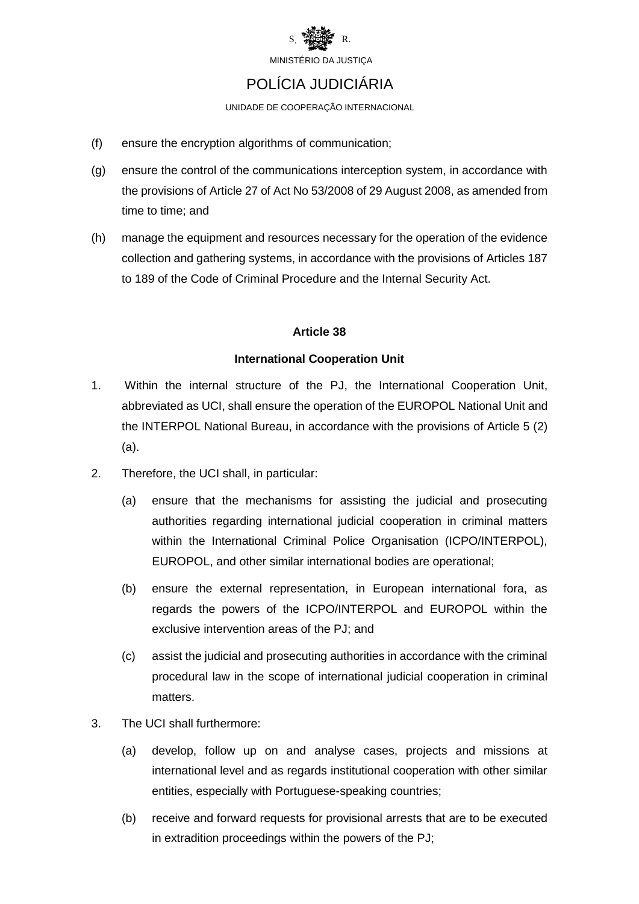(f) ensure the encryption algorithms of communication;

(g) ensure the control of the communications interception system, in accordance with the provisions of Article 27 of Act No 53/2008 of 29 August 2008, as amended from time to time; and

(h) manage the equipment and resources necessary for the operation of the evidence collection and gathering systems, in accordance with the provisions of Articles 187 to 189 of the Code of Criminal Procedure and the Internal Security Act.

**Article 38**

**International Cooperation Unit**

1. Within the internal structure of the PJ, the International Cooperation Unit, abbreviated as UCI, shall ensure the operation of the EUROPOL National Unit and the INTERPOL National Bureau, in accordance with the provisions of Article 5 (2) (a).

2. Therefore, the UCI shall, in particular:

   (a) ensure that the mechanisms for assisting the judicial and prosecuting authorities regarding international judicial cooperation in criminal matters within the International Criminal Police Organisation (ICPO/INTERPOL), EUROPOL, and other similar international bodies are operational;

   (b) ensure the external representation, in European international fora, as regards the powers of the ICPO/INTERPOL and EUROPOL within the exclusive intervention areas of the PJ; and

   (c) assist the judicial and prosecuting authorities in accordance with the criminal procedural law in the scope of international judicial cooperation in criminal matters.

3. The UCI shall furthermore:

   (a) develop, follow up on and analyse cases, projects and missions at international level and as regards institutional cooperation with other similar entities, especially with Portuguese-speaking countries;

   (b) receive and forward requests for provisional arrests that are to be executed in extradition proceedings within the powers of the PJ;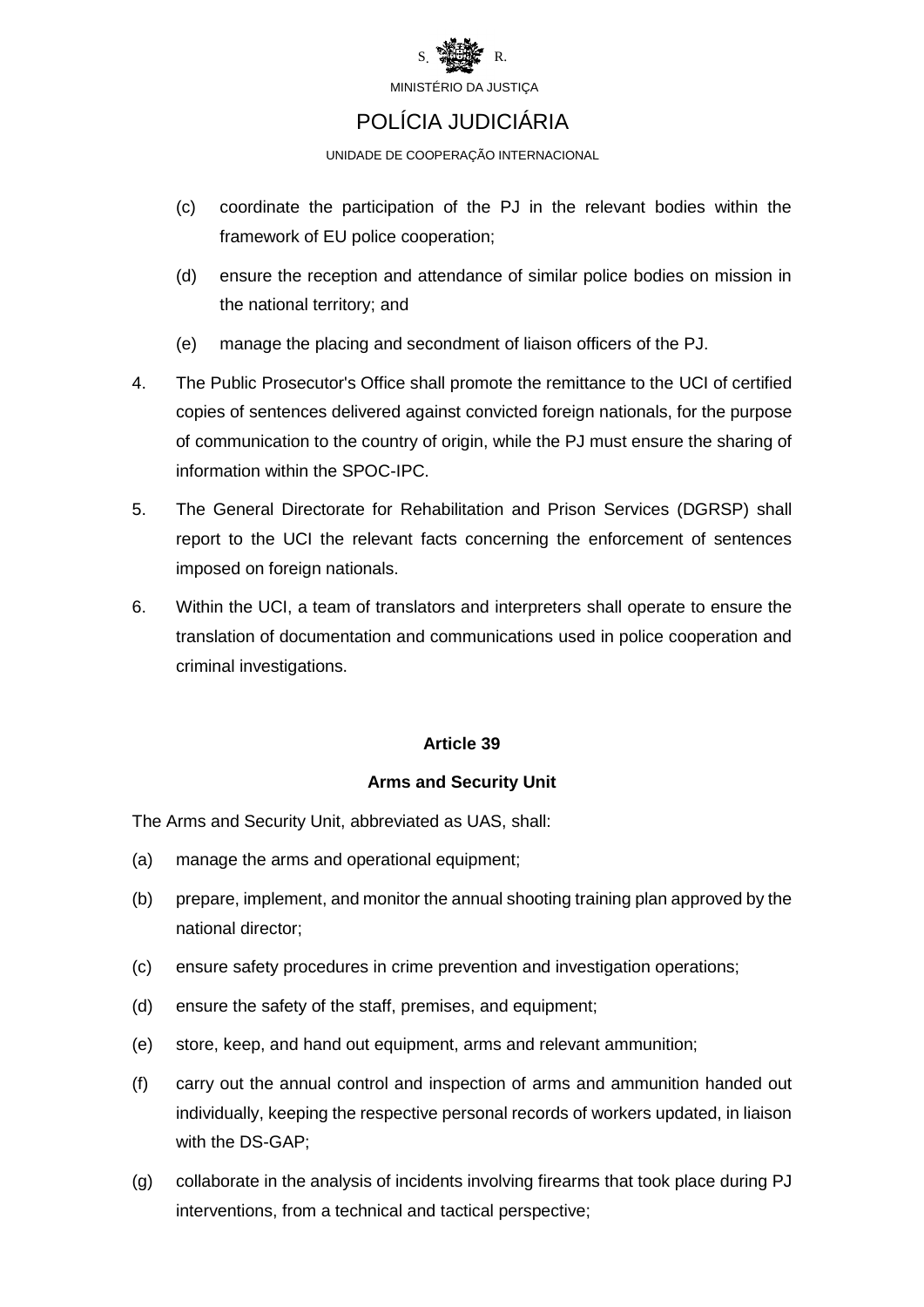(c) coordinate the participation of the PJ in the relevant bodies within the framework of EU police cooperation;

(d) ensure the reception and attendance of similar police bodies on mission in the national territory; and

(e) manage the placing and secondment of liaison officers of the PJ.

4. The Public Prosecutor's Office shall promote the remittance to the UCI of certified copies of sentences delivered against convicted foreign nationals, for the purpose of communication to the country of origin, while the PJ must ensure the sharing of information within the SPOC-IPC.

5. The General Directorate for Rehabilitation and Prison Services (DGRSP) shall report to the UCI the relevant facts concerning the enforcement of sentences imposed on foreign nationals.

6. Within the UCI, a team of translators and interpreters shall operate to ensure the translation of documentation and communications used in police cooperation and criminal investigations.

**Article 39**

**Arms and Security Unit**

The Arms and Security Unit, abbreviated as UAS, shall:

(a) manage the arms and operational equipment;

(b) prepare, implement, and monitor the annual shooting training plan approved by the national director;

(c) ensure safety procedures in crime prevention and investigation operations;

(d) ensure the safety of the staff, premises, and equipment;

(e) store, keep, and hand out equipment, arms and relevant ammunition;

(f) carry out the annual control and inspection of arms and ammunition handed out individually, keeping the respective personal records of workers updated, in liaison with the DS-GAP;

(g) collaborate in the analysis of incidents involving firearms that took place during PJ interventions, from a technical and tactical perspective;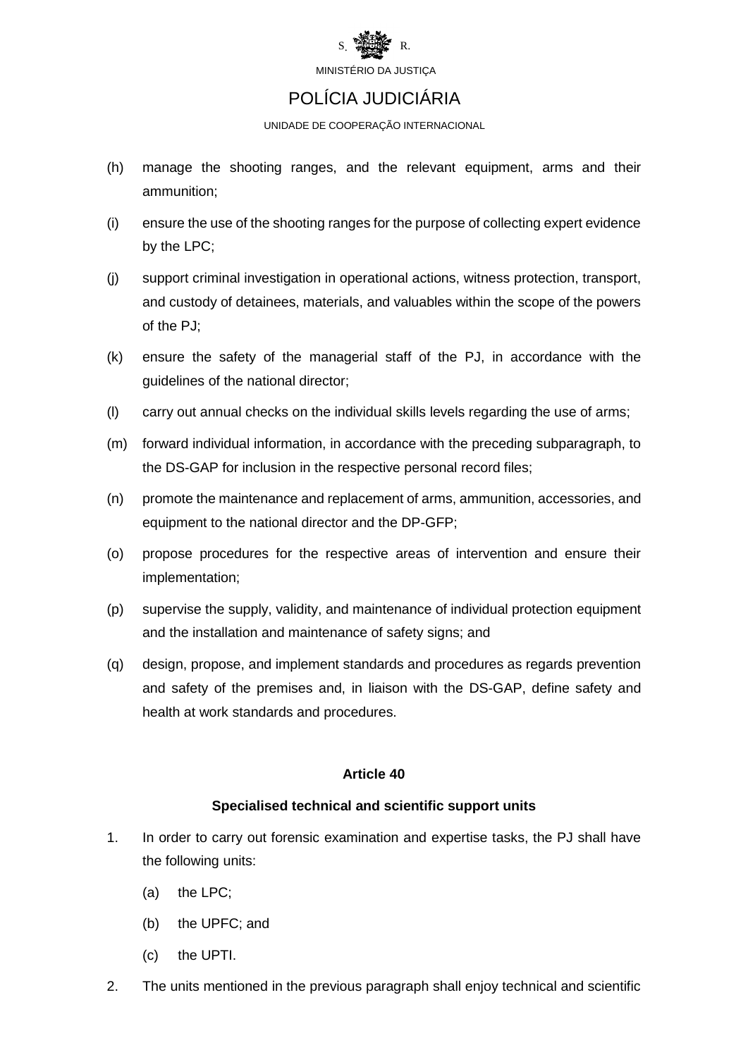(h) manage the shooting ranges, and the relevant equipment, arms and their ammunition;

(i) ensure the use of the shooting ranges for the purpose of collecting expert evidence by the LPC;

(j) support criminal investigation in operational actions, witness protection, transport, and custody of detainees, materials, and valuables within the scope of the powers of the PJ;

(k) ensure the safety of the managerial staff of the PJ, in accordance with the guidelines of the national director;

(l) carry out annual checks on the individual skills levels regarding the use of arms;

(m) forward individual information, in accordance with the preceding subparagraph, to the DS-GAP for inclusion in the respective personal record files;

(n) promote the maintenance and replacement of arms, ammunition, accessories, and equipment to the national director and the DP-GFP;

(o) propose procedures for the respective areas of intervention and ensure their implementation;

(p) supervise the supply, validity, and maintenance of individual protection equipment and the installation and maintenance of safety signs; and

(q) design, propose, and implement standards and procedures as regards prevention and safety of the premises and, in liaison with the DS-GAP, define safety and health at work standards and procedures.

**Article 40**

**Specialised technical and scientific support units**

1. In order to carry out forensic examination and expertise tasks, the PJ shall have the following units:

   (a) the LPC;

   (b) the UPFC; and

   (c) the UPTI.

2. The units mentioned in the previous paragraph shall enjoy technical and scientific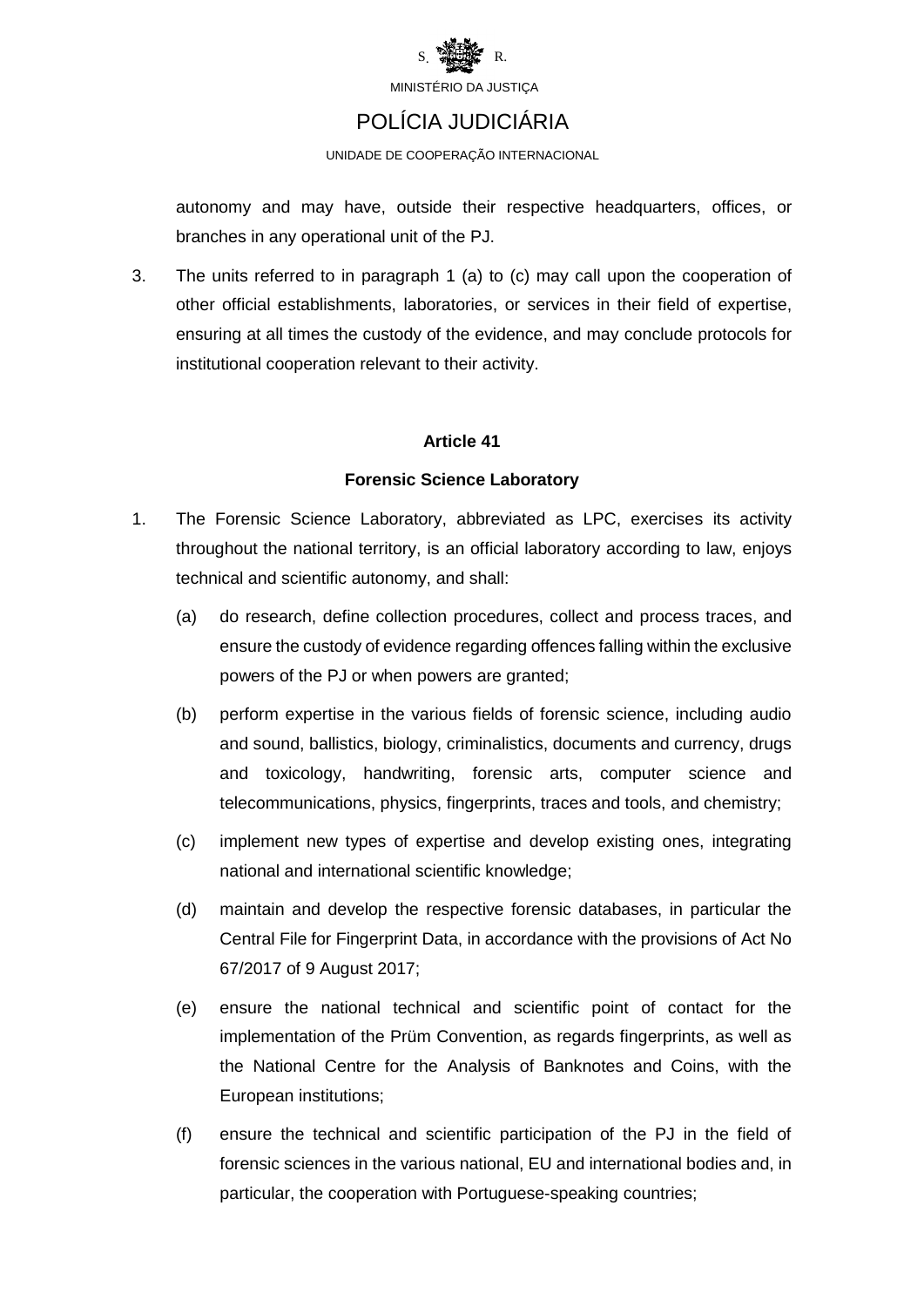autonomy and may have, outside their respective headquarters, offices, or branches in any operational unit of the PJ.

3. The units referred to in paragraph 1 (a) to (c) may call upon the cooperation of other official establishments, laboratories, or services in their field of expertise, ensuring at all times the custody of the evidence, and may conclude protocols for institutional cooperation relevant to their activity.

**Article 41**

**Forensic Science Laboratory**

1. The Forensic Science Laboratory, abbreviated as LPC, exercises its activity throughout the national territory, is an official laboratory according to law, enjoys technical and scientific autonomy, and shall:

   (a) do research, define collection procedures, collect and process traces, and ensure the custody of evidence regarding offences falling within the exclusive powers of the PJ or when powers are granted;

   (b) perform expertise in the various fields of forensic science, including audio and sound, ballistics, biology, criminalistics, documents and currency, drugs and toxicology, handwriting, forensic arts, computer science and telecommunications, physics, fingerprints, traces and tools, and chemistry;

   (c) implement new types of expertise and develop existing ones, integrating national and international scientific knowledge;

   (d) maintain and develop the respective forensic databases, in particular the Central File for Fingerprint Data, in accordance with the provisions of Act No 67/2017 of 9 August 2017;

   (e) ensure the national technical and scientific point of contact for the implementation of the Prüm Convention, as regards fingerprints, as well as the National Centre for the Analysis of Banknotes and Coins, with the European institutions;

   (f) ensure the technical and scientific participation of the PJ in the field of forensic sciences in the various national, EU and international bodies and, in particular, the cooperation with Portuguese-speaking countries;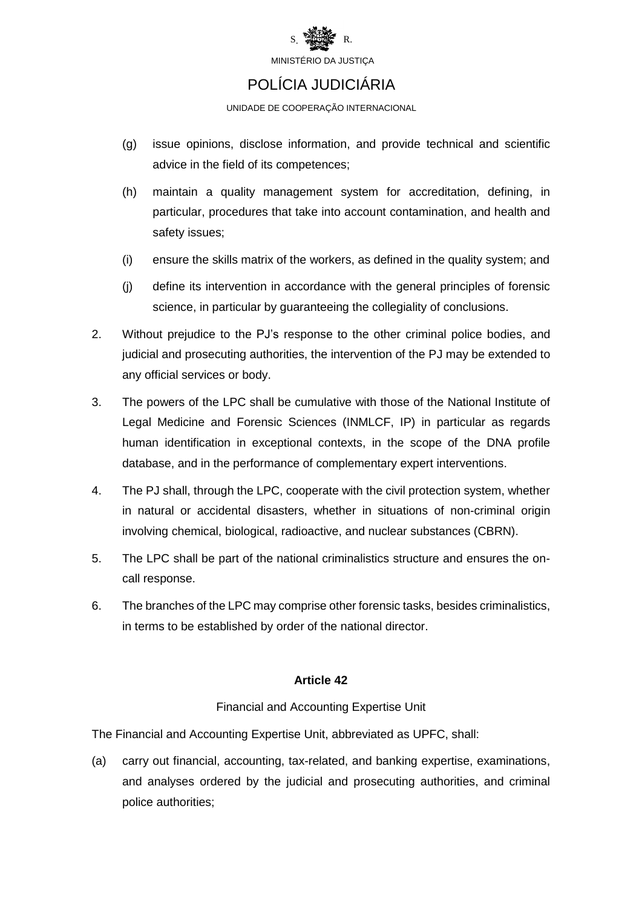(g) issue opinions, disclose information, and provide technical and scientific advice in the field of its competences;

(h) maintain a quality management system for accreditation, defining, in particular, procedures that take into account contamination, and health and safety issues;

(i) ensure the skills matrix of the workers, as defined in the quality system; and

(j) define its intervention in accordance with the general principles of forensic science, in particular by guaranteeing the collegiality of conclusions.

2. Without prejudice to the PJ's response to the other criminal police bodies, and judicial and prosecuting authorities, the intervention of the PJ may be extended to any official services or body.

3. The powers of the LPC shall be cumulative with those of the National Institute of Legal Medicine and Forensic Sciences (INMLCF, IP) in particular as regards human identification in exceptional contexts, in the scope of the DNA profile database, and in the performance of complementary expert interventions.

4. The PJ shall, through the LPC, cooperate with the civil protection system, whether in natural or accidental disasters, whether in situations of non-criminal origin involving chemical, biological, radioactive, and nuclear substances (CBRN).

5. The LPC shall be part of the national criminalistics structure and ensures the on-call response.

6. The branches of the LPC may comprise other forensic tasks, besides criminalistics, in terms to be established by order of the national director.

**Article 42**

Financial and Accounting Expertise Unit

The Financial and Accounting Expertise Unit, abbreviated as UPFC, shall:

(a) carry out financial, accounting, tax-related, and banking expertise, examinations, and analyses ordered by the judicial and prosecuting authorities, and criminal police authorities;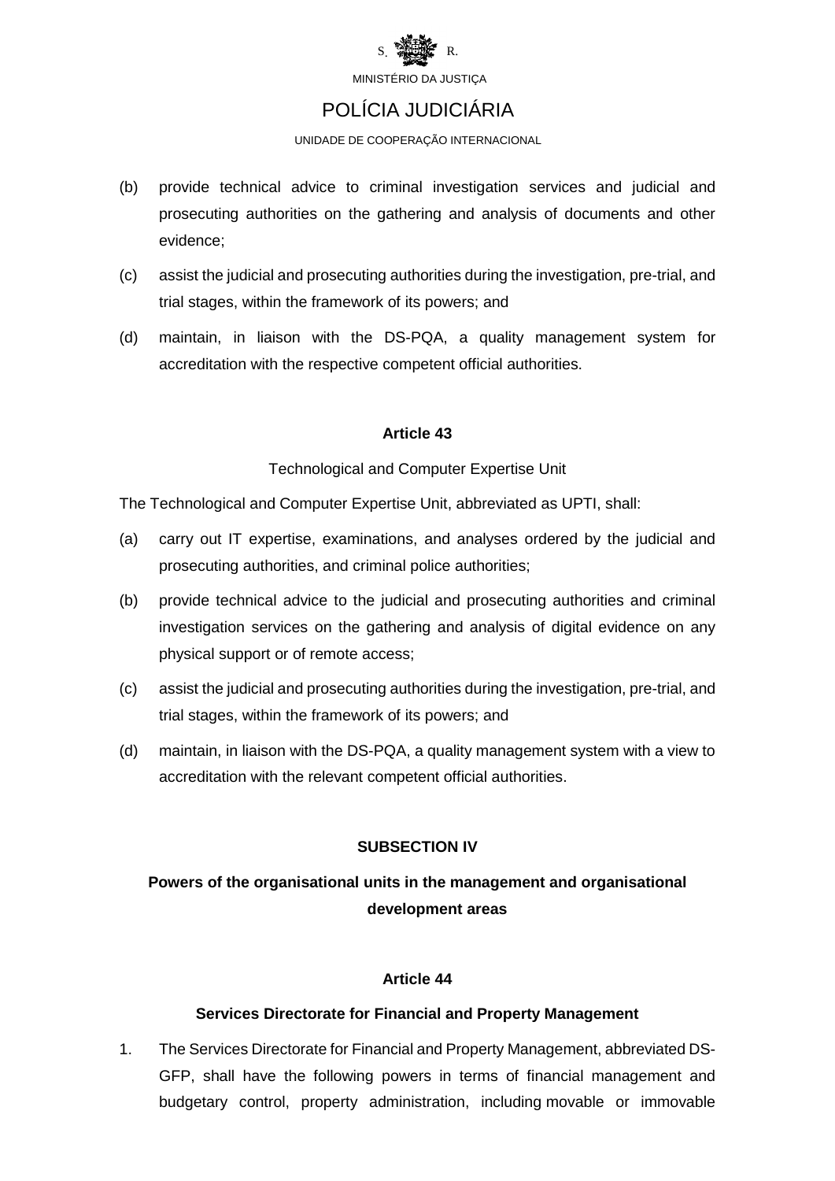(b) provide technical advice to criminal investigation services and judicial and prosecuting authorities on the gathering and analysis of documents and other evidence;

(c) assist the judicial and prosecuting authorities during the investigation, pre-trial, and trial stages, within the framework of its powers; and

(d) maintain, in liaison with the DS-PQA, a quality management system for accreditation with the respective competent official authorities.

**Article 43**

Technological and Computer Expertise Unit

The Technological and Computer Expertise Unit, abbreviated as UPTI, shall:

(a) carry out IT expertise, examinations, and analyses ordered by the judicial and prosecuting authorities, and criminal police authorities;

(b) provide technical advice to the judicial and prosecuting authorities and criminal investigation services on the gathering and analysis of digital evidence on any physical support or of remote access;

(c) assist the judicial and prosecuting authorities during the investigation, pre-trial, and trial stages, within the framework of its powers; and

(d) maintain, in liaison with the DS-PQA, a quality management system with a view to accreditation with the relevant competent official authorities.

**SUBSECTION IV**

**Powers of the organisational units in the management and organisational development areas**

**Article 44**

**Services Directorate for Financial and Property Management**

1. The Services Directorate for Financial and Property Management, abbreviated DS-GFP, shall have the following powers in terms of financial management and budgetary control, property administration, including movable or immovable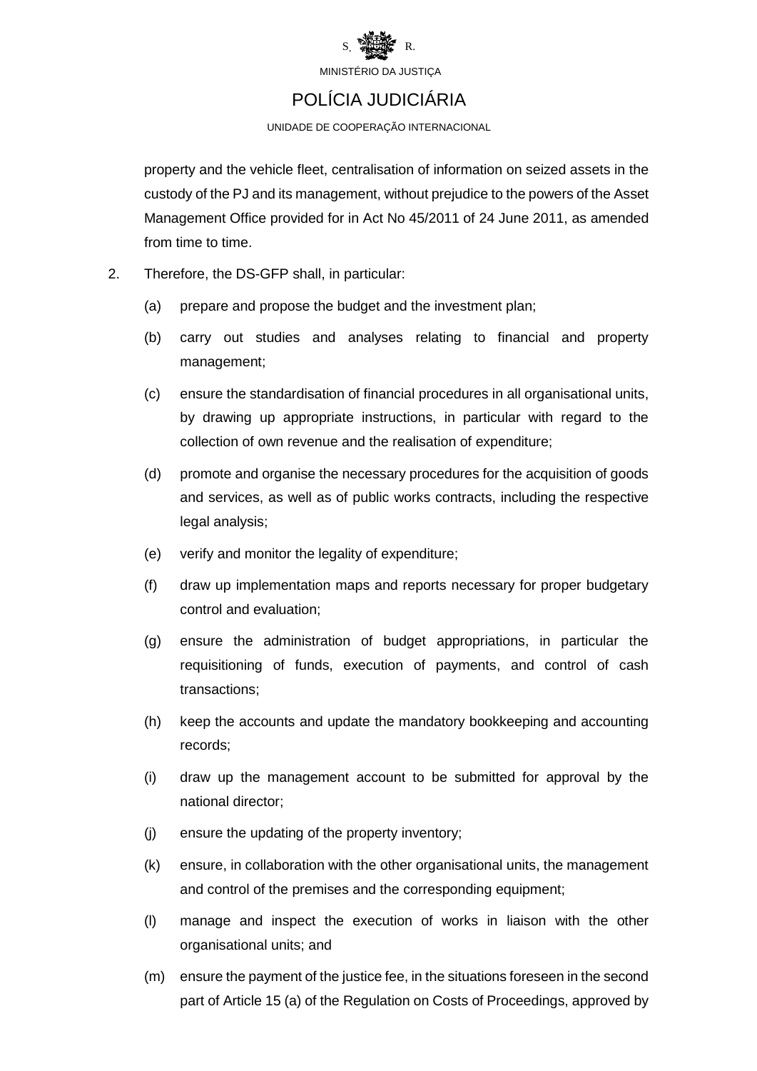property and the vehicle fleet, centralisation of information on seized assets in the custody of the PJ and its management, without prejudice to the powers of the Asset Management Office provided for in Act No 45/2011 of 24 June 2011, as amended from time to time.

2. Therefore, the DS-GFP shall, in particular:

   (a) prepare and propose the budget and the investment plan;

   (b) carry out studies and analyses relating to financial and property management;

   (c) ensure the standardisation of financial procedures in all organisational units, by drawing up appropriate instructions, in particular with regard to the collection of own revenue and the realisation of expenditure;

   (d) promote and organise the necessary procedures for the acquisition of goods and services, as well as of public works contracts, including the respective legal analysis;

   (e) verify and monitor the legality of expenditure;

   (f) draw up implementation maps and reports necessary for proper budgetary control and evaluation;

   (g) ensure the administration of budget appropriations, in particular the requisitioning of funds, execution of payments, and control of cash transactions;

   (h) keep the accounts and update the mandatory bookkeeping and accounting records;

   (i) draw up the management account to be submitted for approval by the national director;

   (j) ensure the updating of the property inventory;

   (k) ensure, in collaboration with the other organisational units, the management and control of the premises and the corresponding equipment;

   (l) manage and inspect the execution of works in liaison with the other organisational units; and

   (m) ensure the payment of the justice fee, in the situations foreseen in the second part of Article 15 (a) of the Regulation on Costs of Proceedings, approved by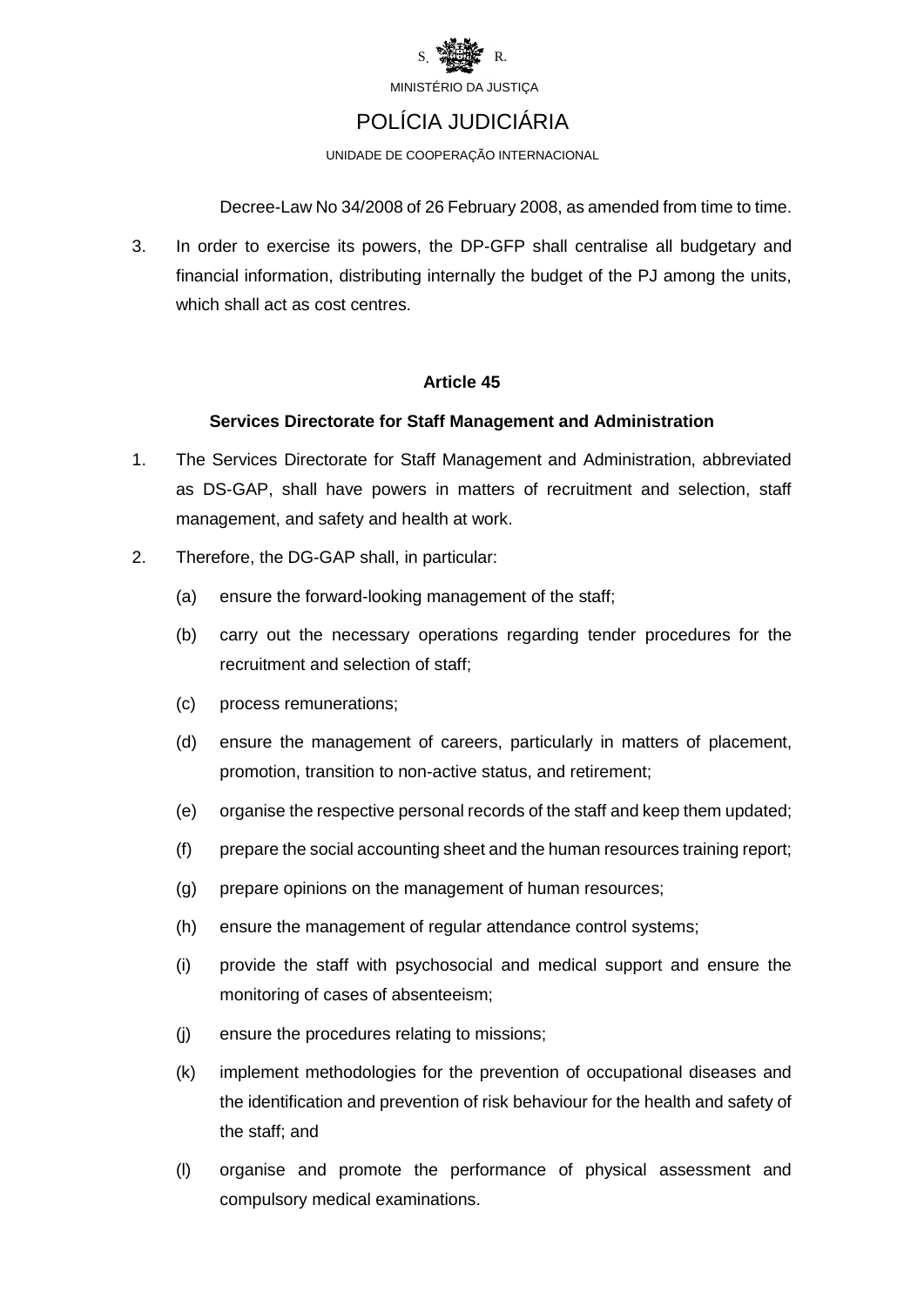Decree-Law No 34/2008 of 26 February 2008, as amended from time to time.

3. In order to exercise its powers, the DP-GFP shall centralise all budgetary and financial information, distributing internally the budget of the PJ among the units, which shall act as cost centres.

**Article 45**

**Services Directorate for Staff Management and Administration**

1. The Services Directorate for Staff Management and Administration, abbreviated as DS-GAP, shall have powers in matters of recruitment and selection, staff management, and safety and health at work.

2. Therefore, the DG-GAP shall, in particular:

   (a) ensure the forward-looking management of the staff;

   (b) carry out the necessary operations regarding tender procedures for the recruitment and selection of staff;

   (c) process remunerations;

   (d) ensure the management of careers, particularly in matters of placement, promotion, transition to non-active status, and retirement;

   (e) organise the respective personal records of the staff and keep them updated;

   (f) prepare the social accounting sheet and the human resources training report;

   (g) prepare opinions on the management of human resources;

   (h) ensure the management of regular attendance control systems;

   (i) provide the staff with psychosocial and medical support and ensure the monitoring of cases of absenteeism;

   (j) ensure the procedures relating to missions;

   (k) implement methodologies for the prevention of occupational diseases and the identification and prevention of risk behaviour for the health and safety of the staff; and

   (l) organise and promote the performance of physical assessment and compulsory medical examinations.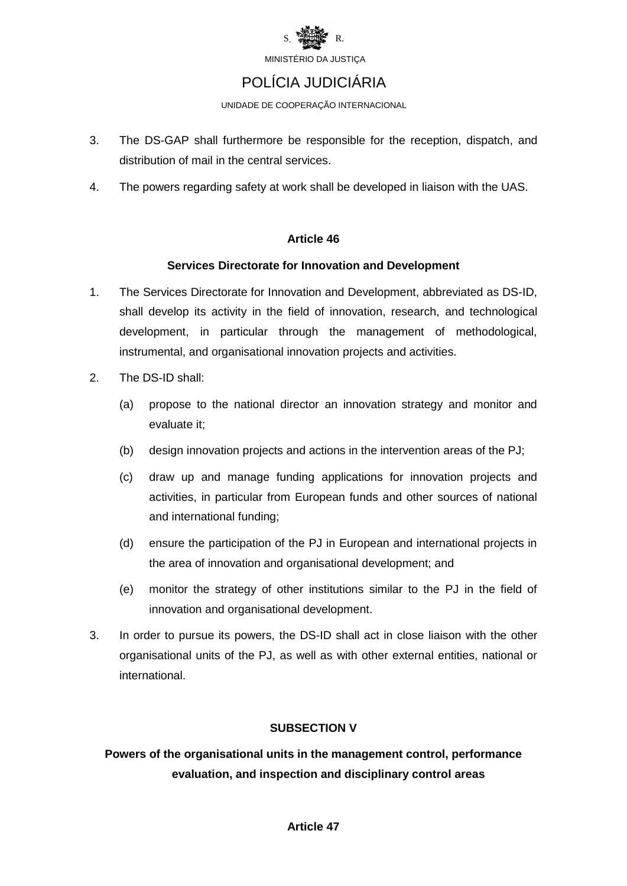3. The DS-GAP shall furthermore be responsible for the reception, dispatch, and distribution of mail in the central services.
4. The powers regarding safety at work shall be developed in liaison with the UAS.

**Article 46**

**Services Directorate for Innovation and Development**

1. The Services Directorate for Innovation and Development, abbreviated as DS-ID, shall develop its activity in the field of innovation, research, and technological development, in particular through the management of methodological, instrumental, and organisational innovation projects and activities.
2. The DS-ID shall:
   (a) propose to the national director an innovation strategy and monitor and evaluate it;
   (b) design innovation projects and actions in the intervention areas of the PJ;
   (c) draw up and manage funding applications for innovation projects and activities, in particular from European funds and other sources of national and international funding;
   (d) ensure the participation of the PJ in European and international projects in the area of innovation and organisational development; and
   (e) monitor the strategy of other institutions similar to the PJ in the field of innovation and organisational development.
3. In order to pursue its powers, the DS-ID shall act in close liaison with the other organisational units of the PJ, as well as with other external entities, national or international.

**SUBSECTION V**

**Powers of the organisational units in the management control, performance evaluation, and inspection and disciplinary control areas**

**Article 47**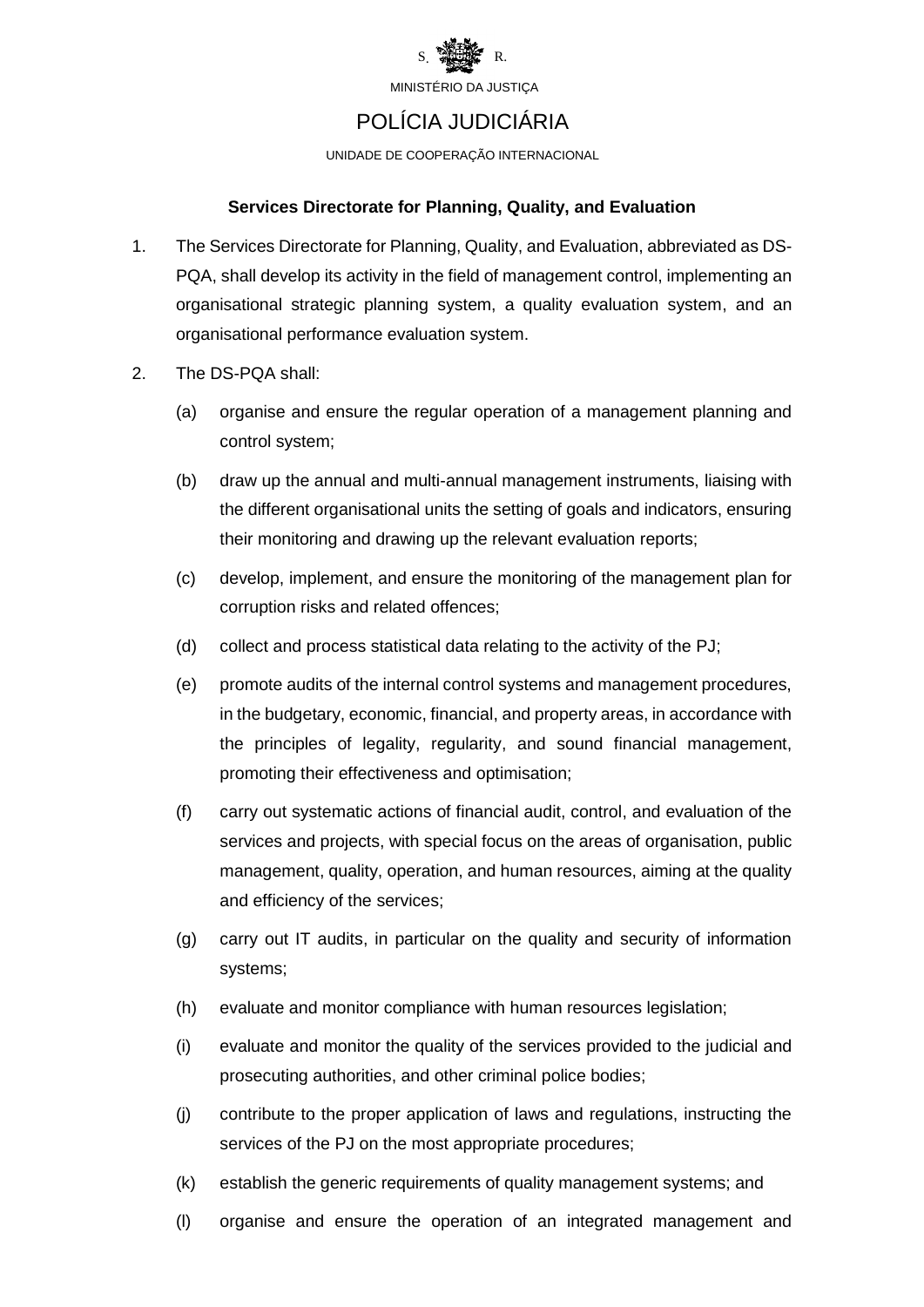**Services Directorate for Planning, Quality, and Evaluation**

1. The Services Directorate for Planning, Quality, and Evaluation, abbreviated as DS-PQA, shall develop its activity in the field of management control, implementing an organisational strategic planning system, a quality evaluation system, and an organisational performance evaluation system.

2. The DS-PQA shall:

   (a) organise and ensure the regular operation of a management planning and control system;

   (b) draw up the annual and multi-annual management instruments, liaising with the different organisational units the setting of goals and indicators, ensuring their monitoring and drawing up the relevant evaluation reports;

   (c) develop, implement, and ensure the monitoring of the management plan for corruption risks and related offences;

   (d) collect and process statistical data relating to the activity of the PJ;

   (e) promote audits of the internal control systems and management procedures, in the budgetary, economic, financial, and property areas, in accordance with the principles of legality, regularity, and sound financial management, promoting their effectiveness and optimisation;

   (f) carry out systematic actions of financial audit, control, and evaluation of the services and projects, with special focus on the areas of organisation, public management, quality, operation, and human resources, aiming at the quality and efficiency of the services;

   (g) carry out IT audits, in particular on the quality and security of information systems;

   (h) evaluate and monitor compliance with human resources legislation;

   (i) evaluate and monitor the quality of the services provided to the judicial and prosecuting authorities, and other criminal police bodies;

   (j) contribute to the proper application of laws and regulations, instructing the services of the PJ on the most appropriate procedures;

   (k) establish the generic requirements of quality management systems; and

   (l) organise and ensure the operation of an integrated management and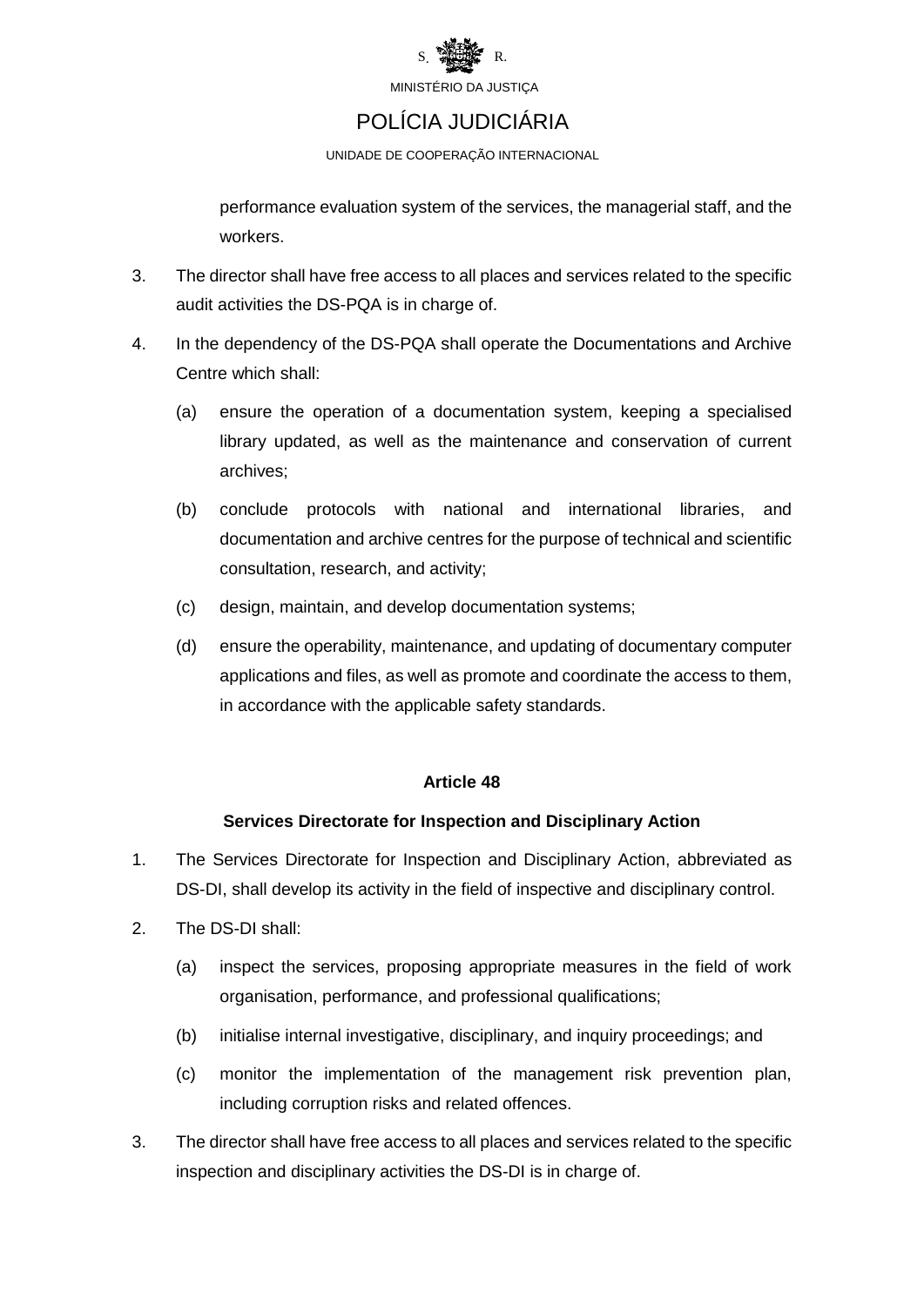performance evaluation system of the services, the managerial staff, and the workers.

3. The director shall have free access to all places and services related to the specific audit activities the DS-PQA is in charge of.

4. In the dependency of the DS-PQA shall operate the Documentations and Archive Centre which shall:

   (a) ensure the operation of a documentation system, keeping a specialised library updated, as well as the maintenance and conservation of current archives;

   (b) conclude protocols with national and international libraries, and documentation and archive centres for the purpose of technical and scientific consultation, research, and activity;

   (c) design, maintain, and develop documentation systems;

   (d) ensure the operability, maintenance, and updating of documentary computer applications and files, as well as promote and coordinate the access to them, in accordance with the applicable safety standards.

**Article 48**

**Services Directorate for Inspection and Disciplinary Action**

1. The Services Directorate for Inspection and Disciplinary Action, abbreviated as DS-DI, shall develop its activity in the field of inspective and disciplinary control.

2. The DS-DI shall:

   (a) inspect the services, proposing appropriate measures in the field of work organisation, performance, and professional qualifications;

   (b) initialise internal investigative, disciplinary, and inquiry proceedings; and

   (c) monitor the implementation of the management risk prevention plan, including corruption risks and related offences.

3. The director shall have free access to all places and services related to the specific inspection and disciplinary activities the DS-DI is in charge of.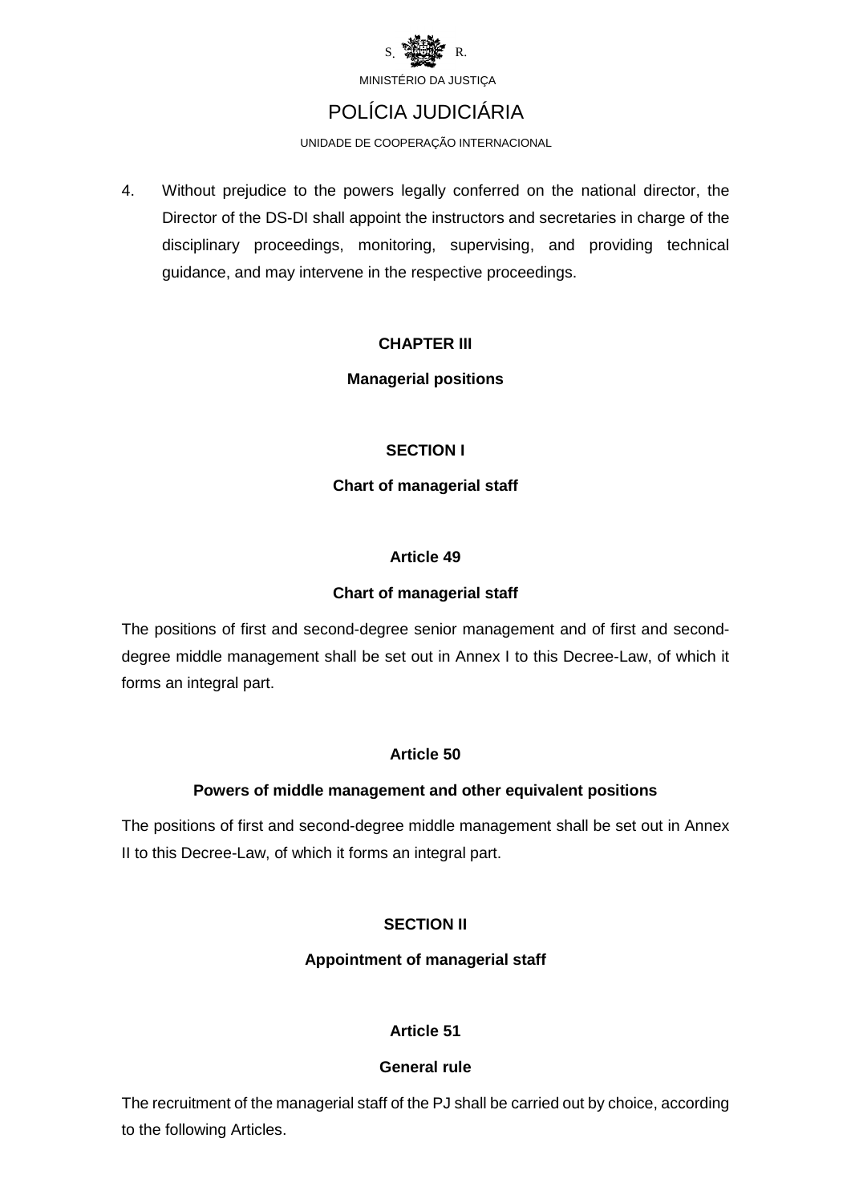4. Without prejudice to the powers legally conferred on the national director, the Director of the DS-DI shall appoint the instructors and secretaries in charge of the disciplinary proceedings, monitoring, supervising, and providing technical guidance, and may intervene in the respective proceedings.

## CHAPTER III

## Managerial positions

### SECTION I

### Chart of managerial staff

#### Article 49

#### Chart of managerial staff

The positions of first and second-degree senior management and of first and second-degree middle management shall be set out in Annex I to this Decree-Law, of which it forms an integral part.

#### Article 50

#### Powers of middle management and other equivalent positions

The positions of first and second-degree middle management shall be set out in Annex II to this Decree-Law, of which it forms an integral part.

### SECTION II

### Appointment of managerial staff

#### Article 51

#### General rule

The recruitment of the managerial staff of the PJ shall be carried out by choice, according to the following Articles.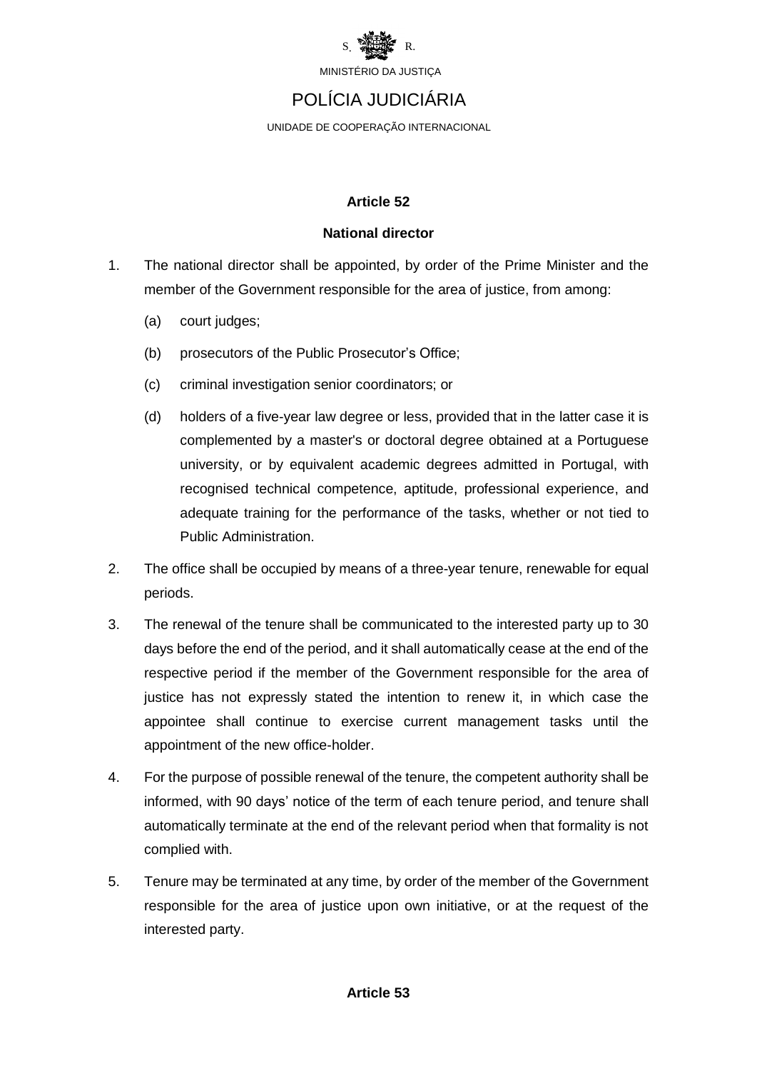**Article 52**

**National director**

1. The national director shall be appointed, by order of the Prime Minister and the member of the Government responsible for the area of justice, from among:

   (a) court judges;

   (b) prosecutors of the Public Prosecutor's Office;

   (c) criminal investigation senior coordinators; or

   (d) holders of a five-year law degree or less, provided that in the latter case it is complemented by a master's or doctoral degree obtained at a Portuguese university, or by equivalent academic degrees admitted in Portugal, with recognised technical competence, aptitude, professional experience, and adequate training for the performance of the tasks, whether or not tied to Public Administration.

2. The office shall be occupied by means of a three-year tenure, renewable for equal periods.

3. The renewal of the tenure shall be communicated to the interested party up to 30 days before the end of the period, and it shall automatically cease at the end of the respective period if the member of the Government responsible for the area of justice has not expressly stated the intention to renew it, in which case the appointee shall continue to exercise current management tasks until the appointment of the new office-holder.

4. For the purpose of possible renewal of the tenure, the competent authority shall be informed, with 90 days' notice of the term of each tenure period, and tenure shall automatically terminate at the end of the relevant period when that formality is not complied with.

5. Tenure may be terminated at any time, by order of the member of the Government responsible for the area of justice upon own initiative, or at the request of the interested party.

**Article 53**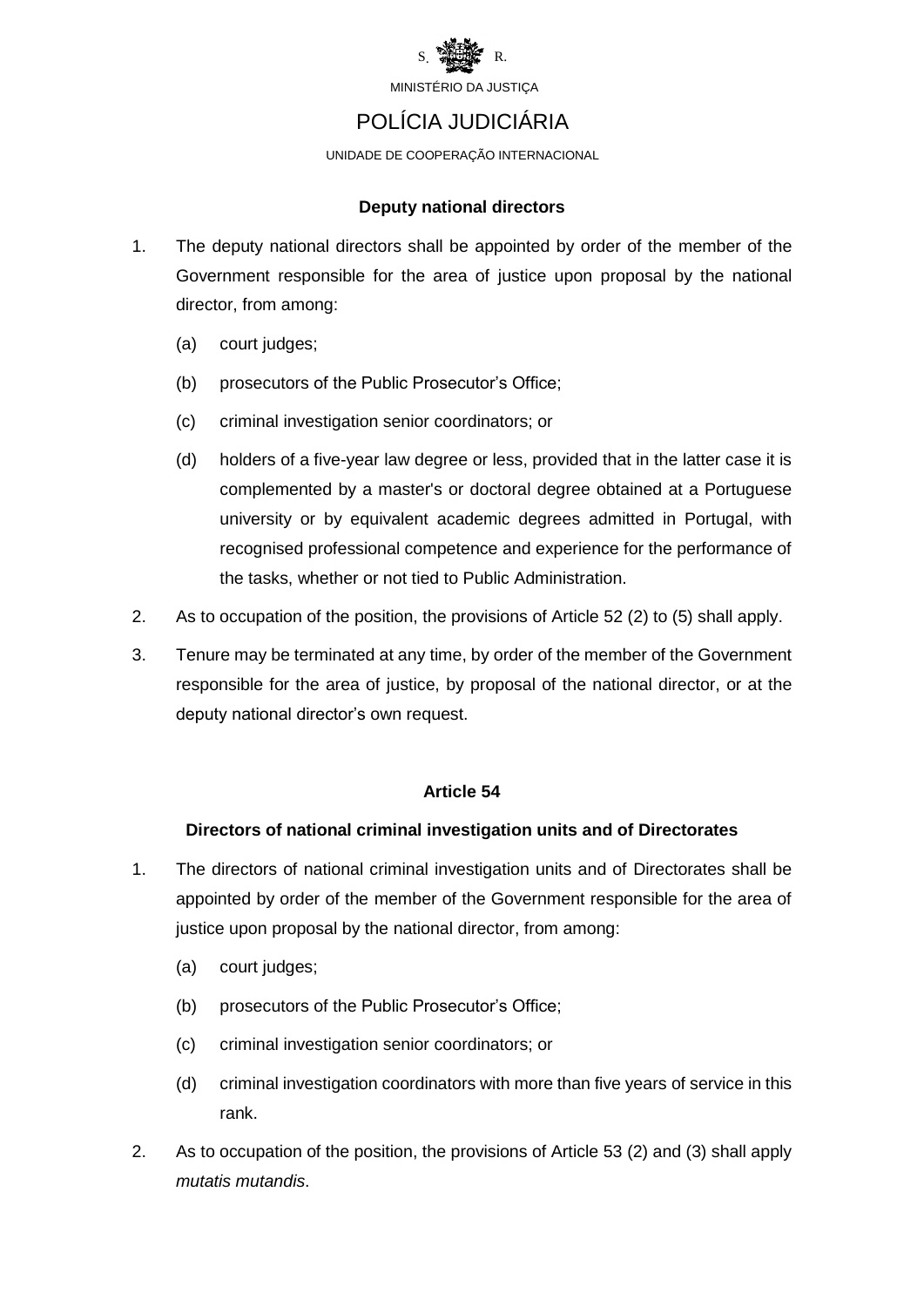**Deputy national directors**

1. The deputy national directors shall be appointed by order of the member of the Government responsible for the area of justice upon proposal by the national director, from among:

   (a) court judges;

   (b) prosecutors of the Public Prosecutor's Office;

   (c) criminal investigation senior coordinators; or

   (d) holders of a five-year law degree or less, provided that in the latter case it is complemented by a master's or doctoral degree obtained at a Portuguese university or by equivalent academic degrees admitted in Portugal, with recognised professional competence and experience for the performance of the tasks, whether or not tied to Public Administration.

2. As to occupation of the position, the provisions of Article 52 (2) to (5) shall apply.

3. Tenure may be terminated at any time, by order of the member of the Government responsible for the area of justice, by proposal of the national director, or at the deputy national director's own request.

**Article 54**

**Directors of national criminal investigation units and of Directorates**

1. The directors of national criminal investigation units and of Directorates shall be appointed by order of the member of the Government responsible for the area of justice upon proposal by the national director, from among:

   (a) court judges;

   (b) prosecutors of the Public Prosecutor's Office;

   (c) criminal investigation senior coordinators; or

   (d) criminal investigation coordinators with more than five years of service in this rank.

2. As to occupation of the position, the provisions of Article 53 (2) and (3) shall apply *mutatis mutandis*.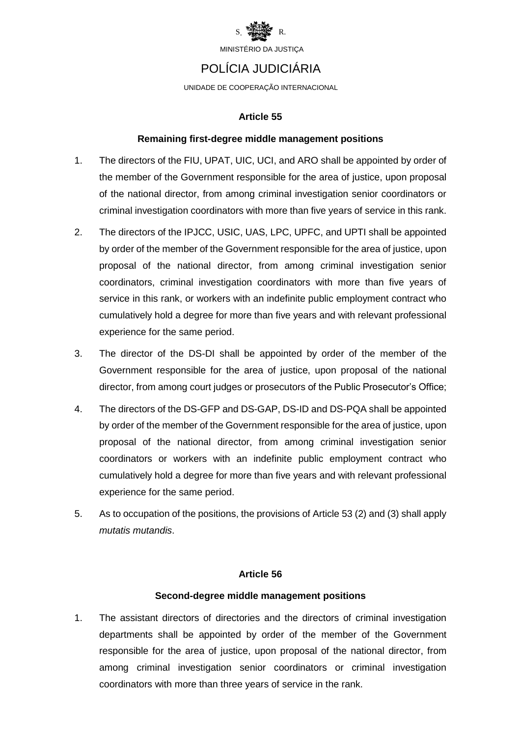### Article 55

#### Remaining first-degree middle management positions

1. The directors of the FIU, UPAT, UIC, UCI, and ARO shall be appointed by order of the member of the Government responsible for the area of justice, upon proposal of the national director, from among criminal investigation senior coordinators or criminal investigation coordinators with more than five years of service in this rank.
2. The directors of the IPJCC, USIC, UAS, LPC, UPFC, and UPTI shall be appointed by order of the member of the Government responsible for the area of justice, upon proposal of the national director, from among criminal investigation senior coordinators, criminal investigation coordinators with more than five years of service in this rank, or workers with an indefinite public employment contract who cumulatively hold a degree for more than five years and with relevant professional experience for the same period.
3. The director of the DS-DI shall be appointed by order of the member of the Government responsible for the area of justice, upon proposal of the national director, from among court judges or prosecutors of the Public Prosecutor's Office;
4. The directors of the DS-GFP and DS-GAP, DS-ID and DS-PQA shall be appointed by order of the member of the Government responsible for the area of justice, upon proposal of the national director, from among criminal investigation senior coordinators or workers with an indefinite public employment contract who cumulatively hold a degree for more than five years and with relevant professional experience for the same period.
5. As to occupation of the positions, the provisions of Article 53 (2) and (3) shall apply *mutatis mutandis*.

### Article 56

#### Second-degree middle management positions

1. The assistant directors of directories and the directors of criminal investigation departments shall be appointed by order of the member of the Government responsible for the area of justice, upon proposal of the national director, from among criminal investigation senior coordinators or criminal investigation coordinators with more than three years of service in the rank.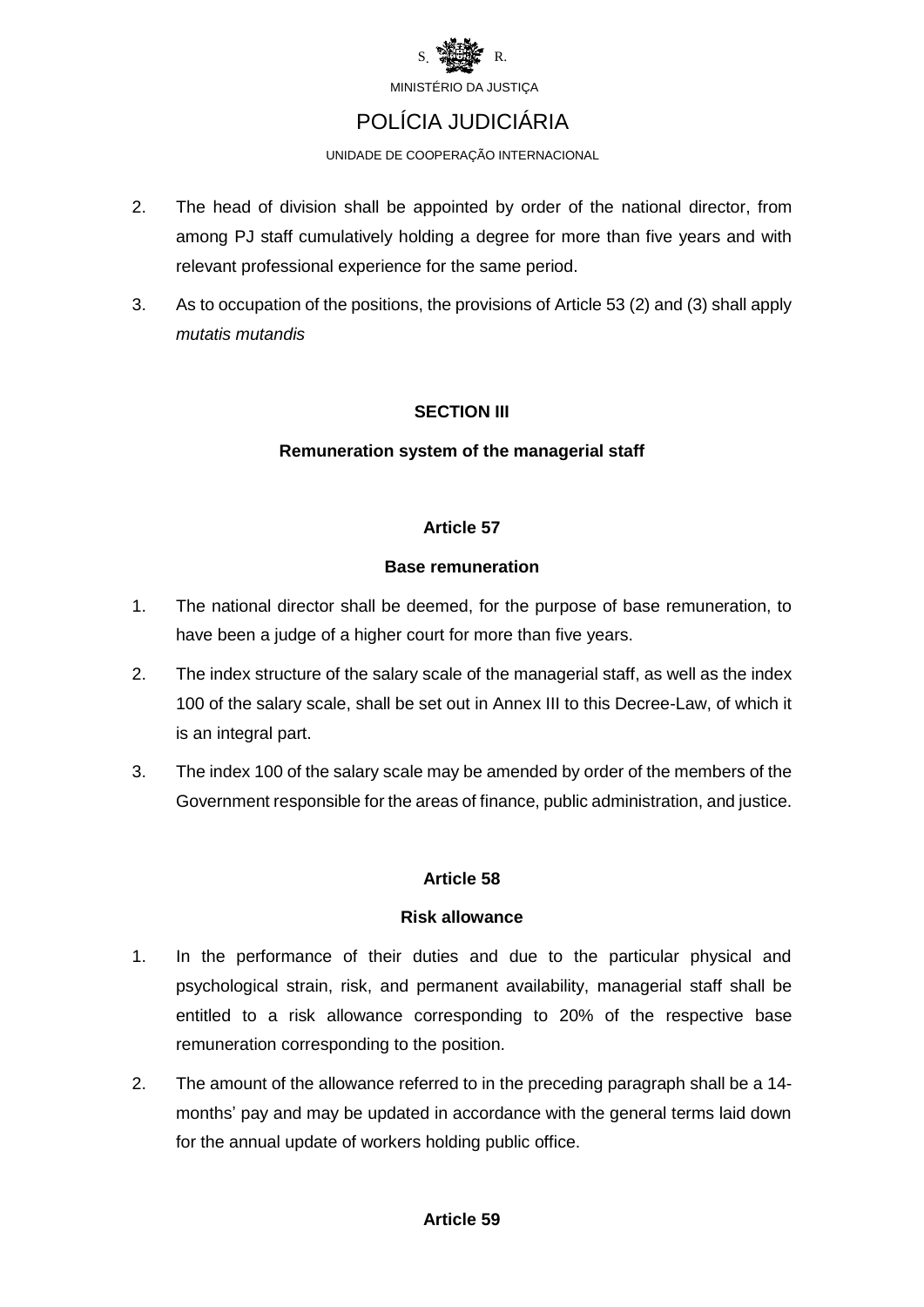2. The head of division shall be appointed by order of the national director, from among PJ staff cumulatively holding a degree for more than five years and with relevant professional experience for the same period.

3. As to occupation of the positions, the provisions of Article 53 (2) and (3) shall apply *mutatis mutandis*

### SECTION III

### Remuneration system of the managerial staff

#### Article 57

#### Base remuneration

1. The national director shall be deemed, for the purpose of base remuneration, to have been a judge of a higher court for more than five years.

2. The index structure of the salary scale of the managerial staff, as well as the index 100 of the salary scale, shall be set out in Annex III to this Decree-Law, of which it is an integral part.

3. The index 100 of the salary scale may be amended by order of the members of the Government responsible for the areas of finance, public administration, and justice.

#### Article 58

#### Risk allowance

1. In the performance of their duties and due to the particular physical and psychological strain, risk, and permanent availability, managerial staff shall be entitled to a risk allowance corresponding to 20% of the respective base remuneration corresponding to the position.

2. The amount of the allowance referred to in the preceding paragraph shall be a 14-months' pay and may be updated in accordance with the general terms laid down for the annual update of workers holding public office.

#### Article 59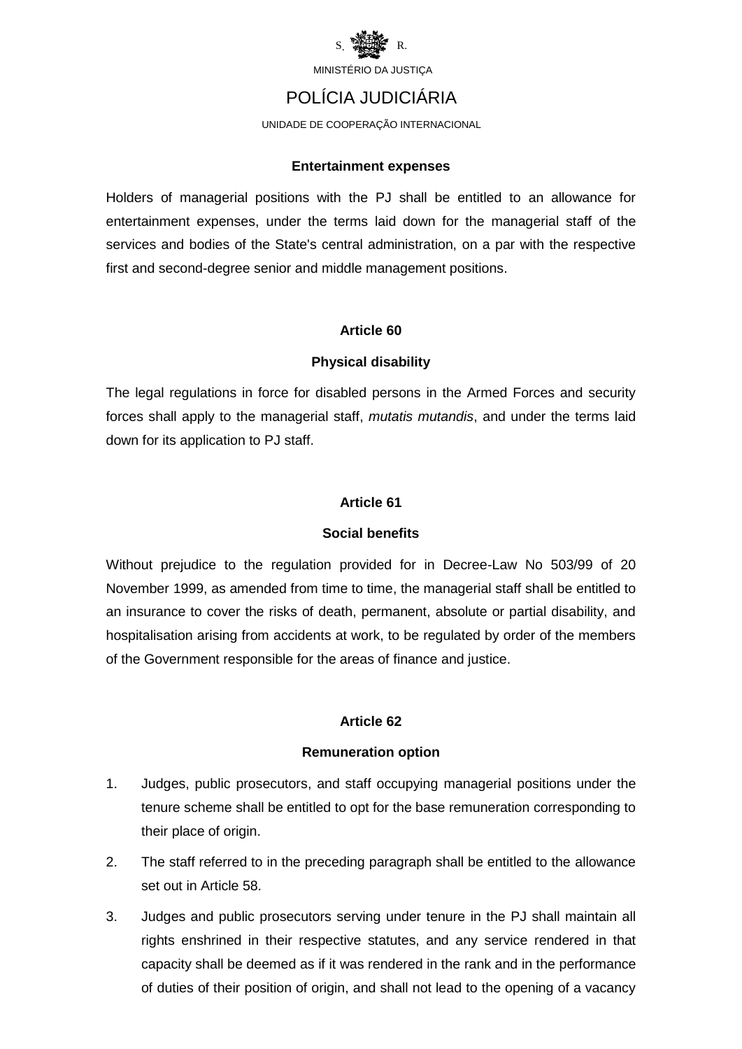#### Entertainment expenses

Holders of managerial positions with the PJ shall be entitled to an allowance for entertainment expenses, under the terms laid down for the managerial staff of the services and bodies of the State's central administration, on a par with the respective first and second-degree senior and middle management positions.

#### Article 60

#### Physical disability

The legal regulations in force for disabled persons in the Armed Forces and security forces shall apply to the managerial staff, *mutatis mutandis*, and under the terms laid down for its application to PJ staff.

#### Article 61

#### Social benefits

Without prejudice to the regulation provided for in Decree-Law No 503/99 of 20 November 1999, as amended from time to time, the managerial staff shall be entitled to an insurance to cover the risks of death, permanent, absolute or partial disability, and hospitalisation arising from accidents at work, to be regulated by order of the members of the Government responsible for the areas of finance and justice.

#### Article 62

#### Remuneration option

1. Judges, public prosecutors, and staff occupying managerial positions under the tenure scheme shall be entitled to opt for the base remuneration corresponding to their place of origin.
2. The staff referred to in the preceding paragraph shall be entitled to the allowance set out in Article 58.
3. Judges and public prosecutors serving under tenure in the PJ shall maintain all rights enshrined in their respective statutes, and any service rendered in that capacity shall be deemed as if it was rendered in the rank and in the performance of duties of their position of origin, and shall not lead to the opening of a vacancy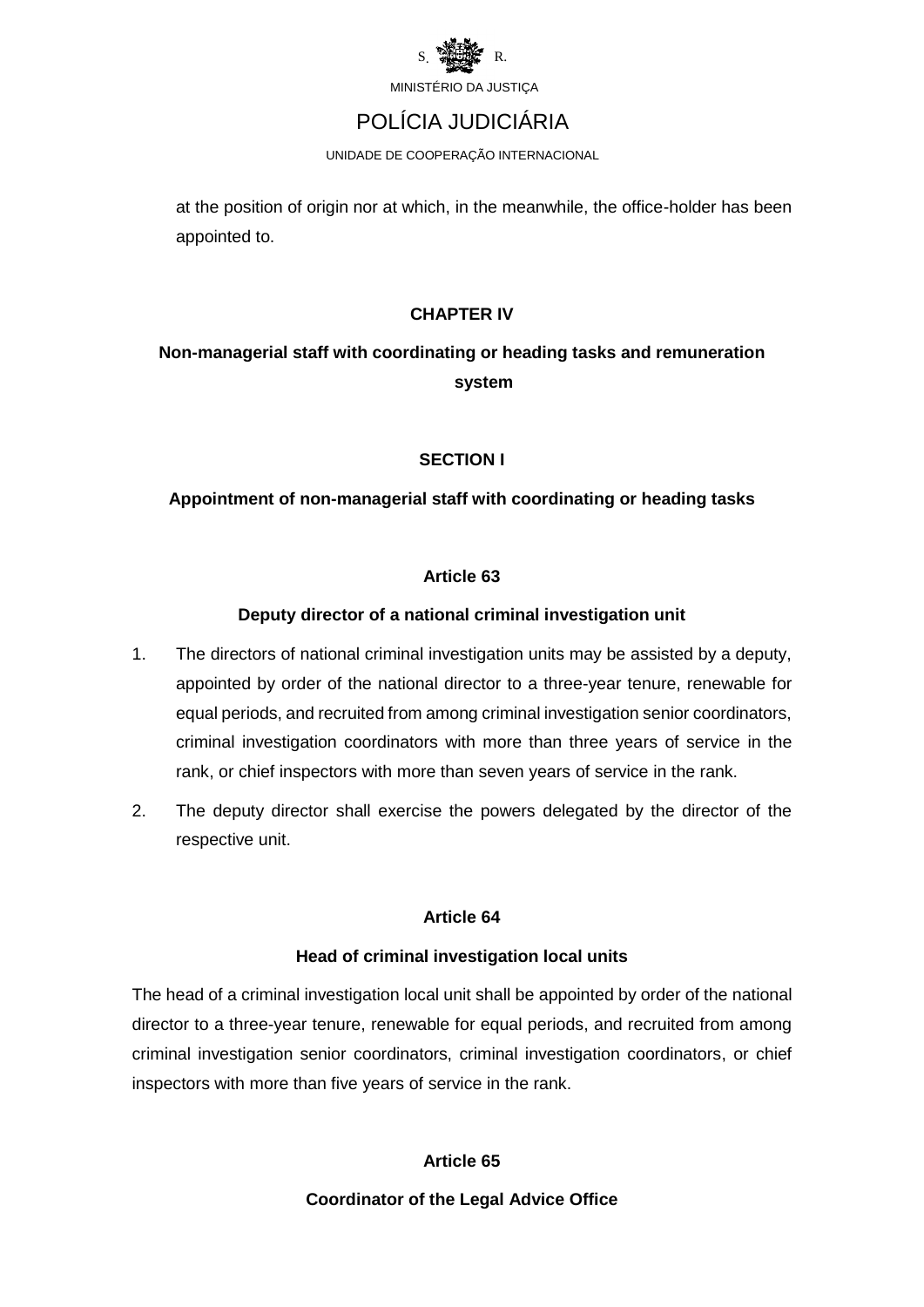at the position of origin nor at which, in the meanwhile, the office-holder has been appointed to.

## CHAPTER IV

## Non-managerial staff with coordinating or heading tasks and remuneration system

### SECTION I

### Appointment of non-managerial staff with coordinating or heading tasks

#### Article 63

#### Deputy director of a national criminal investigation unit

1. The directors of national criminal investigation units may be assisted by a deputy, appointed by order of the national director to a three-year tenure, renewable for equal periods, and recruited from among criminal investigation senior coordinators, criminal investigation coordinators with more than three years of service in the rank, or chief inspectors with more than seven years of service in the rank.
2. The deputy director shall exercise the powers delegated by the director of the respective unit.

#### Article 64

#### Head of criminal investigation local units

The head of a criminal investigation local unit shall be appointed by order of the national director to a three-year tenure, renewable for equal periods, and recruited from among criminal investigation senior coordinators, criminal investigation coordinators, or chief inspectors with more than five years of service in the rank.

#### Article 65

#### Coordinator of the Legal Advice Office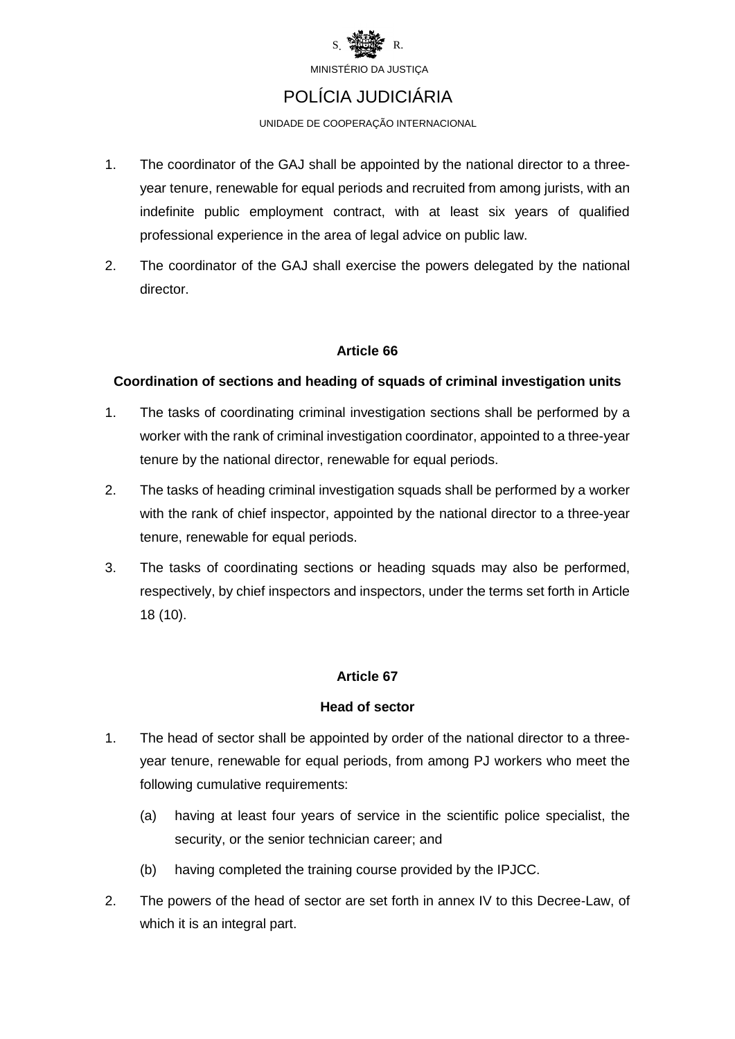1. The coordinator of the GAJ shall be appointed by the national director to a three-year tenure, renewable for equal periods and recruited from among jurists, with an indefinite public employment contract, with at least six years of qualified professional experience in the area of legal advice on public law.
2. The coordinator of the GAJ shall exercise the powers delegated by the national director.

**Article 66**

**Coordination of sections and heading of squads of criminal investigation units**

1. The tasks of coordinating criminal investigation sections shall be performed by a worker with the rank of criminal investigation coordinator, appointed to a three-year tenure by the national director, renewable for equal periods.
2. The tasks of heading criminal investigation squads shall be performed by a worker with the rank of chief inspector, appointed by the national director to a three-year tenure, renewable for equal periods.
3. The tasks of coordinating sections or heading squads may also be performed, respectively, by chief inspectors and inspectors, under the terms set forth in Article 18 (10).

**Article 67**

**Head of sector**

1. The head of sector shall be appointed by order of the national director to a three-year tenure, renewable for equal periods, from among PJ workers who meet the following cumulative requirements:
   (a) having at least four years of service in the scientific police specialist, the security, or the senior technician career; and
   (b) having completed the training course provided by the IPJCC.
2. The powers of the head of sector are set forth in annex IV to this Decree-Law, of which it is an integral part.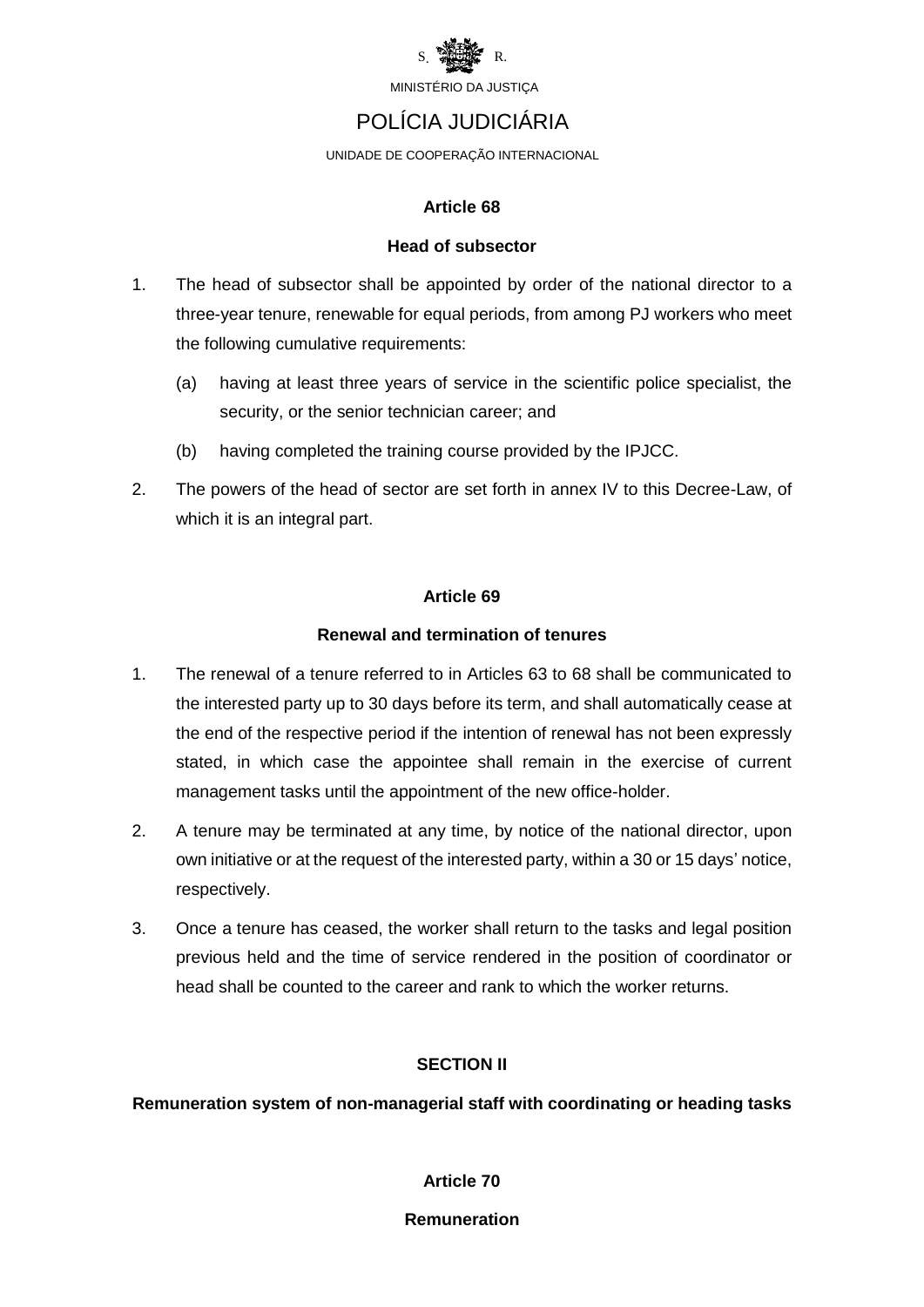**Article 68**

**Head of subsector**

1. The head of subsector shall be appointed by order of the national director to a three-year tenure, renewable for equal periods, from among PJ workers who meet the following cumulative requirements:

   (a) having at least three years of service in the scientific police specialist, the security, or the senior technician career; and

   (b) having completed the training course provided by the IPJCC.

2. The powers of the head of sector are set forth in annex IV to this Decree-Law, of which it is an integral part.

**Article 69**

**Renewal and termination of tenures**

1. The renewal of a tenure referred to in Articles 63 to 68 shall be communicated to the interested party up to 30 days before its term, and shall automatically cease at the end of the respective period if the intention of renewal has not been expressly stated, in which case the appointee shall remain in the exercise of current management tasks until the appointment of the new office-holder.

2. A tenure may be terminated at any time, by notice of the national director, upon own initiative or at the request of the interested party, within a 30 or 15 days' notice, respectively.

3. Once a tenure has ceased, the worker shall return to the tasks and legal position previous held and the time of service rendered in the position of coordinator or head shall be counted to the career and rank to which the worker returns.

**SECTION II**

**Remuneration system of non-managerial staff with coordinating or heading tasks**

**Article 70**

**Remuneration**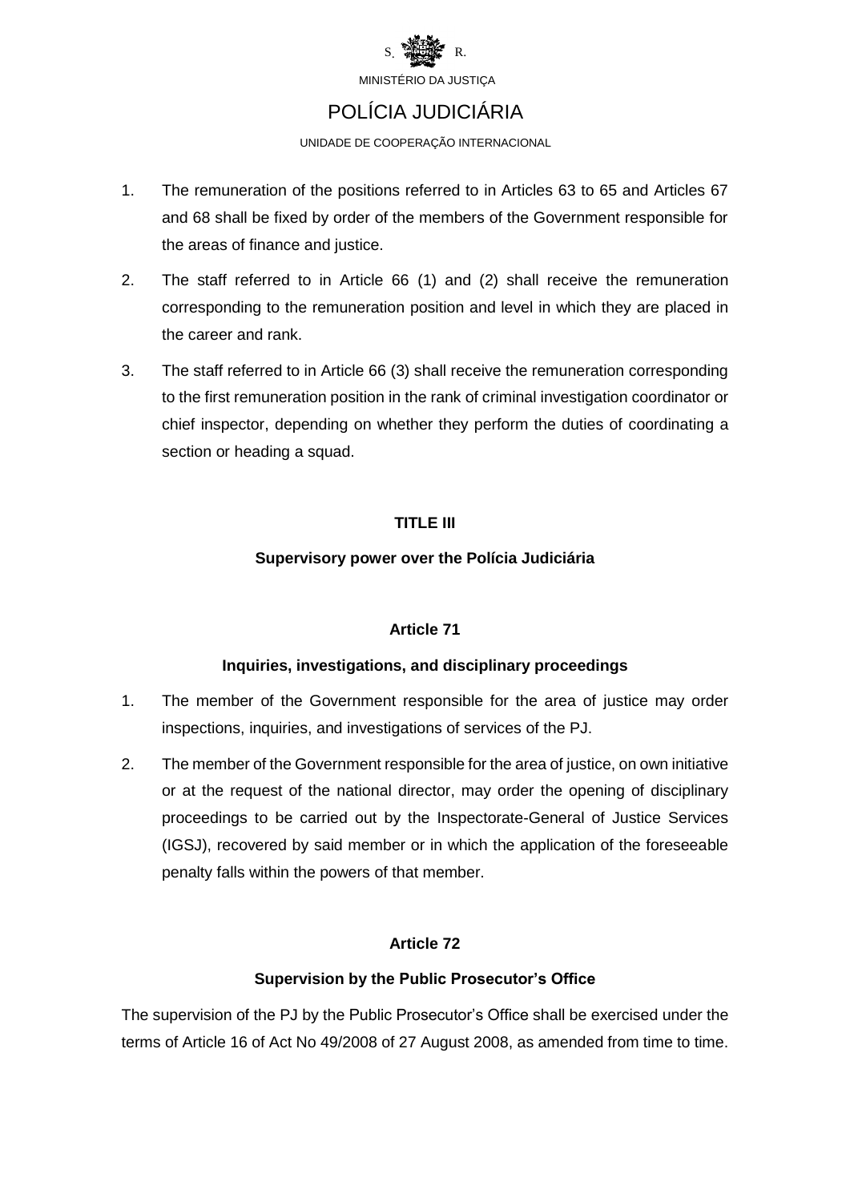1. The remuneration of the positions referred to in Articles 63 to 65 and Articles 67 and 68 shall be fixed by order of the members of the Government responsible for the areas of finance and justice.

2. The staff referred to in Article 66 (1) and (2) shall receive the remuneration corresponding to the remuneration position and level in which they are placed in the career and rank.

3. The staff referred to in Article 66 (3) shall receive the remuneration corresponding to the first remuneration position in the rank of criminal investigation coordinator or chief inspector, depending on whether they perform the duties of coordinating a section or heading a squad.

## TITLE III

## Supervisory power over the Polícia Judiciária

### Article 71

### Inquiries, investigations, and disciplinary proceedings

1. The member of the Government responsible for the area of justice may order inspections, inquiries, and investigations of services of the PJ.

2. The member of the Government responsible for the area of justice, on own initiative or at the request of the national director, may order the opening of disciplinary proceedings to be carried out by the Inspectorate-General of Justice Services (IGSJ), recovered by said member or in which the application of the foreseeable penalty falls within the powers of that member.

### Article 72

### Supervision by the Public Prosecutor's Office

The supervision of the PJ by the Public Prosecutor's Office shall be exercised under the terms of Article 16 of Act No 49/2008 of 27 August 2008, as amended from time to time.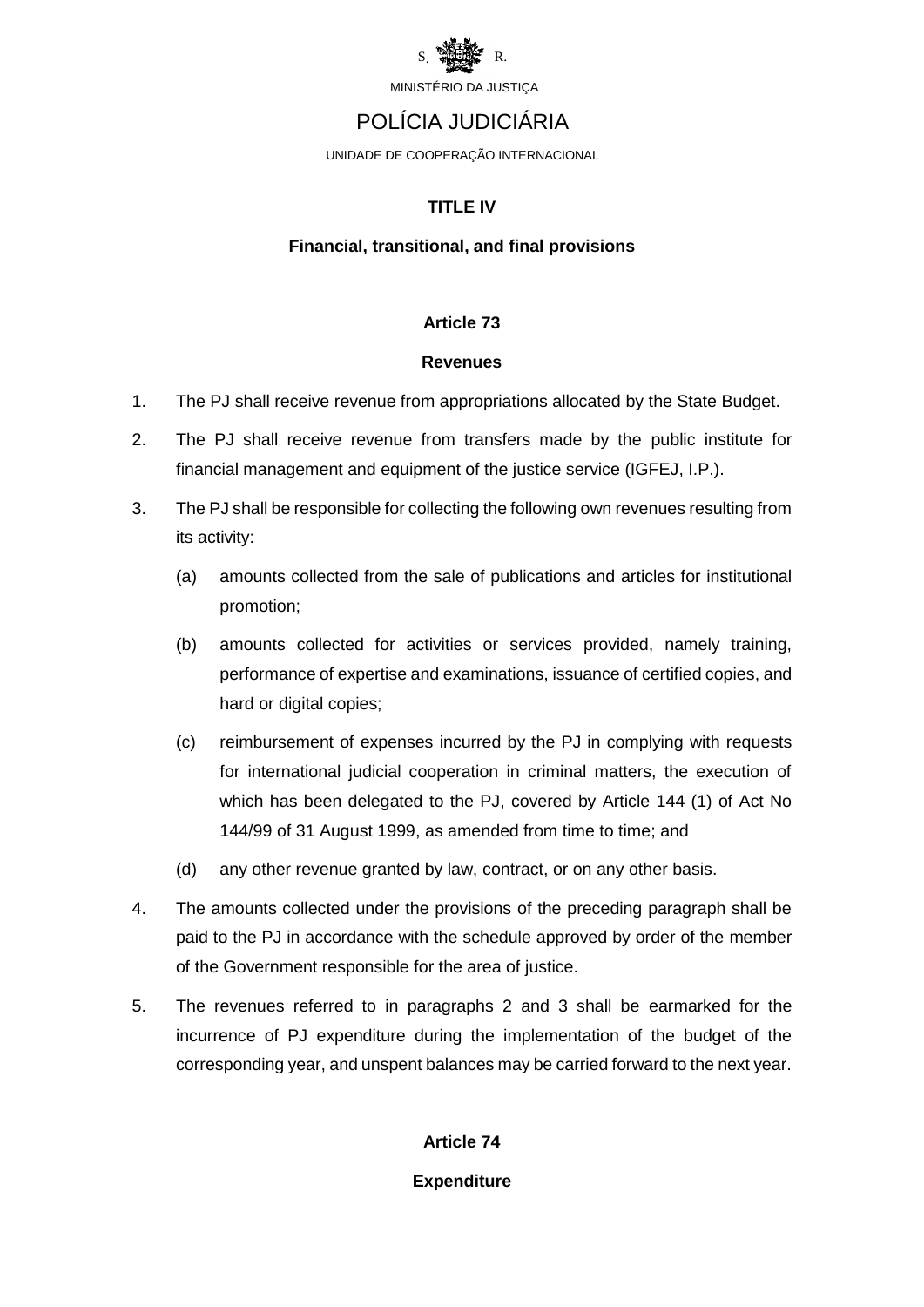## TITLE IV

### Financial, transitional, and final provisions

#### Article 73

**Revenues**

1. The PJ shall receive revenue from appropriations allocated by the State Budget.
2. The PJ shall receive revenue from transfers made by the public institute for financial management and equipment of the justice service (IGFEJ, I.P.).
3. The PJ shall be responsible for collecting the following own revenues resulting from its activity:
   (a) amounts collected from the sale of publications and articles for institutional promotion;
   (b) amounts collected for activities or services provided, namely training, performance of expertise and examinations, issuance of certified copies, and hard or digital copies;
   (c) reimbursement of expenses incurred by the PJ in complying with requests for international judicial cooperation in criminal matters, the execution of which has been delegated to the PJ, covered by Article 144 (1) of Act No 144/99 of 31 August 1999, as amended from time to time; and
   (d) any other revenue granted by law, contract, or on any other basis.
4. The amounts collected under the provisions of the preceding paragraph shall be paid to the PJ in accordance with the schedule approved by order of the member of the Government responsible for the area of justice.
5. The revenues referred to in paragraphs 2 and 3 shall be earmarked for the incurrence of PJ expenditure during the implementation of the budget of the corresponding year, and unspent balances may be carried forward to the next year.

#### Article 74

**Expenditure**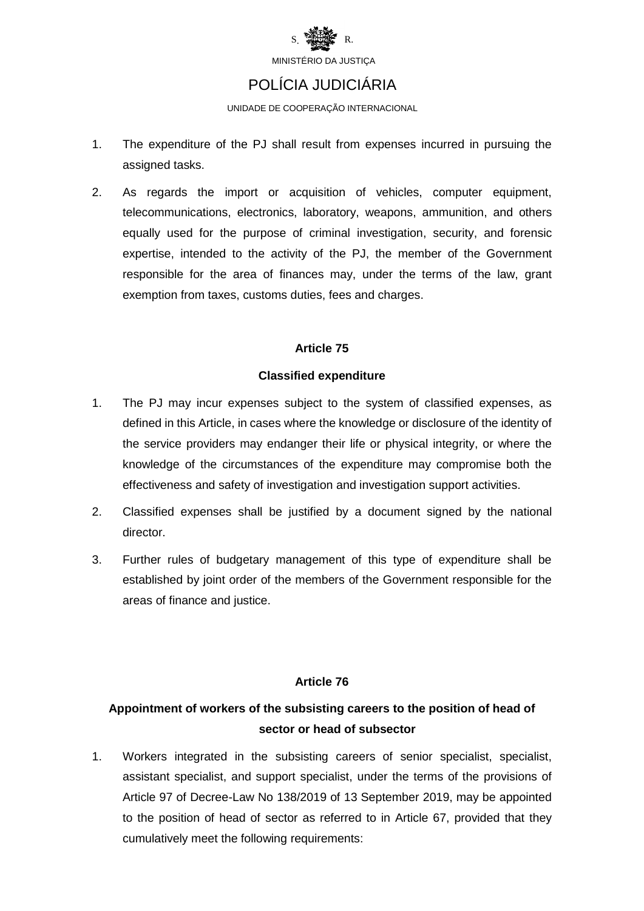1. The expenditure of the PJ shall result from expenses incurred in pursuing the assigned tasks.
2. As regards the import or acquisition of vehicles, computer equipment, telecommunications, electronics, laboratory, weapons, ammunition, and others equally used for the purpose of criminal investigation, security, and forensic expertise, intended to the activity of the PJ, the member of the Government responsible for the area of finances may, under the terms of the law, grant exemption from taxes, customs duties, fees and charges.

**Article 75**

**Classified expenditure**

1. The PJ may incur expenses subject to the system of classified expenses, as defined in this Article, in cases where the knowledge or disclosure of the identity of the service providers may endanger their life or physical integrity, or where the knowledge of the circumstances of the expenditure may compromise both the effectiveness and safety of investigation and investigation support activities.
2. Classified expenses shall be justified by a document signed by the national director.
3. Further rules of budgetary management of this type of expenditure shall be established by joint order of the members of the Government responsible for the areas of finance and justice.

**Article 76**

**Appointment of workers of the subsisting careers to the position of head of sector or head of subsector**

1. Workers integrated in the subsisting careers of senior specialist, specialist, assistant specialist, and support specialist, under the terms of the provisions of Article 97 of Decree-Law No 138/2019 of 13 September 2019, may be appointed to the position of head of sector as referred to in Article 67, provided that they cumulatively meet the following requirements: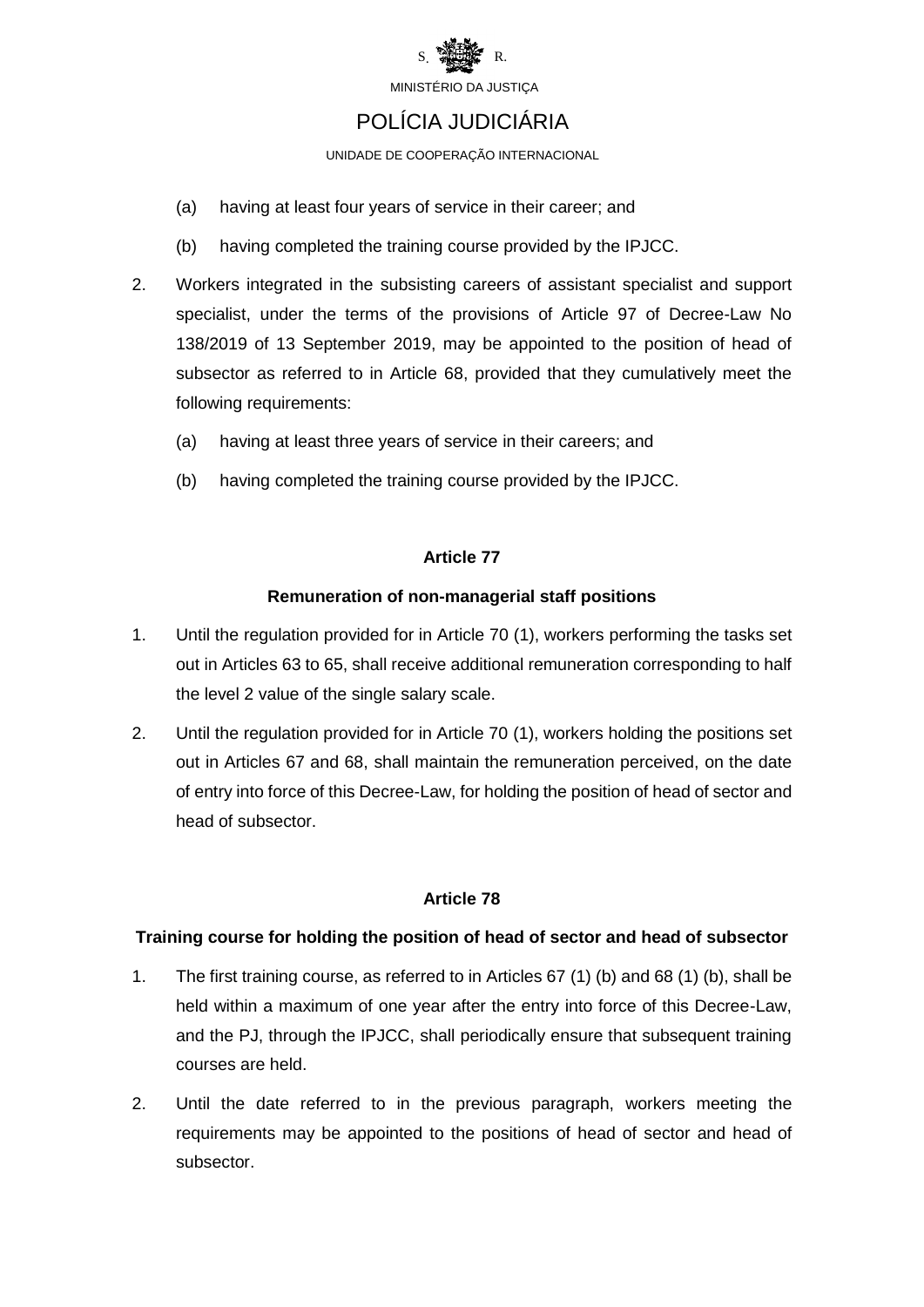(a) having at least four years of service in their career; and

(b) having completed the training course provided by the IPJCC.

2. Workers integrated in the subsisting careers of assistant specialist and support specialist, under the terms of the provisions of Article 97 of Decree-Law No 138/2019 of 13 September 2019, may be appointed to the position of head of subsector as referred to in Article 68, provided that they cumulatively meet the following requirements:

   (a) having at least three years of service in their careers; and

   (b) having completed the training course provided by the IPJCC.

**Article 77**

**Remuneration of non-managerial staff positions**

1. Until the regulation provided for in Article 70 (1), workers performing the tasks set out in Articles 63 to 65, shall receive additional remuneration corresponding to half the level 2 value of the single salary scale.

2. Until the regulation provided for in Article 70 (1), workers holding the positions set out in Articles 67 and 68, shall maintain the remuneration perceived, on the date of entry into force of this Decree-Law, for holding the position of head of sector and head of subsector.

**Article 78**

**Training course for holding the position of head of sector and head of subsector**

1. The first training course, as referred to in Articles 67 (1) (b) and 68 (1) (b), shall be held within a maximum of one year after the entry into force of this Decree-Law, and the PJ, through the IPJCC, shall periodically ensure that subsequent training courses are held.

2. Until the date referred to in the previous paragraph, workers meeting the requirements may be appointed to the positions of head of sector and head of subsector.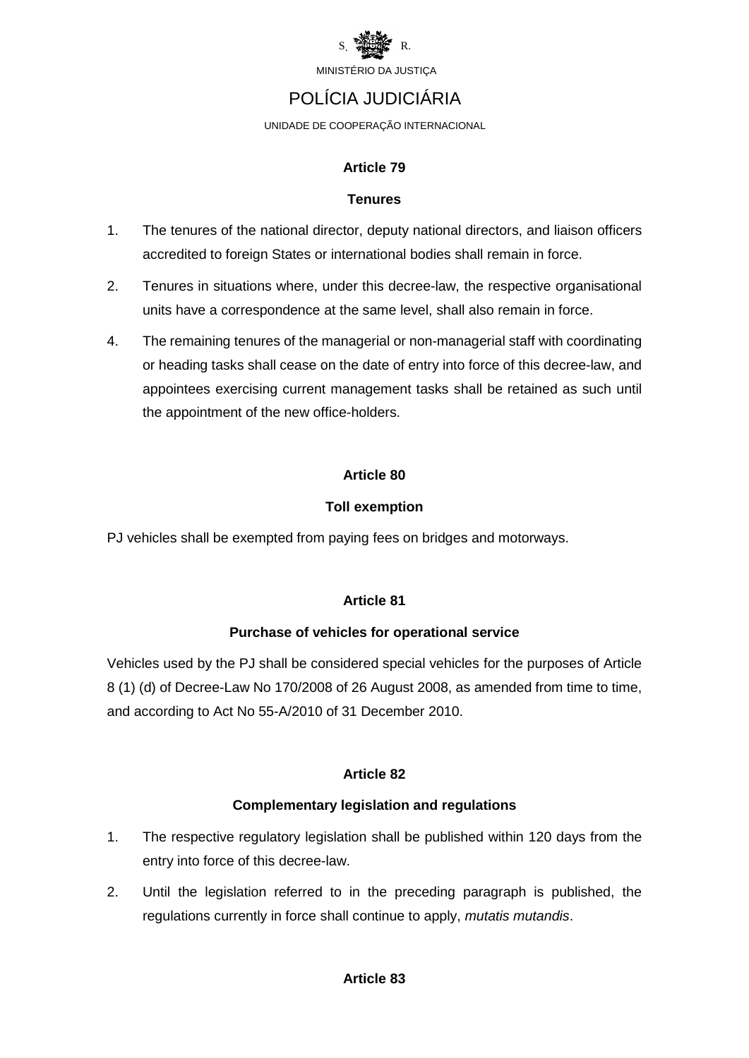**Article 79**

**Tenures**

1. The tenures of the national director, deputy national directors, and liaison officers accredited to foreign States or international bodies shall remain in force.

2. Tenures in situations where, under this decree-law, the respective organisational units have a correspondence at the same level, shall also remain in force.

4. The remaining tenures of the managerial or non-managerial staff with coordinating or heading tasks shall cease on the date of entry into force of this decree-law, and appointees exercising current management tasks shall be retained as such until the appointment of the new office-holders.

**Article 80**

**Toll exemption**

PJ vehicles shall be exempted from paying fees on bridges and motorways.

**Article 81**

**Purchase of vehicles for operational service**

Vehicles used by the PJ shall be considered special vehicles for the purposes of Article 8 (1) (d) of Decree-Law No 170/2008 of 26 August 2008, as amended from time to time, and according to Act No 55-A/2010 of 31 December 2010.

**Article 82**

**Complementary legislation and regulations**

1. The respective regulatory legislation shall be published within 120 days from the entry into force of this decree-law.

2. Until the legislation referred to in the preceding paragraph is published, the regulations currently in force shall continue to apply, *mutatis mutandis*.

**Article 83**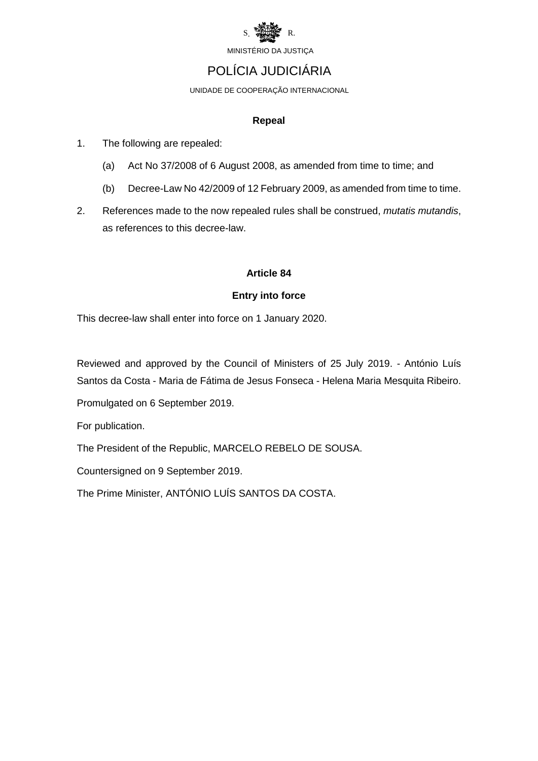**Repeal**

1. The following are repealed:

   (a) Act No 37/2008 of 6 August 2008, as amended from time to time; and

   (b) Decree-Law No 42/2009 of 12 February 2009, as amended from time to time.

2. References made to the now repealed rules shall be construed, *mutatis mutandis*, as references to this decree-law.

**Article 84**

**Entry into force**

This decree-law shall enter into force on 1 January 2020.

Reviewed and approved by the Council of Ministers of 25 July 2019. - António Luís Santos da Costa - Maria de Fátima de Jesus Fonseca - Helena Maria Mesquita Ribeiro.

Promulgated on 6 September 2019.

For publication.

The President of the Republic, MARCELO REBELO DE SOUSA.

Countersigned on 9 September 2019.

The Prime Minister, ANTÓNIO LUÍS SANTOS DA COSTA.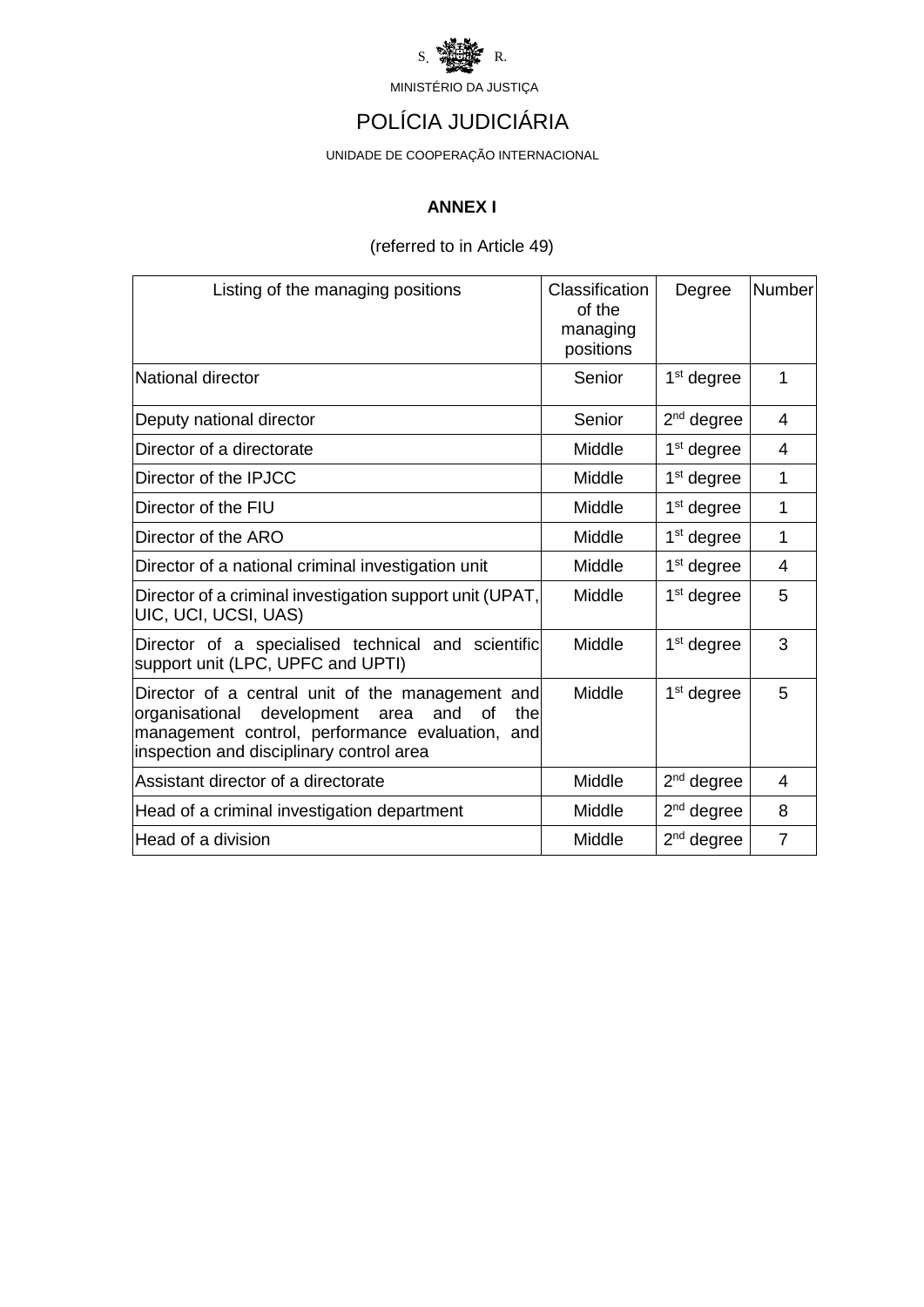S. R.

MINISTÉRIO DA JUSTIÇA

# POLÍCIA JUDICIÁRIA

UNIDADE DE COOPERAÇÃO INTERNACIONAL

## ANNEX I

(referred to in Article 49)

| Listing of the managing positions | Classification of the managing positions | Degree | Number |
|---|---|---|---|
| National director | Senior | 1st degree | 1 |
| Deputy national director | Senior | 2nd degree | 4 |
| Director of a directorate | Middle | 1st degree | 4 |
| Director of the IPJCC | Middle | 1st degree | 1 |
| Director of the FIU | Middle | 1st degree | 1 |
| Director of the ARO | Middle | 1st degree | 1 |
| Director of a national criminal investigation unit | Middle | 1st degree | 4 |
| Director of a criminal investigation support unit (UPAT, UIC, UCI, UCSI, UAS) | Middle | 1st degree | 5 |
| Director of a specialised technical and scientific support unit (LPC, UPFC and UPTI) | Middle | 1st degree | 3 |
| Director of a central unit of the management and organisational development area and of the management control, performance evaluation, and inspection and disciplinary control area | Middle | 1st degree | 5 |
| Assistant director of a directorate | Middle | 2nd degree | 4 |
| Head of a criminal investigation department | Middle | 2nd degree | 8 |
| Head of a division | Middle | 2nd degree | 7 |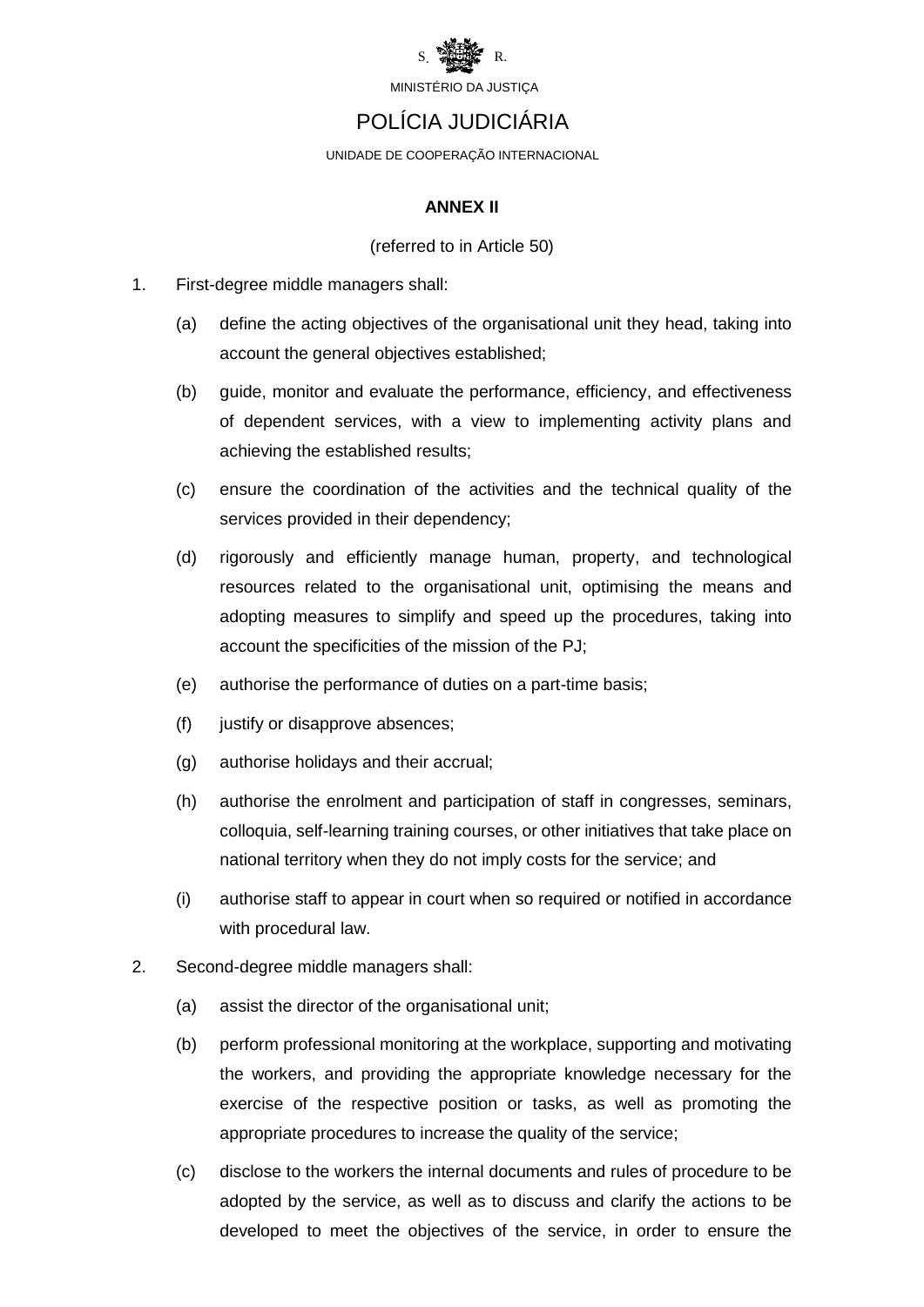S. R.

MINISTÉRIO DA JUSTIÇA

# POLÍCIA JUDICIÁRIA

UNIDADE DE COOPERAÇÃO INTERNACIONAL

**ANNEX II**

(referred to in Article 50)

1. First-degree middle managers shall:

   (a) define the acting objectives of the organisational unit they head, taking into account the general objectives established;

   (b) guide, monitor and evaluate the performance, efficiency, and effectiveness of dependent services, with a view to implementing activity plans and achieving the established results;

   (c) ensure the coordination of the activities and the technical quality of the services provided in their dependency;

   (d) rigorously and efficiently manage human, property, and technological resources related to the organisational unit, optimising the means and adopting measures to simplify and speed up the procedures, taking into account the specificities of the mission of the PJ;

   (e) authorise the performance of duties on a part-time basis;

   (f) justify or disapprove absences;

   (g) authorise holidays and their accrual;

   (h) authorise the enrolment and participation of staff in congresses, seminars, colloquia, self-learning training courses, or other initiatives that take place on national territory when they do not imply costs for the service; and

   (i) authorise staff to appear in court when so required or notified in accordance with procedural law.

2. Second-degree middle managers shall:

   (a) assist the director of the organisational unit;

   (b) perform professional monitoring at the workplace, supporting and motivating the workers, and providing the appropriate knowledge necessary for the exercise of the respective position or tasks, as well as promoting the appropriate procedures to increase the quality of the service;

   (c) disclose to the workers the internal documents and rules of procedure to be adopted by the service, as well as to discuss and clarify the actions to be developed to meet the objectives of the service, in order to ensure the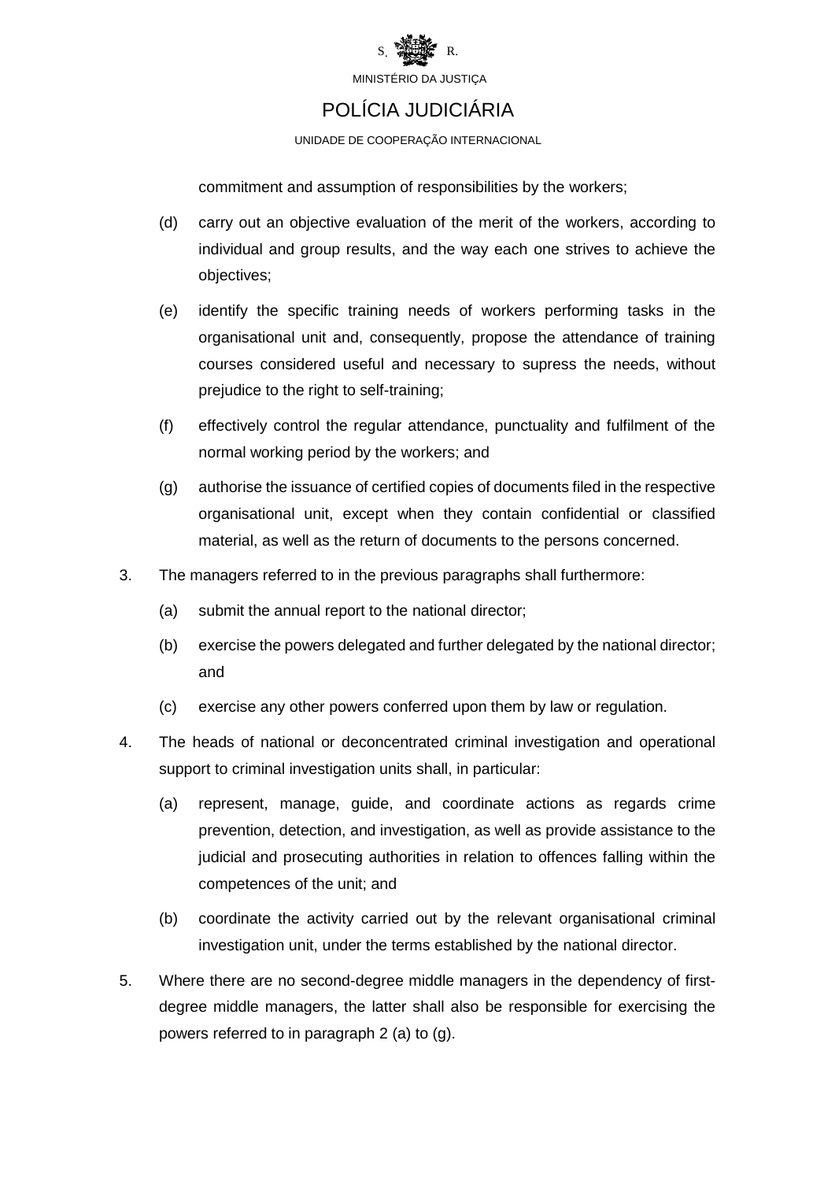commitment and assumption of responsibilities by the workers;

(d) carry out an objective evaluation of the merit of the workers, according to individual and group results, and the way each one strives to achieve the objectives;

(e) identify the specific training needs of workers performing tasks in the organisational unit and, consequently, propose the attendance of training courses considered useful and necessary to supress the needs, without prejudice to the right to self-training;

(f) effectively control the regular attendance, punctuality and fulfilment of the normal working period by the workers; and

(g) authorise the issuance of certified copies of documents filed in the respective organisational unit, except when they contain confidential or classified material, as well as the return of documents to the persons concerned.

3. The managers referred to in the previous paragraphs shall furthermore:

   (a) submit the annual report to the national director;

   (b) exercise the powers delegated and further delegated by the national director; and

   (c) exercise any other powers conferred upon them by law or regulation.

4. The heads of national or deconcentrated criminal investigation and operational support to criminal investigation units shall, in particular:

   (a) represent, manage, guide, and coordinate actions as regards crime prevention, detection, and investigation, as well as provide assistance to the judicial and prosecuting authorities in relation to offences falling within the competences of the unit; and

   (b) coordinate the activity carried out by the relevant organisational criminal investigation unit, under the terms established by the national director.

5. Where there are no second-degree middle managers in the dependency of first-degree middle managers, the latter shall also be responsible for exercising the powers referred to in paragraph 2 (a) to (g).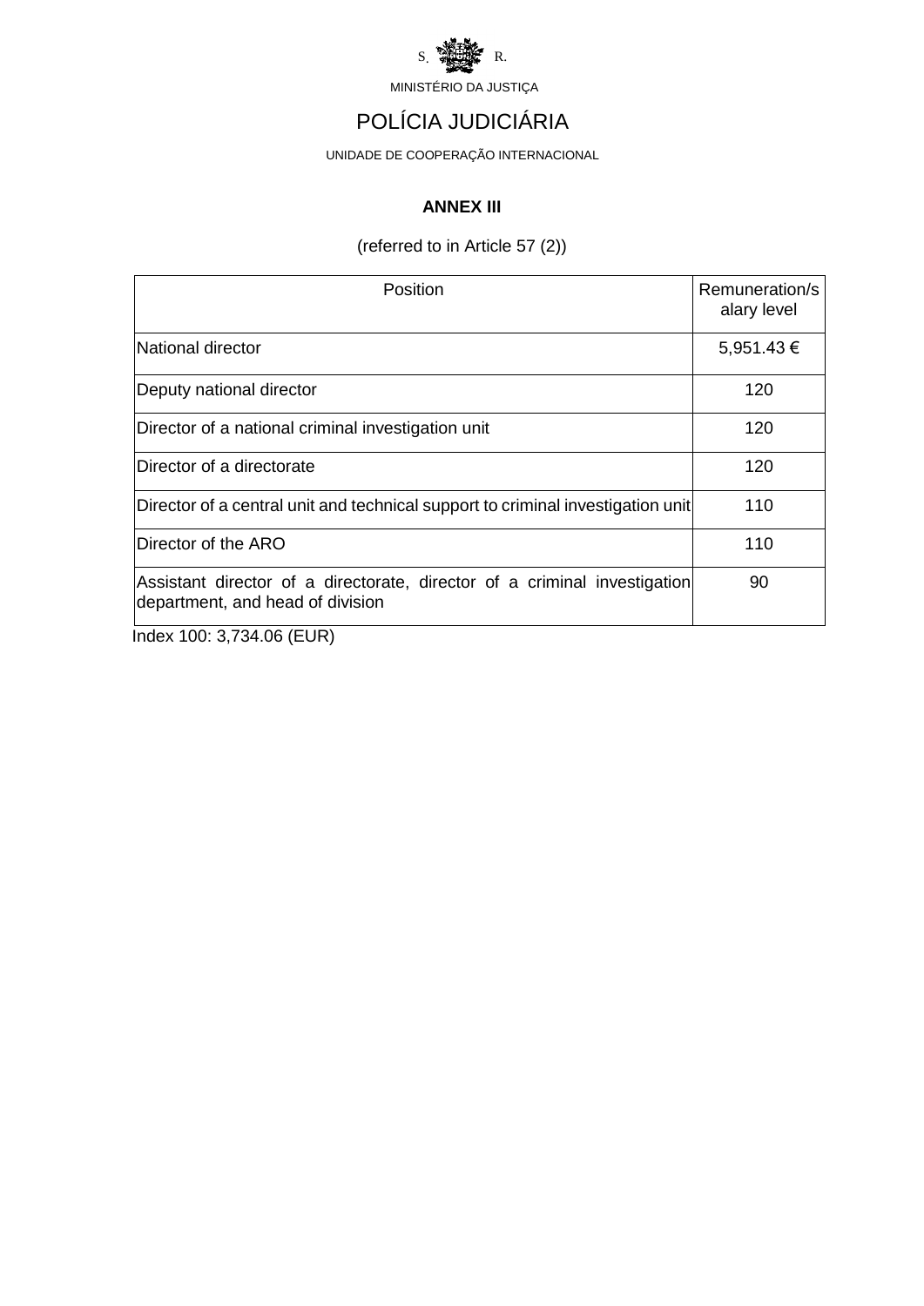S. R.

MINISTÉRIO DA JUSTIÇA

# POLÍCIA JUDICIÁRIA

UNIDADE DE COOPERAÇÃO INTERNACIONAL

## ANNEX III

(referred to in Article 57 (2))

| Position | Remuneration/salary level |
|---|---|
| National director | 5,951.43 € |
| Deputy national director | 120 |
| Director of a national criminal investigation unit | 120 |
| Director of a directorate | 120 |
| Director of a central unit and technical support to criminal investigation unit | 110 |
| Director of the ARO | 110 |
| Assistant director of a directorate, director of a criminal investigation department, and head of division | 90 |

Index 100: 3,734.06 (EUR)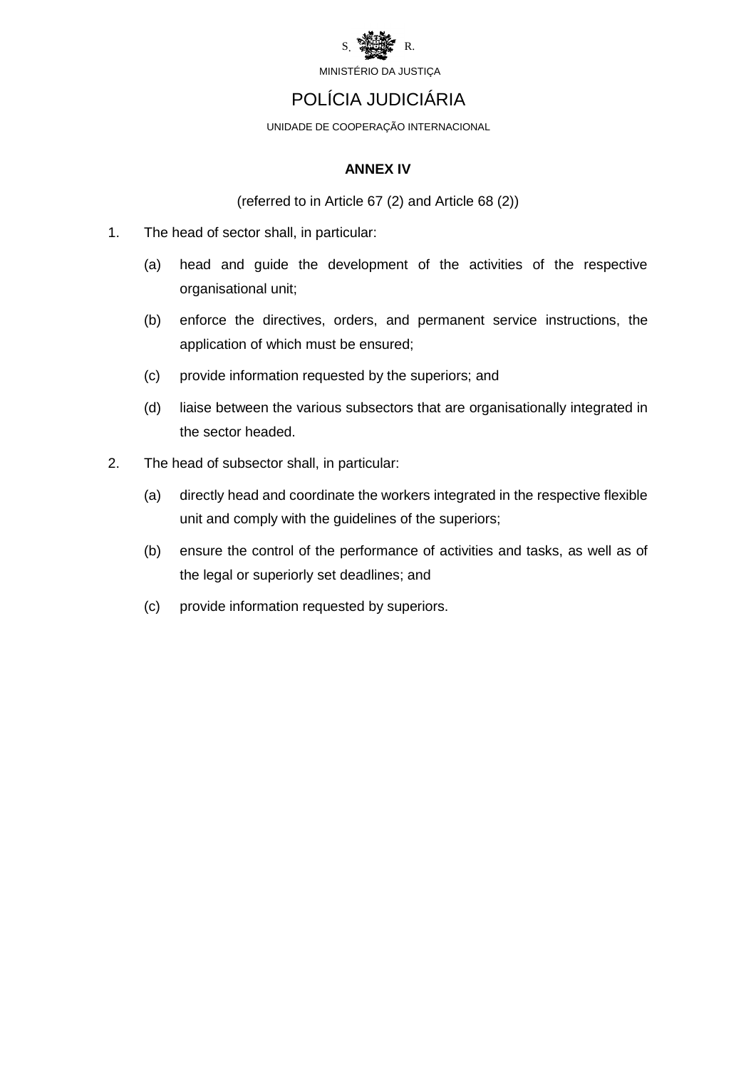S. R.

MINISTÉRIO DA JUSTIÇA

# POLÍCIA JUDICIÁRIA

UNIDADE DE COOPERAÇÃO INTERNACIONAL

**ANNEX IV**

(referred to in Article 67 (2) and Article 68 (2))

1. The head of sector shall, in particular:

   (a) head and guide the development of the activities of the respective organisational unit;

   (b) enforce the directives, orders, and permanent service instructions, the application of which must be ensured;

   (c) provide information requested by the superiors; and

   (d) liaise between the various subsectors that are organisationally integrated in the sector headed.

2. The head of subsector shall, in particular:

   (a) directly head and coordinate the workers integrated in the respective flexible unit and comply with the guidelines of the superiors;

   (b) ensure the control of the performance of activities and tasks, as well as of the legal or superiorly set deadlines; and

   (c) provide information requested by superiors.